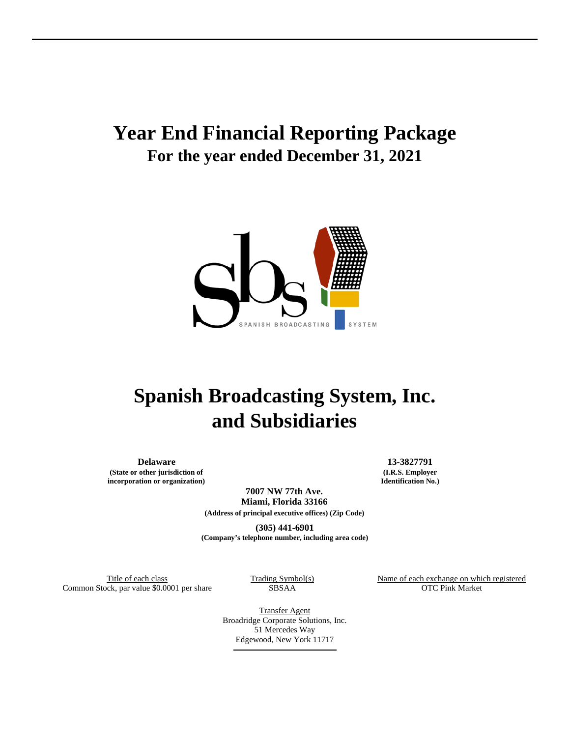# Year End Financial Reporting Package

## For the year ended December 31, 2021

SPANISH BROADCASTING SYSTEM

# Spanish Broadcasting System, Inc. and Subsidiaries

| **Delaware** | **13-3827791** |
|---|---|
| **(State or other jurisdiction of incorporation or organization)** | **(I.R.S. Employer Identification No.)** |

**7007 NW 77th Ave.**
**Miami, Florida 33166**
**(Address of principal executive offices) (Zip Code)**

**(305) 441-6901**
**(Company's telephone number, including area code)**

| Title of each class | Trading Symbol(s) | Name of each exchange on which registered |
|---|---|---|
| Common Stock, par value $0.0001 per share | SBSAA | OTC Pink Market |

Transfer Agent
Broadridge Corporate Solutions, Inc.
51 Mercedes Way
Edgewood, New York 11717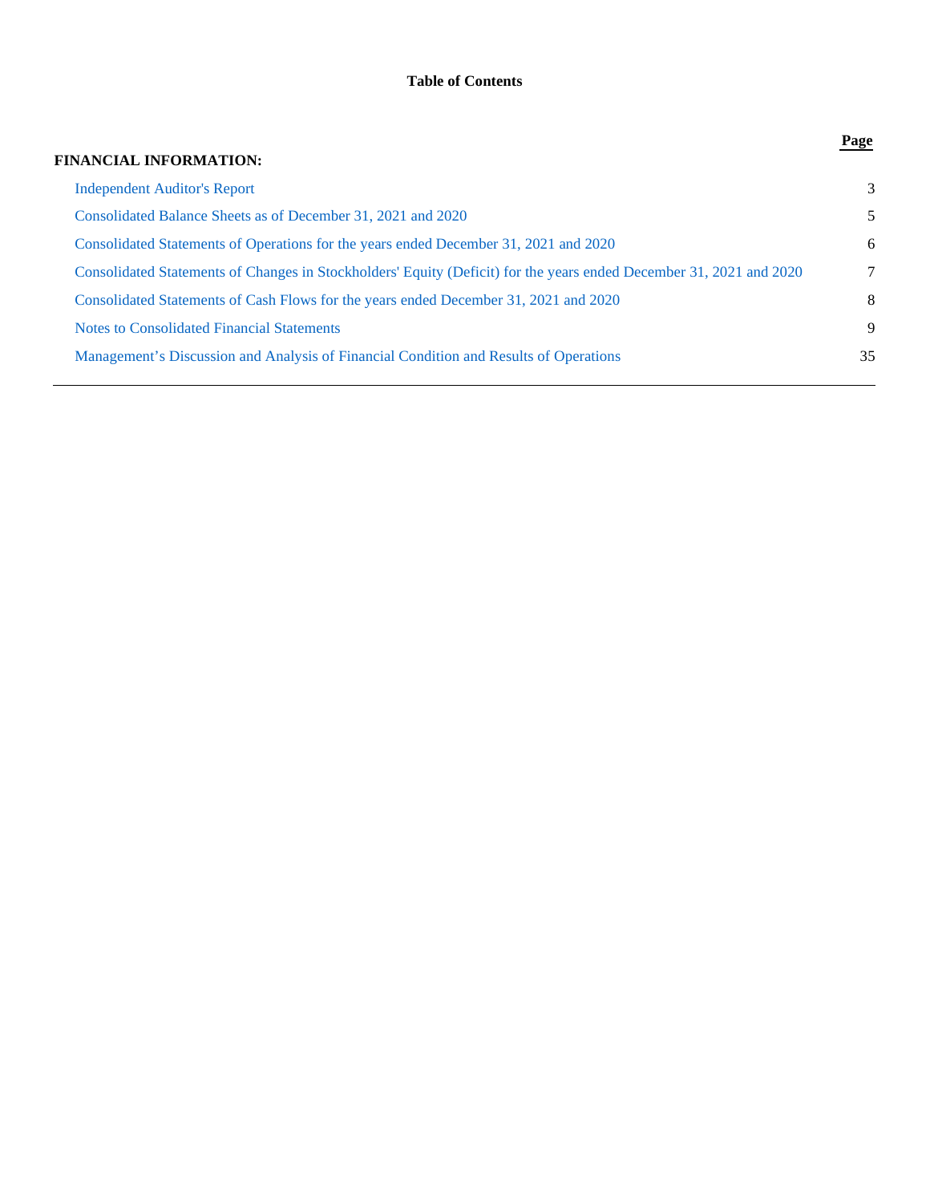# Table of Contents

| FINANCIAL INFORMATION: | Page |
|---|---|
| Independent Auditor's Report | 3 |
| Consolidated Balance Sheets as of December 31, 2021 and 2020 | 5 |
| Consolidated Statements of Operations for the years ended December 31, 2021 and 2020 | 6 |
| Consolidated Statements of Changes in Stockholders' Equity (Deficit) for the years ended December 31, 2021 and 2020 | 7 |
| Consolidated Statements of Cash Flows for the years ended December 31, 2021 and 2020 | 8 |
| Notes to Consolidated Financial Statements | 9 |
| Management's Discussion and Analysis of Financial Condition and Results of Operations | 35 |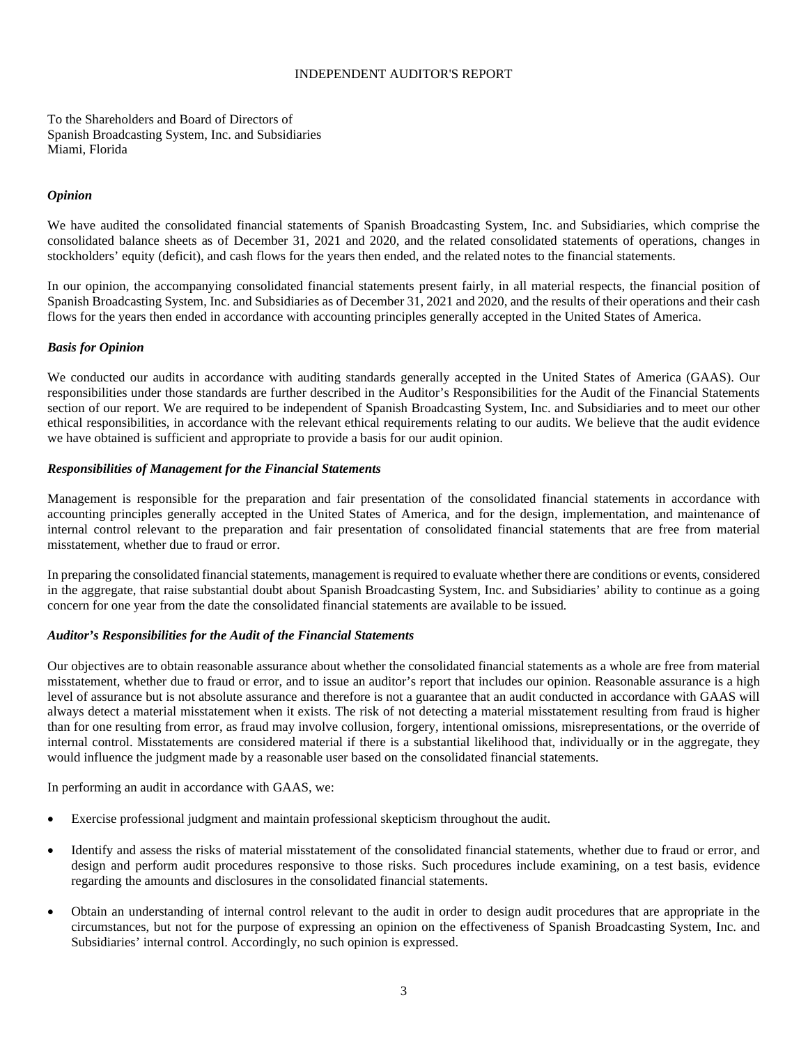# INDEPENDENT AUDITOR'S REPORT

To the Shareholders and Board of Directors of
Spanish Broadcasting System, Inc. and Subsidiaries
Miami, Florida

### *Opinion*

We have audited the consolidated financial statements of Spanish Broadcasting System, Inc. and Subsidiaries, which comprise the consolidated balance sheets as of December 31, 2021 and 2020, and the related consolidated statements of operations, changes in stockholders' equity (deficit), and cash flows for the years then ended, and the related notes to the financial statements.

In our opinion, the accompanying consolidated financial statements present fairly, in all material respects, the financial position of Spanish Broadcasting System, Inc. and Subsidiaries as of December 31, 2021 and 2020, and the results of their operations and their cash flows for the years then ended in accordance with accounting principles generally accepted in the United States of America.

### *Basis for Opinion*

We conducted our audits in accordance with auditing standards generally accepted in the United States of America (GAAS). Our responsibilities under those standards are further described in the Auditor's Responsibilities for the Audit of the Financial Statements section of our report. We are required to be independent of Spanish Broadcasting System, Inc. and Subsidiaries and to meet our other ethical responsibilities, in accordance with the relevant ethical requirements relating to our audits. We believe that the audit evidence we have obtained is sufficient and appropriate to provide a basis for our audit opinion.

### *Responsibilities of Management for the Financial Statements*

Management is responsible for the preparation and fair presentation of the consolidated financial statements in accordance with accounting principles generally accepted in the United States of America, and for the design, implementation, and maintenance of internal control relevant to the preparation and fair presentation of consolidated financial statements that are free from material misstatement, whether due to fraud or error.

In preparing the consolidated financial statements, management is required to evaluate whether there are conditions or events, considered in the aggregate, that raise substantial doubt about Spanish Broadcasting System, Inc. and Subsidiaries' ability to continue as a going concern for one year from the date the consolidated financial statements are available to be issued.

### *Auditor's Responsibilities for the Audit of the Financial Statements*

Our objectives are to obtain reasonable assurance about whether the consolidated financial statements as a whole are free from material misstatement, whether due to fraud or error, and to issue an auditor's report that includes our opinion. Reasonable assurance is a high level of assurance but is not absolute assurance and therefore is not a guarantee that an audit conducted in accordance with GAAS will always detect a material misstatement when it exists. The risk of not detecting a material misstatement resulting from fraud is higher than for one resulting from error, as fraud may involve collusion, forgery, intentional omissions, misrepresentations, or the override of internal control. Misstatements are considered material if there is a substantial likelihood that, individually or in the aggregate, they would influence the judgment made by a reasonable user based on the consolidated financial statements.

In performing an audit in accordance with GAAS, we:

- Exercise professional judgment and maintain professional skepticism throughout the audit.
- Identify and assess the risks of material misstatement of the consolidated financial statements, whether due to fraud or error, and design and perform audit procedures responsive to those risks. Such procedures include examining, on a test basis, evidence regarding the amounts and disclosures in the consolidated financial statements.
- Obtain an understanding of internal control relevant to the audit in order to design audit procedures that are appropriate in the circumstances, but not for the purpose of expressing an opinion on the effectiveness of Spanish Broadcasting System, Inc. and Subsidiaries' internal control. Accordingly, no such opinion is expressed.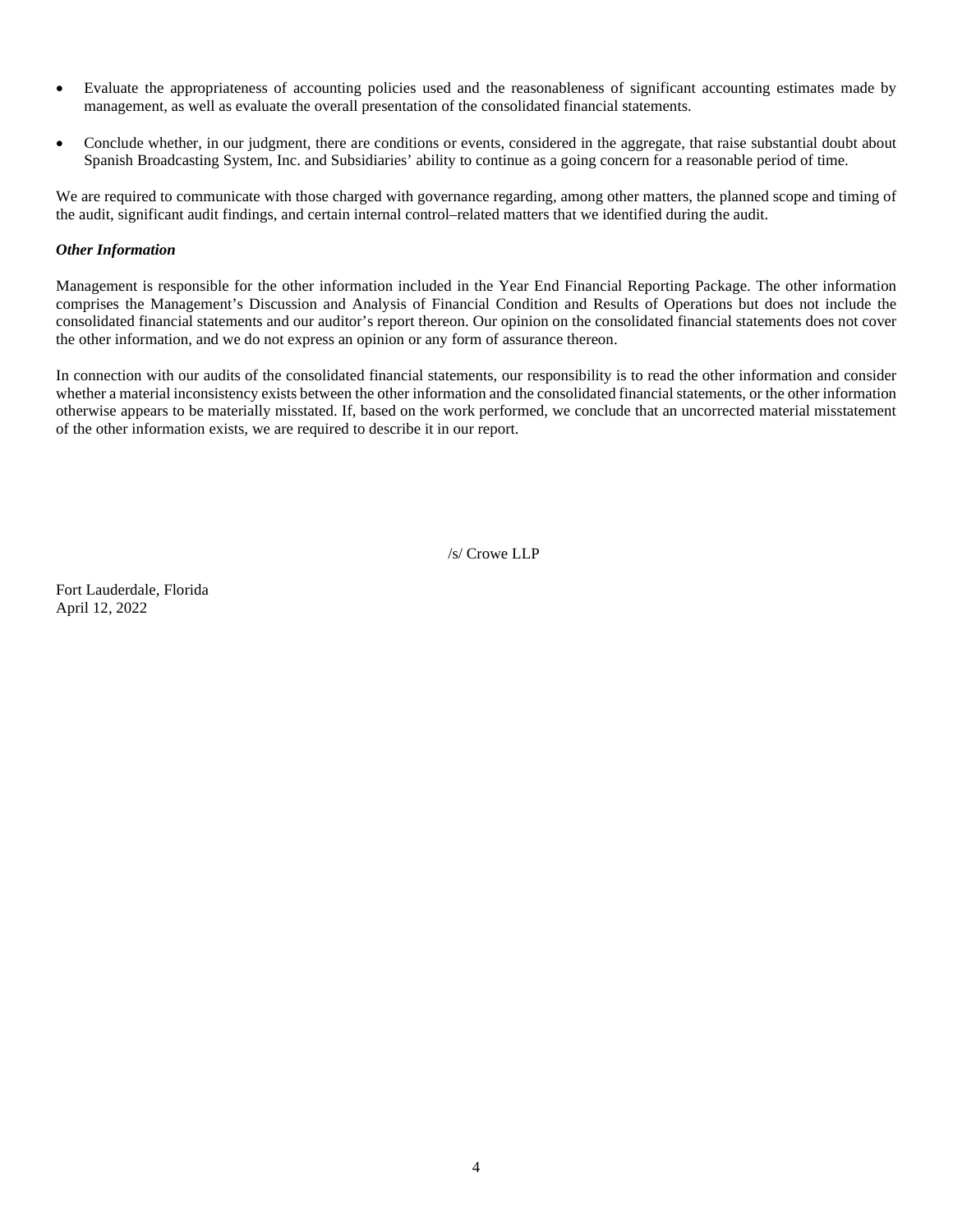- Evaluate the appropriateness of accounting policies used and the reasonableness of significant accounting estimates made by management, as well as evaluate the overall presentation of the consolidated financial statements.

- Conclude whether, in our judgment, there are conditions or events, considered in the aggregate, that raise substantial doubt about Spanish Broadcasting System, Inc. and Subsidiaries' ability to continue as a going concern for a reasonable period of time.

We are required to communicate with those charged with governance regarding, among other matters, the planned scope and timing of the audit, significant audit findings, and certain internal control–related matters that we identified during the audit.

***Other Information***

Management is responsible for the other information included in the Year End Financial Reporting Package. The other information comprises the Management's Discussion and Analysis of Financial Condition and Results of Operations but does not include the consolidated financial statements and our auditor's report thereon. Our opinion on the consolidated financial statements does not cover the other information, and we do not express an opinion or any form of assurance thereon.

In connection with our audits of the consolidated financial statements, our responsibility is to read the other information and consider whether a material inconsistency exists between the other information and the consolidated financial statements, or the other information otherwise appears to be materially misstated. If, based on the work performed, we conclude that an uncorrected material misstatement of the other information exists, we are required to describe it in our report.

/s/ Crowe LLP

Fort Lauderdale, Florida
April 12, 2022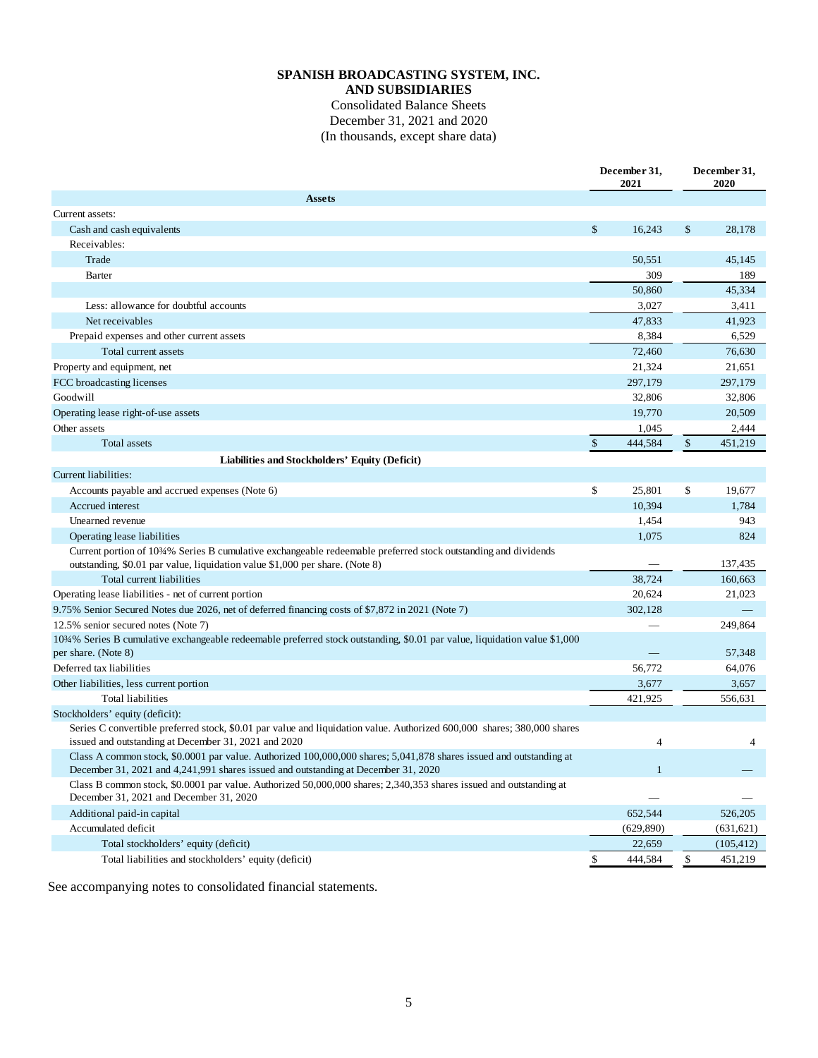# SPANISH BROADCASTING SYSTEM, INC.
# AND SUBSIDIARIES

Consolidated Balance Sheets
December 31, 2021 and 2020
(In thousands, except share data)

| | December 31, 2021 | December 31, 2020 |
|---|---|---|
| **Assets** | | |
| Current assets: | | |
| Cash and cash equivalents | $ 16,243 | $ 28,178 |
| Receivables: | | |
| Trade | 50,551 | 45,145 |
| Barter | 309 | 189 |
| | 50,860 | 45,334 |
| Less: allowance for doubtful accounts | 3,027 | 3,411 |
| Net receivables | 47,833 | 41,923 |
| Prepaid expenses and other current assets | 8,384 | 6,529 |
| Total current assets | 72,460 | 76,630 |
| Property and equipment, net | 21,324 | 21,651 |
| FCC broadcasting licenses | 297,179 | 297,179 |
| Goodwill | 32,806 | 32,806 |
| Operating lease right-of-use assets | 19,770 | 20,509 |
| Other assets | 1,045 | 2,444 |
| Total assets | $ 444,584 | $ 451,219 |
| **Liabilities and Stockholders' Equity (Deficit)** | | |
| Current liabilities: | | |
| Accounts payable and accrued expenses (Note 6) | $ 25,801 | $ 19,677 |
| Accrued interest | 10,394 | 1,784 |
| Unearned revenue | 1,454 | 943 |
| Operating lease liabilities | 1,075 | 824 |
| Current portion of 10¾% Series B cumulative exchangeable redeemable preferred stock outstanding and dividends outstanding, $0.01 par value, liquidation value $1,000 per share. (Note 8) | — | 137,435 |
| Total current liabilities | 38,724 | 160,663 |
| Operating lease liabilities - net of current portion | 20,624 | 21,023 |
| 9.75% Senior Secured Notes due 2026, net of deferred financing costs of $7,872 in 2021 (Note 7) | 302,128 | — |
| 12.5% senior secured notes (Note 7) | — | 249,864 |
| 10¾% Series B cumulative exchangeable redeemable preferred stock outstanding, $0.01 par value, liquidation value $1,000 per share. (Note 8) | — | 57,348 |
| Deferred tax liabilities | 56,772 | 64,076 |
| Other liabilities, less current portion | 3,677 | 3,657 |
| Total liabilities | 421,925 | 556,631 |
| Stockholders' equity (deficit): | | |
| Series C convertible preferred stock, $0.01 par value and liquidation value. Authorized 600,000 shares; 380,000 shares issued and outstanding at December 31, 2021 and 2020 | 4 | 4 |
| Class A common stock, $0.0001 par value. Authorized 100,000,000 shares; 5,041,878 shares issued and outstanding at December 31, 2021 and 4,241,991 shares issued and outstanding at December 31, 2020 | 1 | — |
| Class B common stock, $0.0001 par value. Authorized 50,000,000 shares; 2,340,353 shares issued and outstanding at December 31, 2021 and December 31, 2020 | — | — |
| Additional paid-in capital | 652,544 | 526,205 |
| Accumulated deficit | (629,890) | (631,621) |
| Total stockholders' equity (deficit) | 22,659 | (105,412) |
| Total liabilities and stockholders' equity (deficit) | $ 444,584 | $ 451,219 |

See accompanying notes to consolidated financial statements.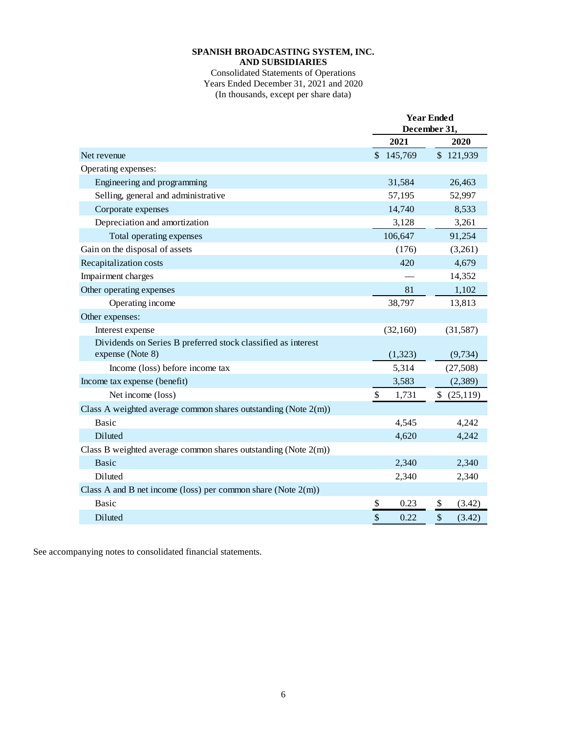**SPANISH BROADCASTING SYSTEM, INC.**
**AND SUBSIDIARIES**

Consolidated Statements of Operations
Years Ended December 31, 2021 and 2020
(In thousands, except per share data)

| | Year Ended December 31, | |
|---|---|---|
| | **2021** | **2020** |
| Net revenue | $ 145,769 | $ 121,939 |
| Operating expenses: | | |
| Engineering and programming | 31,584 | 26,463 |
| Selling, general and administrative | 57,195 | 52,997 |
| Corporate expenses | 14,740 | 8,533 |
| Depreciation and amortization | 3,128 | 3,261 |
| Total operating expenses | 106,647 | 91,254 |
| Gain on the disposal of assets | (176) | (3,261) |
| Recapitalization costs | 420 | 4,679 |
| Impairment charges | — | 14,352 |
| Other operating expenses | 81 | 1,102 |
| Operating income | 38,797 | 13,813 |
| Other expenses: | | |
| Interest expense | (32,160) | (31,587) |
| Dividends on Series B preferred stock classified as interest expense (Note 8) | (1,323) | (9,734) |
| Income (loss) before income tax | 5,314 | (27,508) |
| Income tax expense (benefit) | 3,583 | (2,389) |
| Net income (loss) | $ 1,731 | $ (25,119) |
| Class A weighted average common shares outstanding (Note 2(m)) | | |
| Basic | 4,545 | 4,242 |
| Diluted | 4,620 | 4,242 |
| Class B weighted average common shares outstanding (Note 2(m)) | | |
| Basic | 2,340 | 2,340 |
| Diluted | 2,340 | 2,340 |
| Class A and B net income (loss) per common share (Note 2(m)) | | |
| Basic | $ 0.23 | $ (3.42) |
| Diluted | $ 0.22 | $ (3.42) |

See accompanying notes to consolidated financial statements.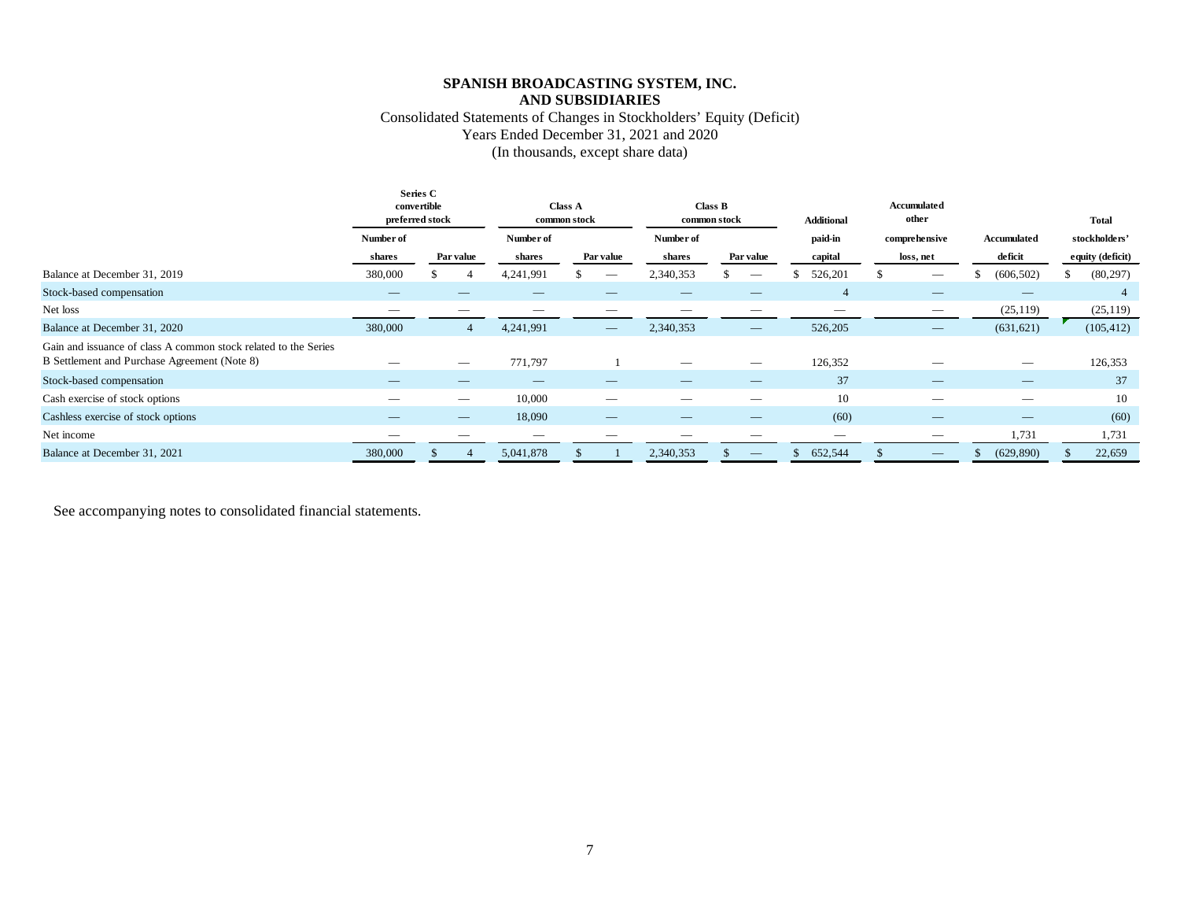# SPANISH BROADCASTING SYSTEM, INC.
# AND SUBSIDIARIES

Consolidated Statements of Changes in Stockholders' Equity (Deficit)
Years Ended December 31, 2021 and 2020
(In thousands, except share data)

| | Series C convertible preferred stock | | Class A common stock | | Class B common stock | | Additional | Accumulated other | | Total |
|---|---|---|---|---|---|---|---|---|---|---|
| | Number of shares | Par value | Number of shares | Par value | Number of shares | Par value | paid-in capital | comprehensive loss, net | Accumulated deficit | stockholders' equity (deficit) |
| Balance at December 31, 2019 | 380,000 | $ 4 | 4,241,991 | $ — | 2,340,353 | $ — | $ 526,201 | $ — | $ (606,502) | $ (80,297) |
| Stock-based compensation | — | — | — | — | — | — | 4 | — | — | 4 |
| Net loss | — | — | — | — | — | — | — | — | (25,119) | (25,119) |
| Balance at December 31, 2020 | 380,000 | 4 | 4,241,991 | — | 2,340,353 | — | 526,205 | — | (631,621) | (105,412) |
| Gain and issuance of class A common stock related to the Series B Settlement and Purchase Agreement (Note 8) | — | — | 771,797 | 1 | — | — | 126,352 | — | — | 126,353 |
| Stock-based compensation | — | — | — | — | — | — | 37 | — | — | 37 |
| Cash exercise of stock options | — | — | 10,000 | — | — | — | 10 | — | — | 10 |
| Cashless exercise of stock options | — | — | 18,090 | — | — | — | (60) | — | — | (60) |
| Net income | — | — | — | — | — | — | — | — | 1,731 | 1,731 |
| Balance at December 31, 2021 | 380,000 | $ 4 | 5,041,878 | $ 1 | 2,340,353 | $ — | $ 652,544 | $ — | $ (629,890) | $ 22,659 |

See accompanying notes to consolidated financial statements.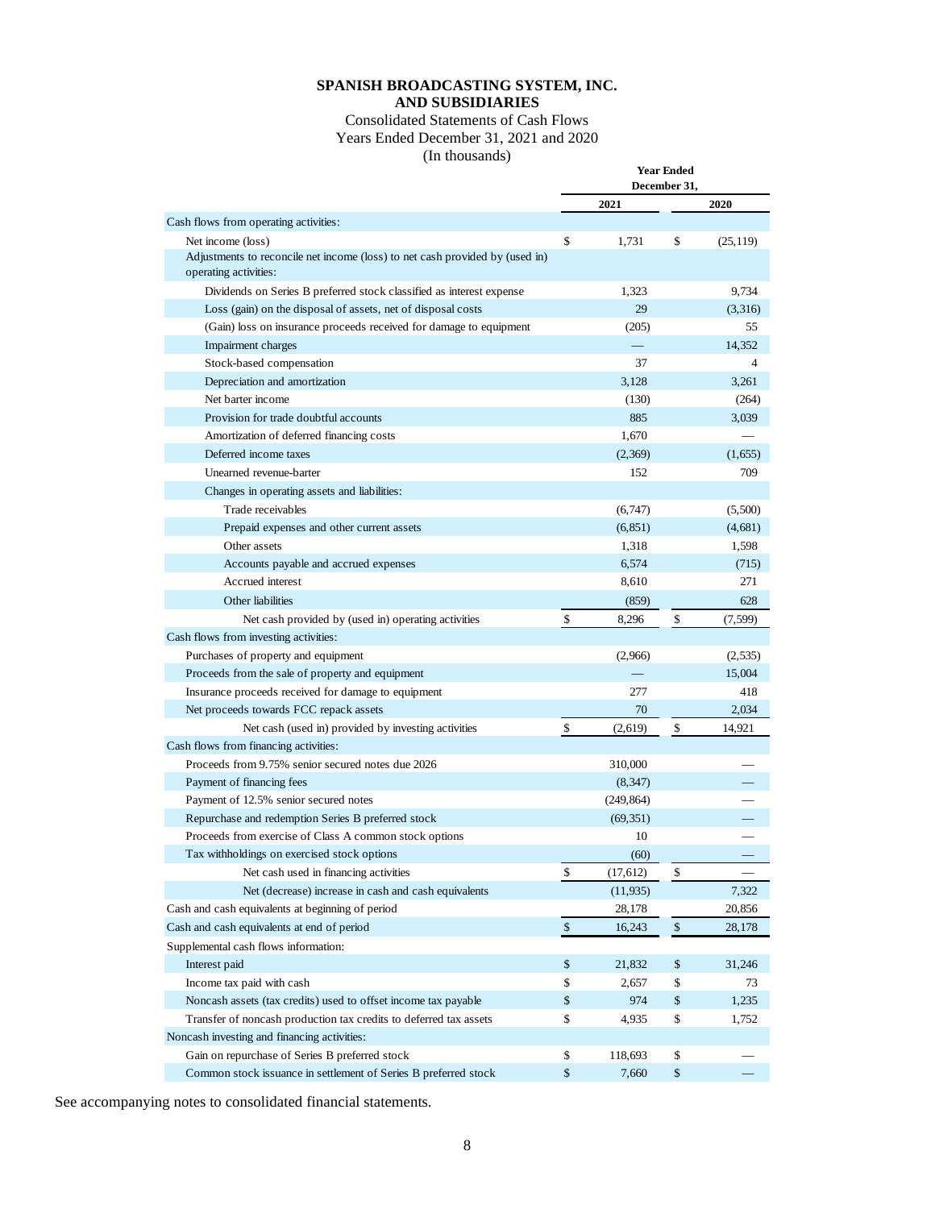**SPANISH BROADCASTING SYSTEM, INC.**
**AND SUBSIDIARIES**

Consolidated Statements of Cash Flows
Years Ended December 31, 2021 and 2020
(In thousands)

| | Year Ended December 31, | |
|---|---|---|
| | **2021** | **2020** |
| Cash flows from operating activities: | | |
| Net income (loss) | $ 1,731 | $ (25,119) |
| Adjustments to reconcile net income (loss) to net cash provided by (used in) operating activities: | | |
| Dividends on Series B preferred stock classified as interest expense | 1,323 | 9,734 |
| Loss (gain) on the disposal of assets, net of disposal costs | 29 | (3,316) |
| (Gain) loss on insurance proceeds received for damage to equipment | (205) | 55 |
| Impairment charges | — | 14,352 |
| Stock-based compensation | 37 | 4 |
| Depreciation and amortization | 3,128 | 3,261 |
| Net barter income | (130) | (264) |
| Provision for trade doubtful accounts | 885 | 3,039 |
| Amortization of deferred financing costs | 1,670 | — |
| Deferred income taxes | (2,369) | (1,655) |
| Unearned revenue-barter | 152 | 709 |
| Changes in operating assets and liabilities: | | |
| Trade receivables | (6,747) | (5,500) |
| Prepaid expenses and other current assets | (6,851) | (4,681) |
| Other assets | 1,318 | 1,598 |
| Accounts payable and accrued expenses | 6,574 | (715) |
| Accrued interest | 8,610 | 271 |
| Other liabilities | (859) | 628 |
| Net cash provided by (used in) operating activities | $ 8,296 | $ (7,599) |
| Cash flows from investing activities: | | |
| Purchases of property and equipment | (2,966) | (2,535) |
| Proceeds from the sale of property and equipment | — | 15,004 |
| Insurance proceeds received for damage to equipment | 277 | 418 |
| Net proceeds towards FCC repack assets | 70 | 2,034 |
| Net cash (used in) provided by investing activities | $ (2,619) | $ 14,921 |
| Cash flows from financing activities: | | |
| Proceeds from 9.75% senior secured notes due 2026 | 310,000 | — |
| Payment of financing fees | (8,347) | — |
| Payment of 12.5% senior secured notes | (249,864) | — |
| Repurchase and redemption Series B preferred stock | (69,351) | — |
| Proceeds from exercise of Class A common stock options | 10 | — |
| Tax withholdings on exercised stock options | (60) | — |
| Net cash used in financing activities | $ (17,612) | $ — |
| Net (decrease) increase in cash and cash equivalents | (11,935) | 7,322 |
| Cash and cash equivalents at beginning of period | 28,178 | 20,856 |
| Cash and cash equivalents at end of period | $ 16,243 | $ 28,178 |
| Supplemental cash flows information: | | |
| Interest paid | $ 21,832 | $ 31,246 |
| Income tax paid with cash | $ 2,657 | $ 73 |
| Noncash assets (tax credits) used to offset income tax payable | $ 974 | $ 1,235 |
| Transfer of noncash production tax credits to deferred tax assets | $ 4,935 | $ 1,752 |
| Noncash investing and financing activities: | | |
| Gain on repurchase of Series B preferred stock | $ 118,693 | $ — |
| Common stock issuance in settlement of Series B preferred stock | $ 7,660 | $ — |

See accompanying notes to consolidated financial statements.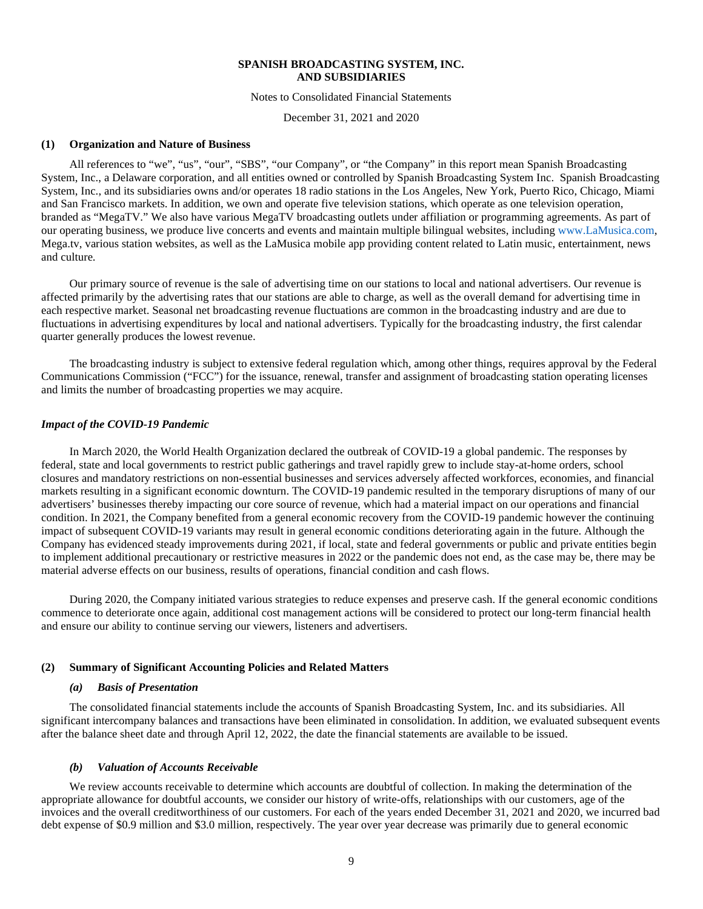**SPANISH BROADCASTING SYSTEM, INC.**
**AND SUBSIDIARIES**

Notes to Consolidated Financial Statements

December 31, 2021 and 2020

## (1) Organization and Nature of Business

All references to "we", "us", "our", "SBS", "our Company", or "the Company" in this report mean Spanish Broadcasting System, Inc., a Delaware corporation, and all entities owned or controlled by Spanish Broadcasting System Inc. Spanish Broadcasting System, Inc., and its subsidiaries owns and/or operates 18 radio stations in the Los Angeles, New York, Puerto Rico, Chicago, Miami and San Francisco markets. In addition, we own and operate five television stations, which operate as one television operation, branded as "MegaTV." We also have various MegaTV broadcasting outlets under affiliation or programming agreements. As part of our operating business, we produce live concerts and events and maintain multiple bilingual websites, including www.LaMusica.com, Mega.tv, various station websites, as well as the LaMusica mobile app providing content related to Latin music, entertainment, news and culture.

Our primary source of revenue is the sale of advertising time on our stations to local and national advertisers. Our revenue is affected primarily by the advertising rates that our stations are able to charge, as well as the overall demand for advertising time in each respective market. Seasonal net broadcasting revenue fluctuations are common in the broadcasting industry and are due to fluctuations in advertising expenditures by local and national advertisers. Typically for the broadcasting industry, the first calendar quarter generally produces the lowest revenue.

The broadcasting industry is subject to extensive federal regulation which, among other things, requires approval by the Federal Communications Commission ("FCC") for the issuance, renewal, transfer and assignment of broadcasting station operating licenses and limits the number of broadcasting properties we may acquire.

### *Impact of the COVID-19 Pandemic*

In March 2020, the World Health Organization declared the outbreak of COVID-19 a global pandemic. The responses by federal, state and local governments to restrict public gatherings and travel rapidly grew to include stay-at-home orders, school closures and mandatory restrictions on non-essential businesses and services adversely affected workforces, economies, and financial markets resulting in a significant economic downturn. The COVID-19 pandemic resulted in the temporary disruptions of many of our advertisers' businesses thereby impacting our core source of revenue, which had a material impact on our operations and financial condition. In 2021, the Company benefited from a general economic recovery from the COVID-19 pandemic however the continuing impact of subsequent COVID-19 variants may result in general economic conditions deteriorating again in the future. Although the Company has evidenced steady improvements during 2021, if local, state and federal governments or public and private entities begin to implement additional precautionary or restrictive measures in 2022 or the pandemic does not end, as the case may be, there may be material adverse effects on our business, results of operations, financial condition and cash flows.

During 2020, the Company initiated various strategies to reduce expenses and preserve cash. If the general economic conditions commence to deteriorate once again, additional cost management actions will be considered to protect our long-term financial health and ensure our ability to continue serving our viewers, listeners and advertisers.

## (2) Summary of Significant Accounting Policies and Related Matters

### *(a) Basis of Presentation*

The consolidated financial statements include the accounts of Spanish Broadcasting System, Inc. and its subsidiaries. All significant intercompany balances and transactions have been eliminated in consolidation. In addition, we evaluated subsequent events after the balance sheet date and through April 12, 2022, the date the financial statements are available to be issued.

### *(b) Valuation of Accounts Receivable*

We review accounts receivable to determine which accounts are doubtful of collection. In making the determination of the appropriate allowance for doubtful accounts, we consider our history of write-offs, relationships with our customers, age of the invoices and the overall creditworthiness of our customers. For each of the years ended December 31, 2021 and 2020, we incurred bad debt expense of $0.9 million and $3.0 million, respectively. The year over year decrease was primarily due to general economic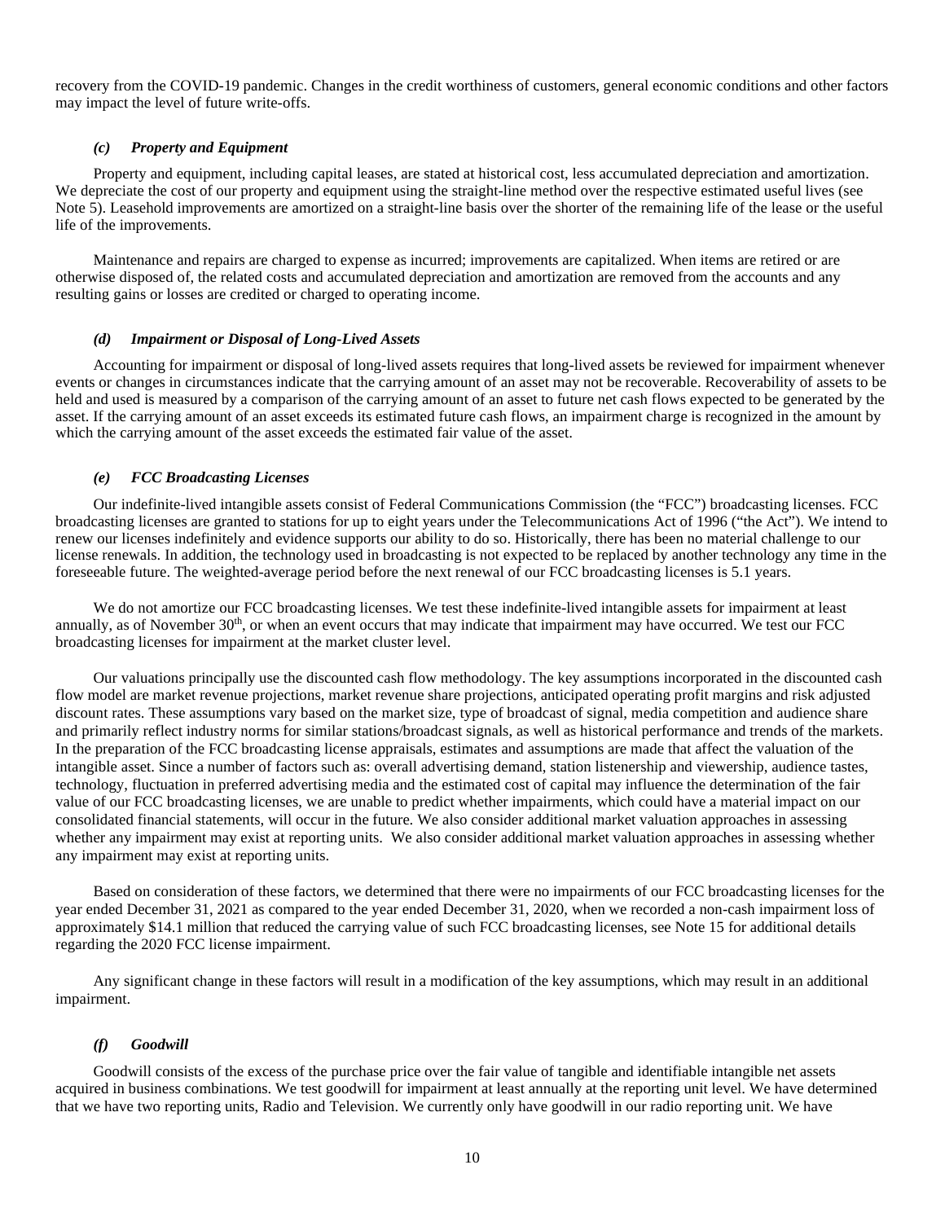recovery from the COVID-19 pandemic. Changes in the credit worthiness of customers, general economic conditions and other factors may impact the level of future write-offs.

### *(c) Property and Equipment*

Property and equipment, including capital leases, are stated at historical cost, less accumulated depreciation and amortization. We depreciate the cost of our property and equipment using the straight-line method over the respective estimated useful lives (see Note 5). Leasehold improvements are amortized on a straight-line basis over the shorter of the remaining life of the lease or the useful life of the improvements.

Maintenance and repairs are charged to expense as incurred; improvements are capitalized. When items are retired or are otherwise disposed of, the related costs and accumulated depreciation and amortization are removed from the accounts and any resulting gains or losses are credited or charged to operating income.

### *(d) Impairment or Disposal of Long-Lived Assets*

Accounting for impairment or disposal of long-lived assets requires that long-lived assets be reviewed for impairment whenever events or changes in circumstances indicate that the carrying amount of an asset may not be recoverable. Recoverability of assets to be held and used is measured by a comparison of the carrying amount of an asset to future net cash flows expected to be generated by the asset. If the carrying amount of an asset exceeds its estimated future cash flows, an impairment charge is recognized in the amount by which the carrying amount of the asset exceeds the estimated fair value of the asset.

### *(e) FCC Broadcasting Licenses*

Our indefinite-lived intangible assets consist of Federal Communications Commission (the "FCC") broadcasting licenses. FCC broadcasting licenses are granted to stations for up to eight years under the Telecommunications Act of 1996 ("the Act"). We intend to renew our licenses indefinitely and evidence supports our ability to do so. Historically, there has been no material challenge to our license renewals. In addition, the technology used in broadcasting is not expected to be replaced by another technology any time in the foreseeable future. The weighted-average period before the next renewal of our FCC broadcasting licenses is 5.1 years.

We do not amortize our FCC broadcasting licenses. We test these indefinite-lived intangible assets for impairment at least annually, as of November 30th, or when an event occurs that may indicate that impairment may have occurred. We test our FCC broadcasting licenses for impairment at the market cluster level.

Our valuations principally use the discounted cash flow methodology. The key assumptions incorporated in the discounted cash flow model are market revenue projections, market revenue share projections, anticipated operating profit margins and risk adjusted discount rates. These assumptions vary based on the market size, type of broadcast of signal, media competition and audience share and primarily reflect industry norms for similar stations/broadcast signals, as well as historical performance and trends of the markets. In the preparation of the FCC broadcasting license appraisals, estimates and assumptions are made that affect the valuation of the intangible asset. Since a number of factors such as: overall advertising demand, station listenership and viewership, audience tastes, technology, fluctuation in preferred advertising media and the estimated cost of capital may influence the determination of the fair value of our FCC broadcasting licenses, we are unable to predict whether impairments, which could have a material impact on our consolidated financial statements, will occur in the future. We also consider additional market valuation approaches in assessing whether any impairment may exist at reporting units. We also consider additional market valuation approaches in assessing whether any impairment may exist at reporting units.

Based on consideration of these factors, we determined that there were no impairments of our FCC broadcasting licenses for the year ended December 31, 2021 as compared to the year ended December 31, 2020, when we recorded a non-cash impairment loss of approximately $14.1 million that reduced the carrying value of such FCC broadcasting licenses, see Note 15 for additional details regarding the 2020 FCC license impairment.

Any significant change in these factors will result in a modification of the key assumptions, which may result in an additional impairment.

### *(f) Goodwill*

Goodwill consists of the excess of the purchase price over the fair value of tangible and identifiable intangible net assets acquired in business combinations. We test goodwill for impairment at least annually at the reporting unit level. We have determined that we have two reporting units, Radio and Television. We currently only have goodwill in our radio reporting unit. We have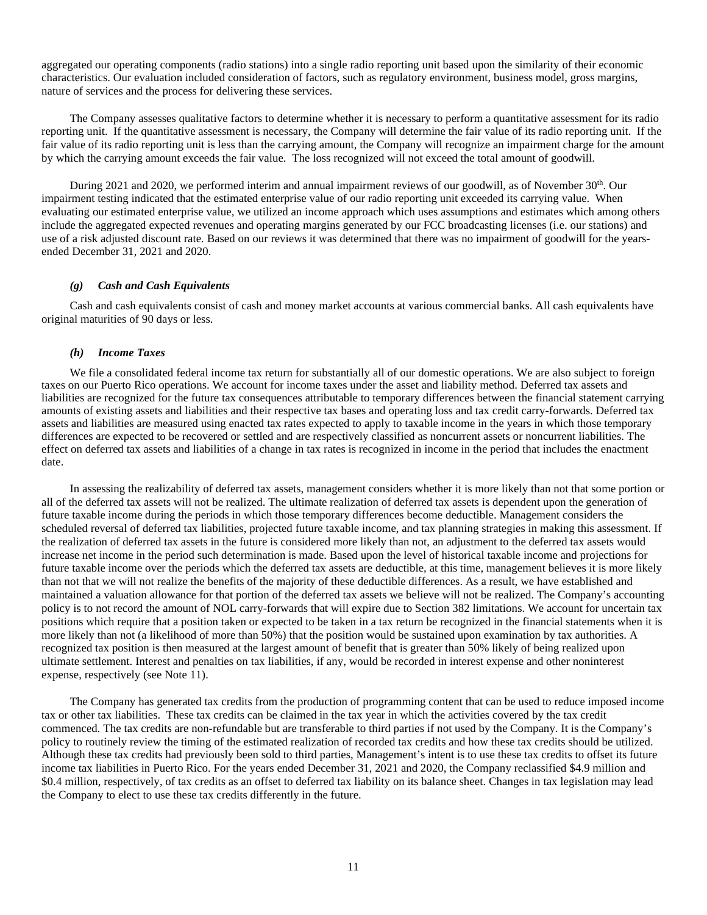aggregated our operating components (radio stations) into a single radio reporting unit based upon the similarity of their economic characteristics. Our evaluation included consideration of factors, such as regulatory environment, business model, gross margins, nature of services and the process for delivering these services.

The Company assesses qualitative factors to determine whether it is necessary to perform a quantitative assessment for its radio reporting unit. If the quantitative assessment is necessary, the Company will determine the fair value of its radio reporting unit. If the fair value of its radio reporting unit is less than the carrying amount, the Company will recognize an impairment charge for the amount by which the carrying amount exceeds the fair value. The loss recognized will not exceed the total amount of goodwill.

During 2021 and 2020, we performed interim and annual impairment reviews of our goodwill, as of November 30th. Our impairment testing indicated that the estimated enterprise value of our radio reporting unit exceeded its carrying value. When evaluating our estimated enterprise value, we utilized an income approach which uses assumptions and estimates which among others include the aggregated expected revenues and operating margins generated by our FCC broadcasting licenses (i.e. our stations) and use of a risk adjusted discount rate. Based on our reviews it was determined that there was no impairment of goodwill for the years-ended December 31, 2021 and 2020.

### *(g) Cash and Cash Equivalents*

Cash and cash equivalents consist of cash and money market accounts at various commercial banks. All cash equivalents have original maturities of 90 days or less.

### *(h) Income Taxes*

We file a consolidated federal income tax return for substantially all of our domestic operations. We are also subject to foreign taxes on our Puerto Rico operations. We account for income taxes under the asset and liability method. Deferred tax assets and liabilities are recognized for the future tax consequences attributable to temporary differences between the financial statement carrying amounts of existing assets and liabilities and their respective tax bases and operating loss and tax credit carry-forwards. Deferred tax assets and liabilities are measured using enacted tax rates expected to apply to taxable income in the years in which those temporary differences are expected to be recovered or settled and are respectively classified as noncurrent assets or noncurrent liabilities. The effect on deferred tax assets and liabilities of a change in tax rates is recognized in income in the period that includes the enactment date.

In assessing the realizability of deferred tax assets, management considers whether it is more likely than not that some portion or all of the deferred tax assets will not be realized. The ultimate realization of deferred tax assets is dependent upon the generation of future taxable income during the periods in which those temporary differences become deductible. Management considers the scheduled reversal of deferred tax liabilities, projected future taxable income, and tax planning strategies in making this assessment. If the realization of deferred tax assets in the future is considered more likely than not, an adjustment to the deferred tax assets would increase net income in the period such determination is made. Based upon the level of historical taxable income and projections for future taxable income over the periods which the deferred tax assets are deductible, at this time, management believes it is more likely than not that we will not realize the benefits of the majority of these deductible differences. As a result, we have established and maintained a valuation allowance for that portion of the deferred tax assets we believe will not be realized. The Company's accounting policy is to not record the amount of NOL carry-forwards that will expire due to Section 382 limitations. We account for uncertain tax positions which require that a position taken or expected to be taken in a tax return be recognized in the financial statements when it is more likely than not (a likelihood of more than 50%) that the position would be sustained upon examination by tax authorities. A recognized tax position is then measured at the largest amount of benefit that is greater than 50% likely of being realized upon ultimate settlement. Interest and penalties on tax liabilities, if any, would be recorded in interest expense and other noninterest expense, respectively (see Note 11).

The Company has generated tax credits from the production of programming content that can be used to reduce imposed income tax or other tax liabilities. These tax credits can be claimed in the tax year in which the activities covered by the tax credit commenced. The tax credits are non-refundable but are transferable to third parties if not used by the Company. It is the Company's policy to routinely review the timing of the estimated realization of recorded tax credits and how these tax credits should be utilized. Although these tax credits had previously been sold to third parties, Management's intent is to use these tax credits to offset its future income tax liabilities in Puerto Rico. For the years ended December 31, 2021 and 2020, the Company reclassified \$4.9 million and \$0.4 million, respectively, of tax credits as an offset to deferred tax liability on its balance sheet. Changes in tax legislation may lead the Company to elect to use these tax credits differently in the future.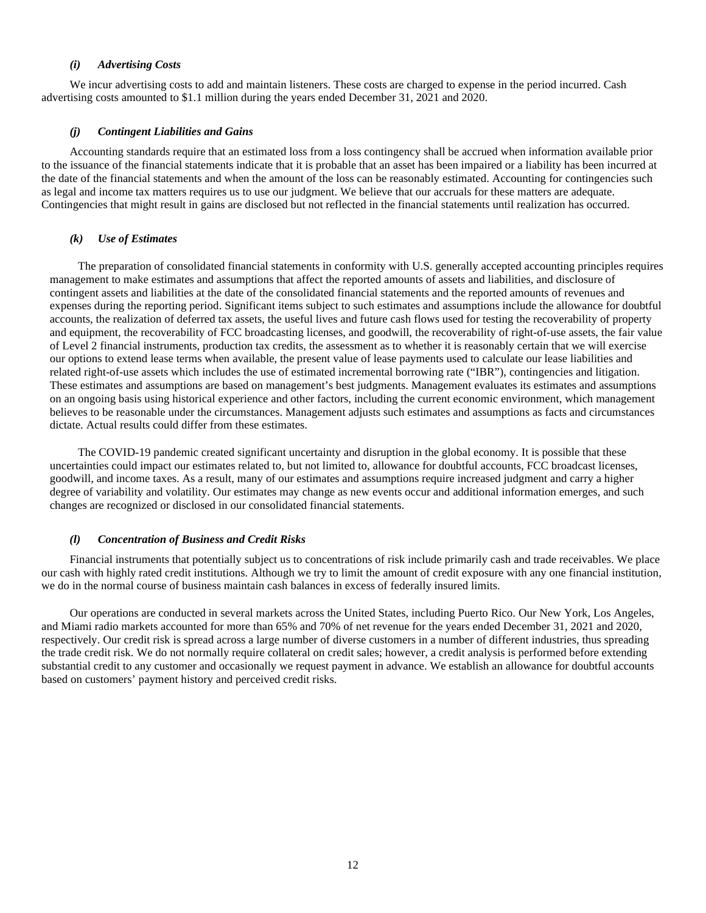### *(i) Advertising Costs*

We incur advertising costs to add and maintain listeners. These costs are charged to expense in the period incurred. Cash advertising costs amounted to $1.1 million during the years ended December 31, 2021 and 2020.

### *(j) Contingent Liabilities and Gains*

Accounting standards require that an estimated loss from a loss contingency shall be accrued when information available prior to the issuance of the financial statements indicate that it is probable that an asset has been impaired or a liability has been incurred at the date of the financial statements and when the amount of the loss can be reasonably estimated. Accounting for contingencies such as legal and income tax matters requires us to use our judgment. We believe that our accruals for these matters are adequate. Contingencies that might result in gains are disclosed but not reflected in the financial statements until realization has occurred.

### *(k) Use of Estimates*

The preparation of consolidated financial statements in conformity with U.S. generally accepted accounting principles requires management to make estimates and assumptions that affect the reported amounts of assets and liabilities, and disclosure of contingent assets and liabilities at the date of the consolidated financial statements and the reported amounts of revenues and expenses during the reporting period. Significant items subject to such estimates and assumptions include the allowance for doubtful accounts, the realization of deferred tax assets, the useful lives and future cash flows used for testing the recoverability of property and equipment, the recoverability of FCC broadcasting licenses, and goodwill, the recoverability of right-of-use assets, the fair value of Level 2 financial instruments, production tax credits, the assessment as to whether it is reasonably certain that we will exercise our options to extend lease terms when available, the present value of lease payments used to calculate our lease liabilities and related right-of-use assets which includes the use of estimated incremental borrowing rate ("IBR"), contingencies and litigation. These estimates and assumptions are based on management's best judgments. Management evaluates its estimates and assumptions on an ongoing basis using historical experience and other factors, including the current economic environment, which management believes to be reasonable under the circumstances. Management adjusts such estimates and assumptions as facts and circumstances dictate. Actual results could differ from these estimates.

The COVID-19 pandemic created significant uncertainty and disruption in the global economy. It is possible that these uncertainties could impact our estimates related to, but not limited to, allowance for doubtful accounts, FCC broadcast licenses, goodwill, and income taxes. As a result, many of our estimates and assumptions require increased judgment and carry a higher degree of variability and volatility. Our estimates may change as new events occur and additional information emerges, and such changes are recognized or disclosed in our consolidated financial statements.

### *(l) Concentration of Business and Credit Risks*

Financial instruments that potentially subject us to concentrations of risk include primarily cash and trade receivables. We place our cash with highly rated credit institutions. Although we try to limit the amount of credit exposure with any one financial institution, we do in the normal course of business maintain cash balances in excess of federally insured limits.

Our operations are conducted in several markets across the United States, including Puerto Rico. Our New York, Los Angeles, and Miami radio markets accounted for more than 65% and 70% of net revenue for the years ended December 31, 2021 and 2020, respectively. Our credit risk is spread across a large number of diverse customers in a number of different industries, thus spreading the trade credit risk. We do not normally require collateral on credit sales; however, a credit analysis is performed before extending substantial credit to any customer and occasionally we request payment in advance. We establish an allowance for doubtful accounts based on customers' payment history and perceived credit risks.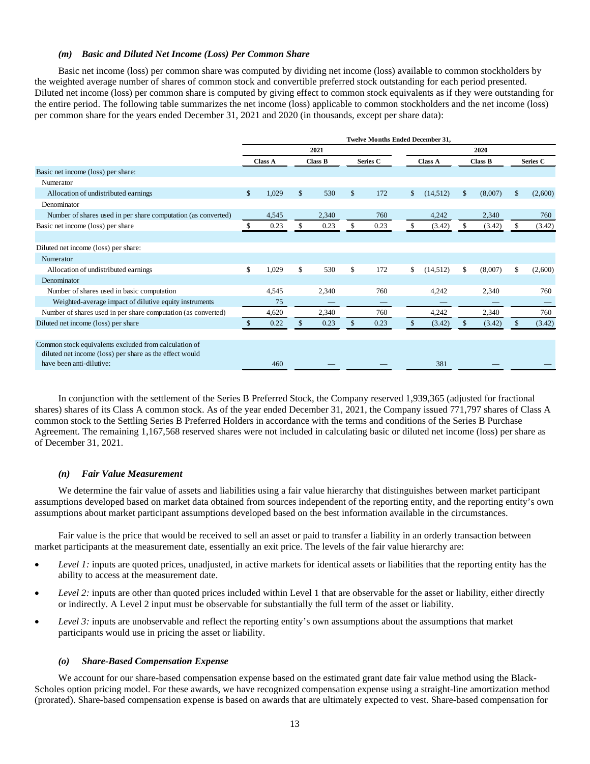### *(m) Basic and Diluted Net Income (Loss) Per Common Share*

Basic net income (loss) per common share was computed by dividing net income (loss) available to common stockholders by the weighted average number of shares of common stock and convertible preferred stock outstanding for each period presented. Diluted net income (loss) per common share is computed by giving effect to common stock equivalents as if they were outstanding for the entire period. The following table summarizes the net income (loss) applicable to common stockholders and the net income (loss) per common share for the years ended December 31, 2021 and 2020 (in thousands, except per share data):

| | Twelve Months Ended December 31, | | | | | |
|---|---|---|---|---|---|---|
| | 2021 | | | 2020 | | |
| | Class A | Class B | Series C | Class A | Class B | Series C |
| Basic net income (loss) per share: | | | | | | |
| Numerator | | | | | | |
| Allocation of undistributed earnings | $ 1,029 | $ 530 | $ 172 | $ (14,512) | $ (8,007) | $ (2,600) |
| Denominator | | | | | | |
| Number of shares used in per share computation (as converted) | 4,545 | 2,340 | 760 | 4,242 | 2,340 | 760 |
| Basic net income (loss) per share | $ 0.23 | $ 0.23 | $ 0.23 | $ (3.42) | $ (3.42) | $ (3.42) |
| | | | | | | |
| Diluted net income (loss) per share: | | | | | | |
| Numerator | | | | | | |
| Allocation of undistributed earnings | $ 1,029 | $ 530 | $ 172 | $ (14,512) | $ (8,007) | $ (2,600) |
| Denominator | | | | | | |
| Number of shares used in basic computation | 4,545 | 2,340 | 760 | 4,242 | 2,340 | 760 |
| Weighted-average impact of dilutive equity instruments | 75 | — | — | — | — | — |
| Number of shares used in per share computation (as converted) | 4,620 | 2,340 | 760 | 4,242 | 2,340 | 760 |
| Diluted net income (loss) per share | $ 0.22 | $ 0.23 | $ 0.23 | $ (3.42) | $ (3.42) | $ (3.42) |
| | | | | | | |
| Common stock equivalents excluded from calculation of diluted net income (loss) per share as the effect would have been anti-dilutive: | 460 | — | — | 381 | — | — |

In conjunction with the settlement of the Series B Preferred Stock, the Company reserved 1,939,365 (adjusted for fractional shares) shares of its Class A common stock. As of the year ended December 31, 2021, the Company issued 771,797 shares of Class A common stock to the Settling Series B Preferred Holders in accordance with the terms and conditions of the Series B Purchase Agreement. The remaining 1,167,568 reserved shares were not included in calculating basic or diluted net income (loss) per share as of December 31, 2021.

### *(n) Fair Value Measurement*

We determine the fair value of assets and liabilities using a fair value hierarchy that distinguishes between market participant assumptions developed based on market data obtained from sources independent of the reporting entity, and the reporting entity's own assumptions about market participant assumptions developed based on the best information available in the circumstances.

Fair value is the price that would be received to sell an asset or paid to transfer a liability in an orderly transaction between market participants at the measurement date, essentially an exit price. The levels of the fair value hierarchy are:

- *Level 1:* inputs are quoted prices, unadjusted, in active markets for identical assets or liabilities that the reporting entity has the ability to access at the measurement date.
- *Level 2:* inputs are other than quoted prices included within Level 1 that are observable for the asset or liability, either directly or indirectly. A Level 2 input must be observable for substantially the full term of the asset or liability.
- *Level 3:* inputs are unobservable and reflect the reporting entity's own assumptions about the assumptions that market participants would use in pricing the asset or liability.

### *(o) Share-Based Compensation Expense*

We account for our share-based compensation expense based on the estimated grant date fair value method using the Black-Scholes option pricing model. For these awards, we have recognized compensation expense using a straight-line amortization method (prorated). Share-based compensation expense is based on awards that are ultimately expected to vest. Share-based compensation for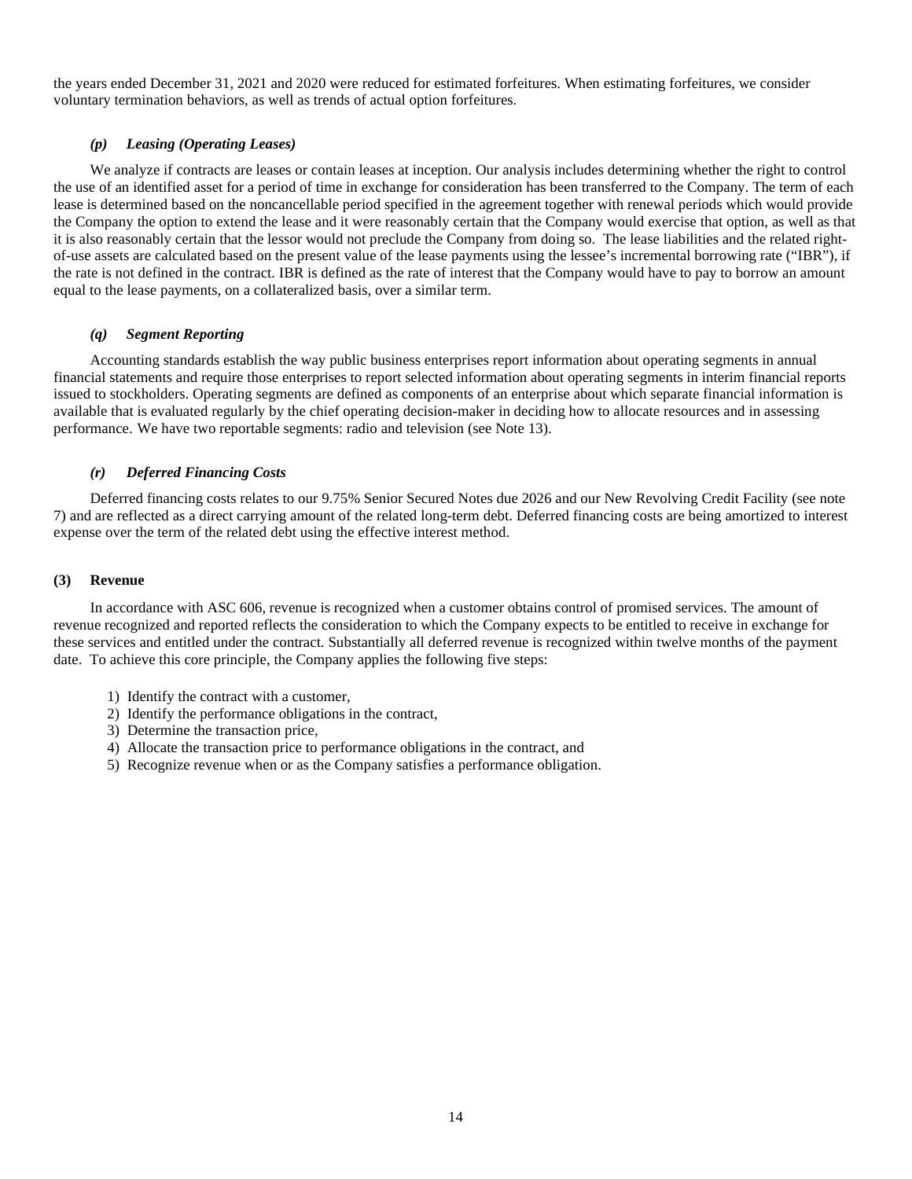the years ended December 31, 2021 and 2020 were reduced for estimated forfeitures. When estimating forfeitures, we consider voluntary termination behaviors, as well as trends of actual option forfeitures.

#### *(p) Leasing (Operating Leases)*

We analyze if contracts are leases or contain leases at inception. Our analysis includes determining whether the right to control the use of an identified asset for a period of time in exchange for consideration has been transferred to the Company. The term of each lease is determined based on the noncancellable period specified in the agreement together with renewal periods which would provide the Company the option to extend the lease and it were reasonably certain that the Company would exercise that option, as well as that it is also reasonably certain that the lessor would not preclude the Company from doing so. The lease liabilities and the related right-of-use assets are calculated based on the present value of the lease payments using the lessee's incremental borrowing rate ("IBR"), if the rate is not defined in the contract. IBR is defined as the rate of interest that the Company would have to pay to borrow an amount equal to the lease payments, on a collateralized basis, over a similar term.

#### *(q) Segment Reporting*

Accounting standards establish the way public business enterprises report information about operating segments in annual financial statements and require those enterprises to report selected information about operating segments in interim financial reports issued to stockholders. Operating segments are defined as components of an enterprise about which separate financial information is available that is evaluated regularly by the chief operating decision-maker in deciding how to allocate resources and in assessing performance. We have two reportable segments: radio and television (see Note 13).

#### *(r) Deferred Financing Costs*

Deferred financing costs relates to our 9.75% Senior Secured Notes due 2026 and our New Revolving Credit Facility (see note 7) and are reflected as a direct carrying amount of the related long-term debt. Deferred financing costs are being amortized to interest expense over the term of the related debt using the effective interest method.

### (3) Revenue

In accordance with ASC 606, revenue is recognized when a customer obtains control of promised services. The amount of revenue recognized and reported reflects the consideration to which the Company expects to be entitled to receive in exchange for these services and entitled under the contract. Substantially all deferred revenue is recognized within twelve months of the payment date. To achieve this core principle, the Company applies the following five steps:

1) Identify the contract with a customer,
2) Identify the performance obligations in the contract,
3) Determine the transaction price,
4) Allocate the transaction price to performance obligations in the contract, and
5) Recognize revenue when or as the Company satisfies a performance obligation.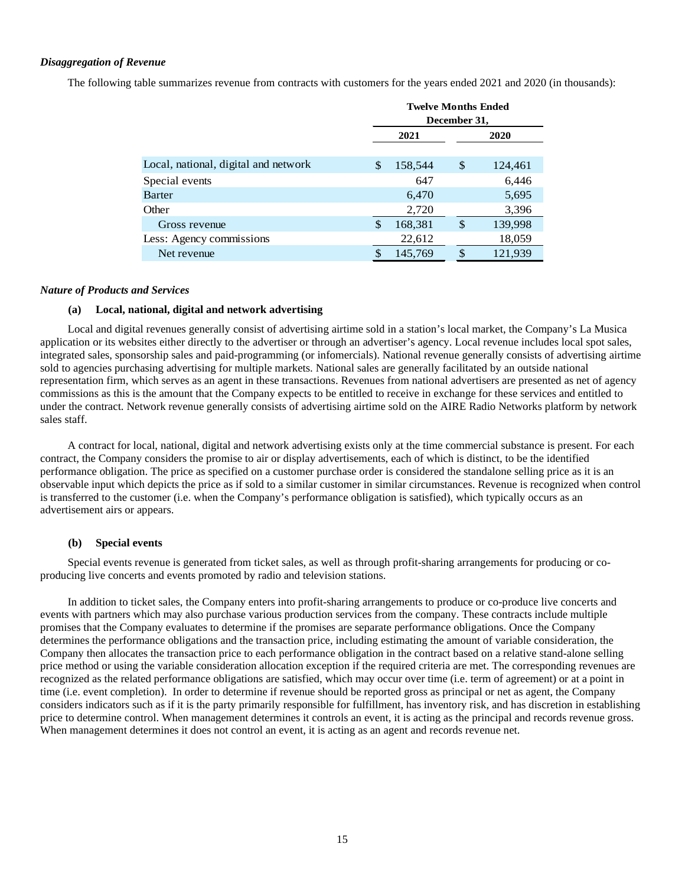### *Disaggregation of Revenue*

The following table summarizes revenue from contracts with customers for the years ended 2021 and 2020 (in thousands):

| | Twelve Months Ended December 31, | |
|---|---|---|
| | 2021 | 2020 |
| Local, national, digital and network | $ 158,544 | $ 124,461 |
| Special events | 647 | 6,446 |
| Barter | 6,470 | 5,695 |
| Other | 2,720 | 3,396 |
| Gross revenue | $ 168,381 | $ 139,998 |
| Less: Agency commissions | 22,612 | 18,059 |
| Net revenue | $ 145,769 | $ 121,939 |

### *Nature of Products and Services*

**(a) Local, national, digital and network advertising**

Local and digital revenues generally consist of advertising airtime sold in a station's local market, the Company's La Musica application or its websites either directly to the advertiser or through an advertiser's agency. Local revenue includes local spot sales, integrated sales, sponsorship sales and paid-programming (or infomercials). National revenue generally consists of advertising airtime sold to agencies purchasing advertising for multiple markets. National sales are generally facilitated by an outside national representation firm, which serves as an agent in these transactions. Revenues from national advertisers are presented as net of agency commissions as this is the amount that the Company expects to be entitled to receive in exchange for these services and entitled to under the contract. Network revenue generally consists of advertising airtime sold on the AIRE Radio Networks platform by network sales staff.

A contract for local, national, digital and network advertising exists only at the time commercial substance is present. For each contract, the Company considers the promise to air or display advertisements, each of which is distinct, to be the identified performance obligation. The price as specified on a customer purchase order is considered the standalone selling price as it is an observable input which depicts the price as if sold to a similar customer in similar circumstances. Revenue is recognized when control is transferred to the customer (i.e. when the Company's performance obligation is satisfied), which typically occurs as an advertisement airs or appears.

**(b) Special events**

Special events revenue is generated from ticket sales, as well as through profit-sharing arrangements for producing or co-producing live concerts and events promoted by radio and television stations.

In addition to ticket sales, the Company enters into profit-sharing arrangements to produce or co-produce live concerts and events with partners which may also purchase various production services from the company. These contracts include multiple promises that the Company evaluates to determine if the promises are separate performance obligations. Once the Company determines the performance obligations and the transaction price, including estimating the amount of variable consideration, the Company then allocates the transaction price to each performance obligation in the contract based on a relative stand-alone selling price method or using the variable consideration allocation exception if the required criteria are met. The corresponding revenues are recognized as the related performance obligations are satisfied, which may occur over time (i.e. term of agreement) or at a point in time (i.e. event completion). In order to determine if revenue should be reported gross as principal or net as agent, the Company considers indicators such as if it is the party primarily responsible for fulfillment, has inventory risk, and has discretion in establishing price to determine control. When management determines it controls an event, it is acting as the principal and records revenue gross. When management determines it does not control an event, it is acting as an agent and records revenue net.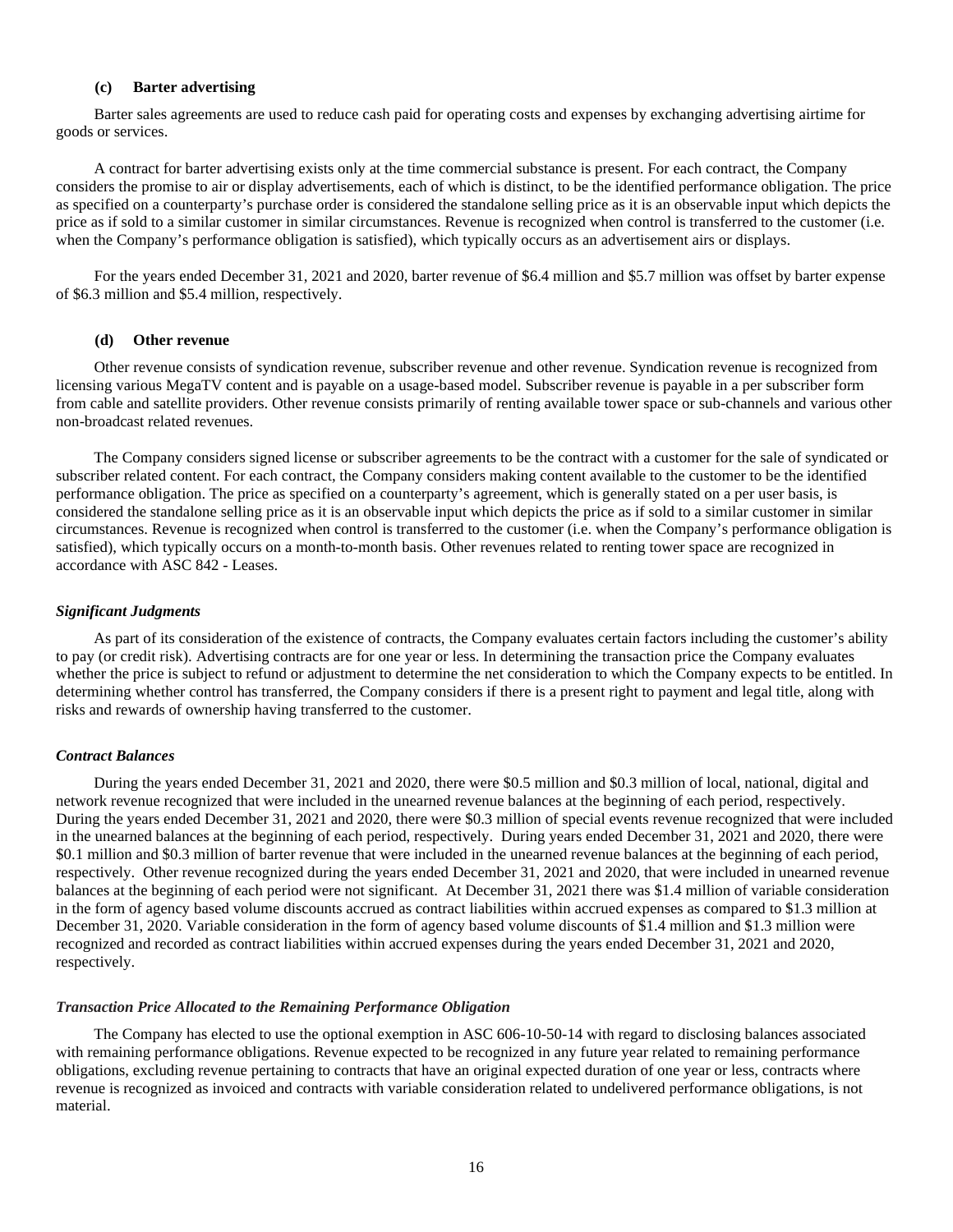### (c) Barter advertising

Barter sales agreements are used to reduce cash paid for operating costs and expenses by exchanging advertising airtime for goods or services.

A contract for barter advertising exists only at the time commercial substance is present. For each contract, the Company considers the promise to air or display advertisements, each of which is distinct, to be the identified performance obligation. The price as specified on a counterparty's purchase order is considered the standalone selling price as it is an observable input which depicts the price as if sold to a similar customer in similar circumstances. Revenue is recognized when control is transferred to the customer (i.e. when the Company's performance obligation is satisfied), which typically occurs as an advertisement airs or displays.

For the years ended December 31, 2021 and 2020, barter revenue of $6.4 million and $5.7 million was offset by barter expense of $6.3 million and $5.4 million, respectively.

### (d) Other revenue

Other revenue consists of syndication revenue, subscriber revenue and other revenue. Syndication revenue is recognized from licensing various MegaTV content and is payable on a usage-based model. Subscriber revenue is payable in a per subscriber form from cable and satellite providers. Other revenue consists primarily of renting available tower space or sub-channels and various other non-broadcast related revenues.

The Company considers signed license or subscriber agreements to be the contract with a customer for the sale of syndicated or subscriber related content. For each contract, the Company considers making content available to the customer to be the identified performance obligation. The price as specified on a counterparty's agreement, which is generally stated on a per user basis, is considered the standalone selling price as it is an observable input which depicts the price as if sold to a similar customer in similar circumstances. Revenue is recognized when control is transferred to the customer (i.e. when the Company's performance obligation is satisfied), which typically occurs on a month-to-month basis. Other revenues related to renting tower space are recognized in accordance with ASC 842 - Leases.

### *Significant Judgments*

As part of its consideration of the existence of contracts, the Company evaluates certain factors including the customer's ability to pay (or credit risk). Advertising contracts are for one year or less. In determining the transaction price the Company evaluates whether the price is subject to refund or adjustment to determine the net consideration to which the Company expects to be entitled. In determining whether control has transferred, the Company considers if there is a present right to payment and legal title, along with risks and rewards of ownership having transferred to the customer.

### *Contract Balances*

During the years ended December 31, 2021 and 2020, there were $0.5 million and $0.3 million of local, national, digital and network revenue recognized that were included in the unearned revenue balances at the beginning of each period, respectively. During the years ended December 31, 2021 and 2020, there were $0.3 million of special events revenue recognized that were included in the unearned balances at the beginning of each period, respectively. During years ended December 31, 2021 and 2020, there were $0.1 million and $0.3 million of barter revenue that were included in the unearned revenue balances at the beginning of each period, respectively. Other revenue recognized during the years ended December 31, 2021 and 2020, that were included in unearned revenue balances at the beginning of each period were not significant. At December 31, 2021 there was $1.4 million of variable consideration in the form of agency based volume discounts accrued as contract liabilities within accrued expenses as compared to $1.3 million at December 31, 2020. Variable consideration in the form of agency based volume discounts of $1.4 million and $1.3 million were recognized and recorded as contract liabilities within accrued expenses during the years ended December 31, 2021 and 2020, respectively.

### *Transaction Price Allocated to the Remaining Performance Obligation*

The Company has elected to use the optional exemption in ASC 606-10-50-14 with regard to disclosing balances associated with remaining performance obligations. Revenue expected to be recognized in any future year related to remaining performance obligations, excluding revenue pertaining to contracts that have an original expected duration of one year or less, contracts where revenue is recognized as invoiced and contracts with variable consideration related to undelivered performance obligations, is not material.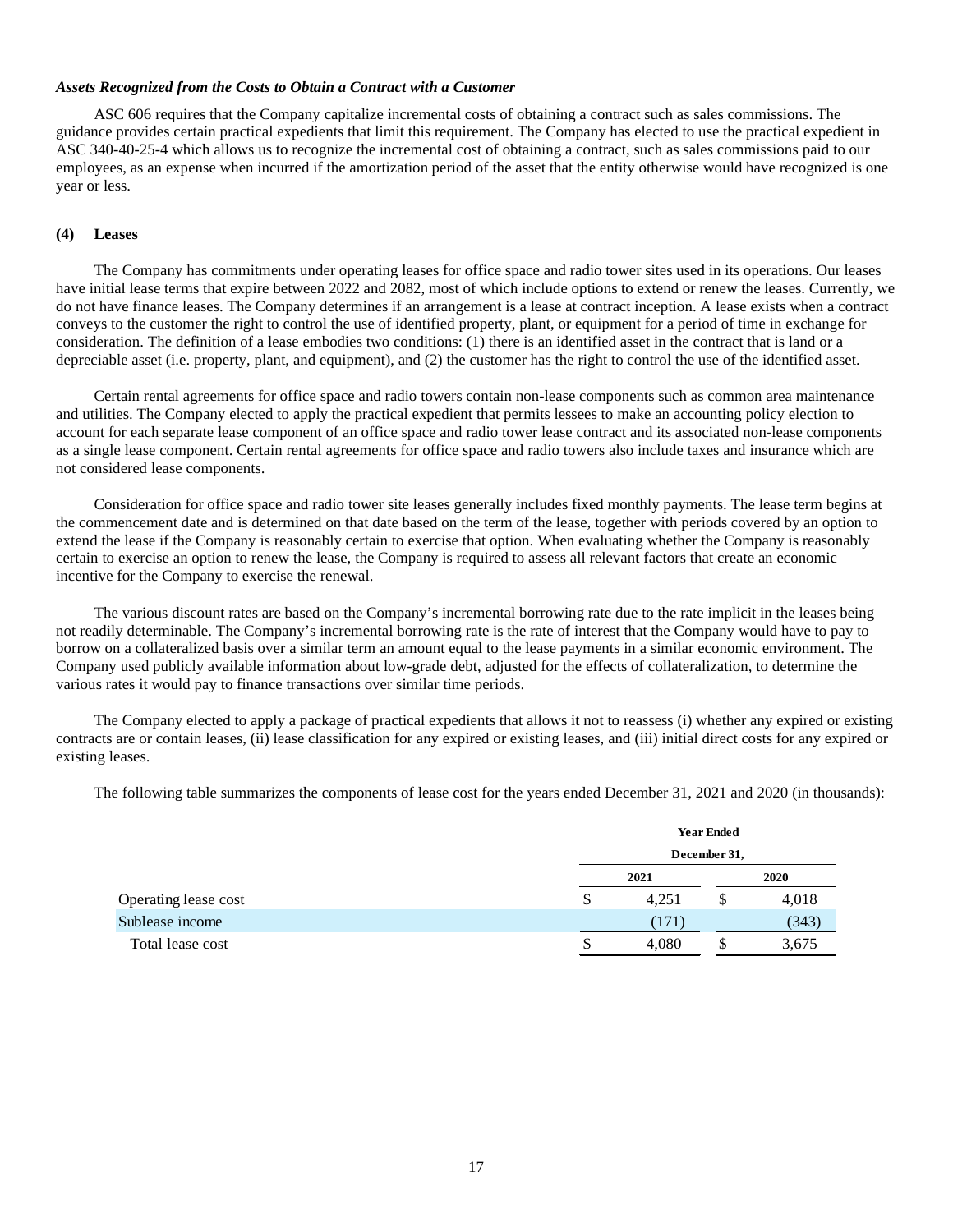### *Assets Recognized from the Costs to Obtain a Contract with a Customer*

ASC 606 requires that the Company capitalize incremental costs of obtaining a contract such as sales commissions. The guidance provides certain practical expedients that limit this requirement. The Company has elected to use the practical expedient in ASC 340-40-25-4 which allows us to recognize the incremental cost of obtaining a contract, such as sales commissions paid to our employees, as an expense when incurred if the amortization period of the asset that the entity otherwise would have recognized is one year or less.

### (4) Leases

The Company has commitments under operating leases for office space and radio tower sites used in its operations. Our leases have initial lease terms that expire between 2022 and 2082, most of which include options to extend or renew the leases. Currently, we do not have finance leases. The Company determines if an arrangement is a lease at contract inception. A lease exists when a contract conveys to the customer the right to control the use of identified property, plant, or equipment for a period of time in exchange for consideration. The definition of a lease embodies two conditions: (1) there is an identified asset in the contract that is land or a depreciable asset (i.e. property, plant, and equipment), and (2) the customer has the right to control the use of the identified asset.

Certain rental agreements for office space and radio towers contain non-lease components such as common area maintenance and utilities. The Company elected to apply the practical expedient that permits lessees to make an accounting policy election to account for each separate lease component of an office space and radio tower lease contract and its associated non-lease components as a single lease component. Certain rental agreements for office space and radio towers also include taxes and insurance which are not considered lease components.

Consideration for office space and radio tower site leases generally includes fixed monthly payments. The lease term begins at the commencement date and is determined on that date based on the term of the lease, together with periods covered by an option to extend the lease if the Company is reasonably certain to exercise that option. When evaluating whether the Company is reasonably certain to exercise an option to renew the lease, the Company is required to assess all relevant factors that create an economic incentive for the Company to exercise the renewal.

The various discount rates are based on the Company's incremental borrowing rate due to the rate implicit in the leases being not readily determinable. The Company's incremental borrowing rate is the rate of interest that the Company would have to pay to borrow on a collateralized basis over a similar term an amount equal to the lease payments in a similar economic environment. The Company used publicly available information about low-grade debt, adjusted for the effects of collateralization, to determine the various rates it would pay to finance transactions over similar time periods.

The Company elected to apply a package of practical expedients that allows it not to reassess (i) whether any expired or existing contracts are or contain leases, (ii) lease classification for any expired or existing leases, and (iii) initial direct costs for any expired or existing leases.

The following table summarizes the components of lease cost for the years ended December 31, 2021 and 2020 (in thousands):

| | Year Ended December 31, | |
|---|---|---|
| | 2021 | 2020 |
| Operating lease cost | $ 4,251 | $ 4,018 |
| Sublease income | (171) | (343) |
| Total lease cost | $ 4,080 | $ 3,675 |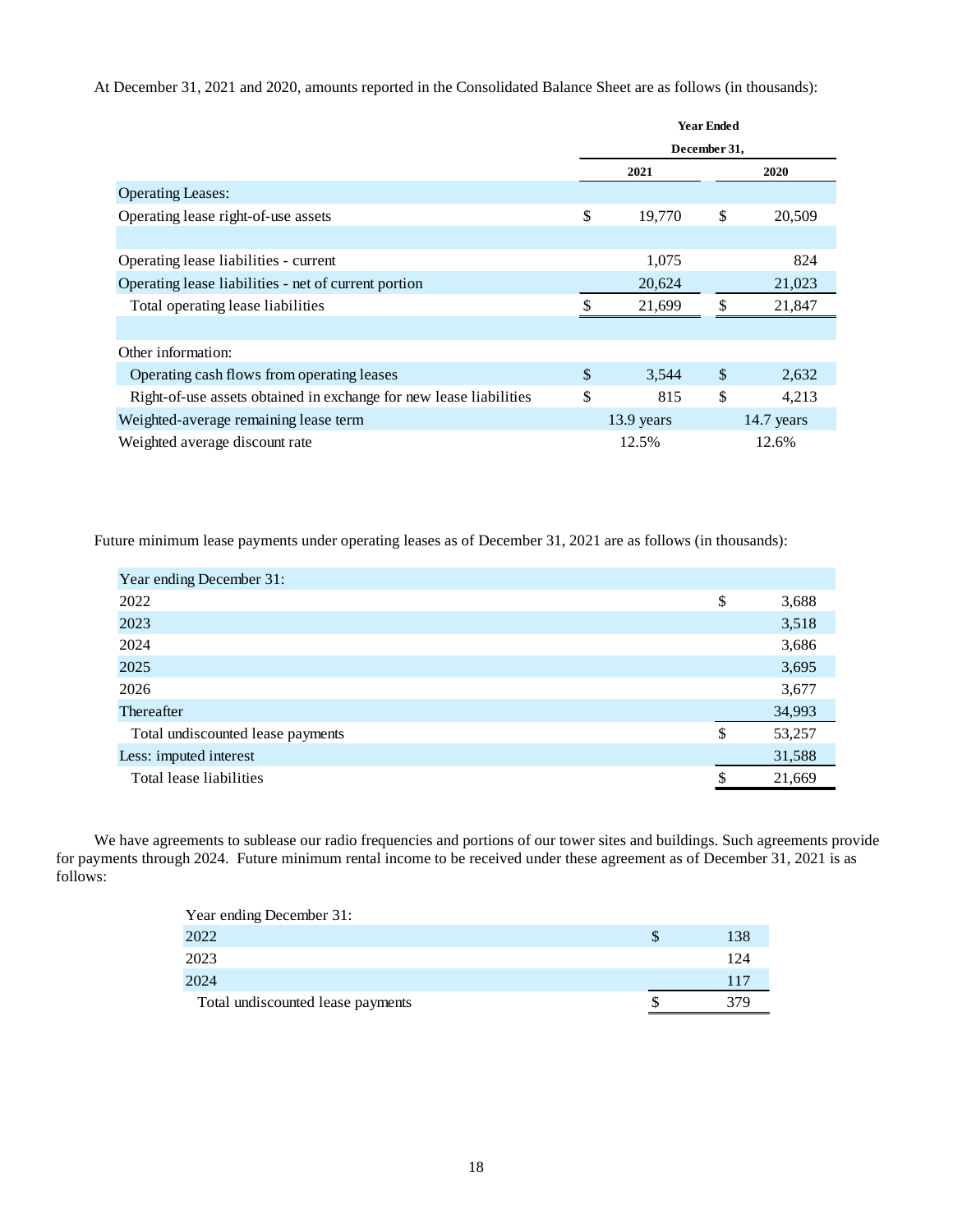At December 31, 2021 and 2020, amounts reported in the Consolidated Balance Sheet are as follows (in thousands):

| | Year Ended December 31, | |
|---|---|---|
| | 2021 | 2020 |
| Operating Leases: | | |
| Operating lease right-of-use assets | $ 19,770 | $ 20,509 |
| | | |
| Operating lease liabilities - current | 1,075 | 824 |
| Operating lease liabilities - net of current portion | 20,624 | 21,023 |
| Total operating lease liabilities | $ 21,699 | $ 21,847 |
| | | |
| Other information: | | |
| Operating cash flows from operating leases | $ 3,544 | $ 2,632 |
| Right-of-use assets obtained in exchange for new lease liabilities | $ 815 | $ 4,213 |
| Weighted-average remaining lease term | 13.9 years | 14.7 years |
| Weighted average discount rate | 12.5% | 12.6% |

Future minimum lease payments under operating leases as of December 31, 2021 are as follows (in thousands):

| Year ending December 31: | |
|---|---|
| 2022 | $ 3,688 |
| 2023 | 3,518 |
| 2024 | 3,686 |
| 2025 | 3,695 |
| 2026 | 3,677 |
| Thereafter | 34,993 |
| Total undiscounted lease payments | $ 53,257 |
| Less: imputed interest | 31,588 |
| Total lease liabilities | $ 21,669 |

We have agreements to sublease our radio frequencies and portions of our tower sites and buildings. Such agreements provide for payments through 2024. Future minimum rental income to be received under these agreement as of December 31, 2021 is as follows:

| Year ending December 31: | |
|---|---|
| 2022 | $ 138 |
| 2023 | 124 |
| 2024 | 117 |
| Total undiscounted lease payments | $ 379 |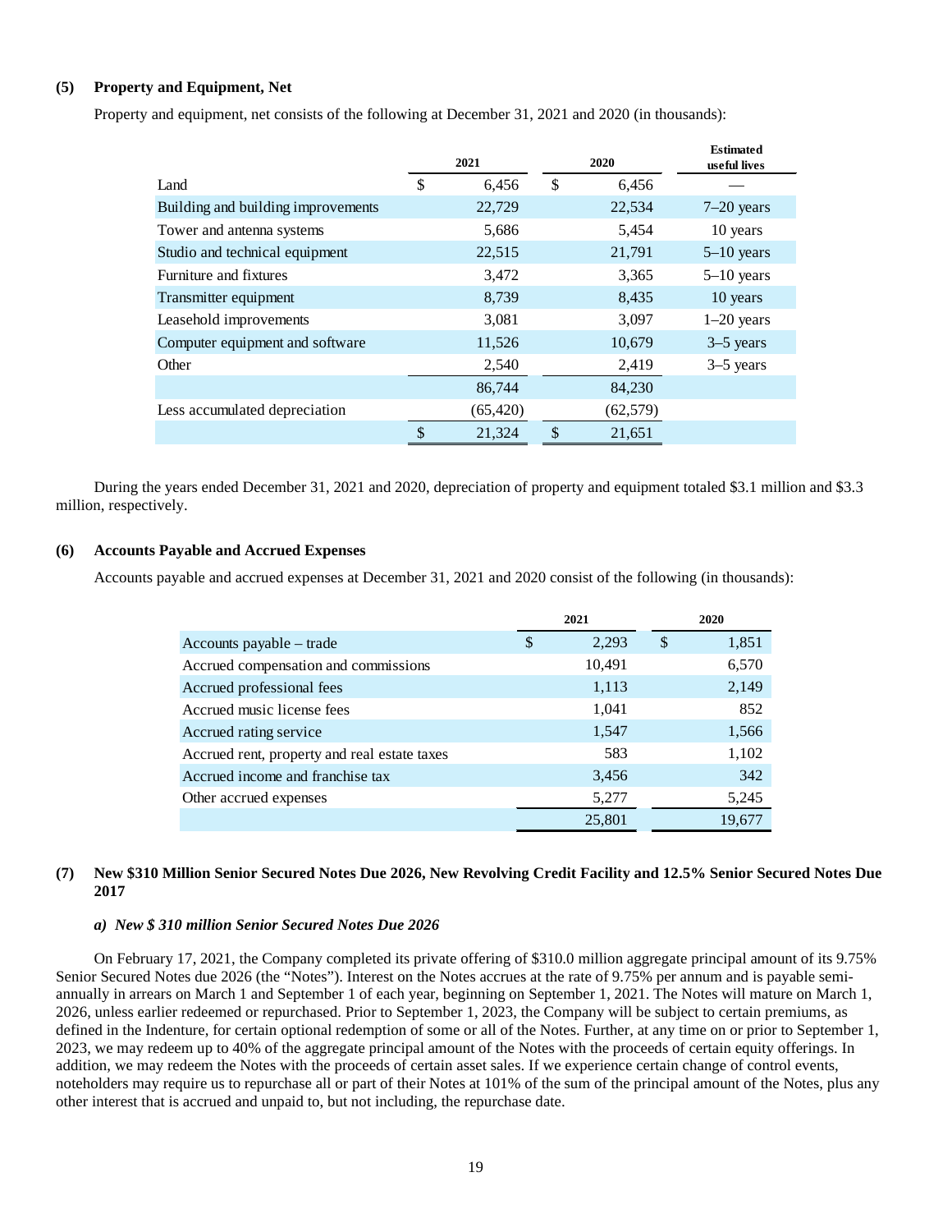### (5) Property and Equipment, Net

Property and equipment, net consists of the following at December 31, 2021 and 2020 (in thousands):

| | 2021 | 2020 | Estimated useful lives |
|---|---|---|---|
| Land | $ 6,456 | $ 6,456 | — |
| Building and building improvements | 22,729 | 22,534 | 7–20 years |
| Tower and antenna systems | 5,686 | 5,454 | 10 years |
| Studio and technical equipment | 22,515 | 21,791 | 5–10 years |
| Furniture and fixtures | 3,472 | 3,365 | 5–10 years |
| Transmitter equipment | 8,739 | 8,435 | 10 years |
| Leasehold improvements | 3,081 | 3,097 | 1–20 years |
| Computer equipment and software | 11,526 | 10,679 | 3–5 years |
| Other | 2,540 | 2,419 | 3–5 years |
| | 86,744 | 84,230 | |
| Less accumulated depreciation | (65,420) | (62,579) | |
| | $ 21,324 | $ 21,651 | |

During the years ended December 31, 2021 and 2020, depreciation of property and equipment totaled $3.1 million and $3.3 million, respectively.

### (6) Accounts Payable and Accrued Expenses

Accounts payable and accrued expenses at December 31, 2021 and 2020 consist of the following (in thousands):

| | 2021 | 2020 |
|---|---|---|
| Accounts payable – trade | $ 2,293 | $ 1,851 |
| Accrued compensation and commissions | 10,491 | 6,570 |
| Accrued professional fees | 1,113 | 2,149 |
| Accrued music license fees | 1,041 | 852 |
| Accrued rating service | 1,547 | 1,566 |
| Accrued rent, property and real estate taxes | 583 | 1,102 |
| Accrued income and franchise tax | 3,456 | 342 |
| Other accrued expenses | 5,277 | 5,245 |
| | 25,801 | 19,677 |

### (7) New $310 Million Senior Secured Notes Due 2026, New Revolving Credit Facility and 12.5% Senior Secured Notes Due 2017

***a) New $ 310 million Senior Secured Notes Due 2026***

On February 17, 2021, the Company completed its private offering of $310.0 million aggregate principal amount of its 9.75% Senior Secured Notes due 2026 (the "Notes"). Interest on the Notes accrues at the rate of 9.75% per annum and is payable semi-annually in arrears on March 1 and September 1 of each year, beginning on September 1, 2021. The Notes will mature on March 1, 2026, unless earlier redeemed or repurchased. Prior to September 1, 2023, the Company will be subject to certain premiums, as defined in the Indenture, for certain optional redemption of some or all of the Notes. Further, at any time on or prior to September 1, 2023, we may redeem up to 40% of the aggregate principal amount of the Notes with the proceeds of certain equity offerings. In addition, we may redeem the Notes with the proceeds of certain asset sales. If we experience certain change of control events, noteholders may require us to repurchase all or part of their Notes at 101% of the sum of the principal amount of the Notes, plus any other interest that is accrued and unpaid to, but not including, the repurchase date.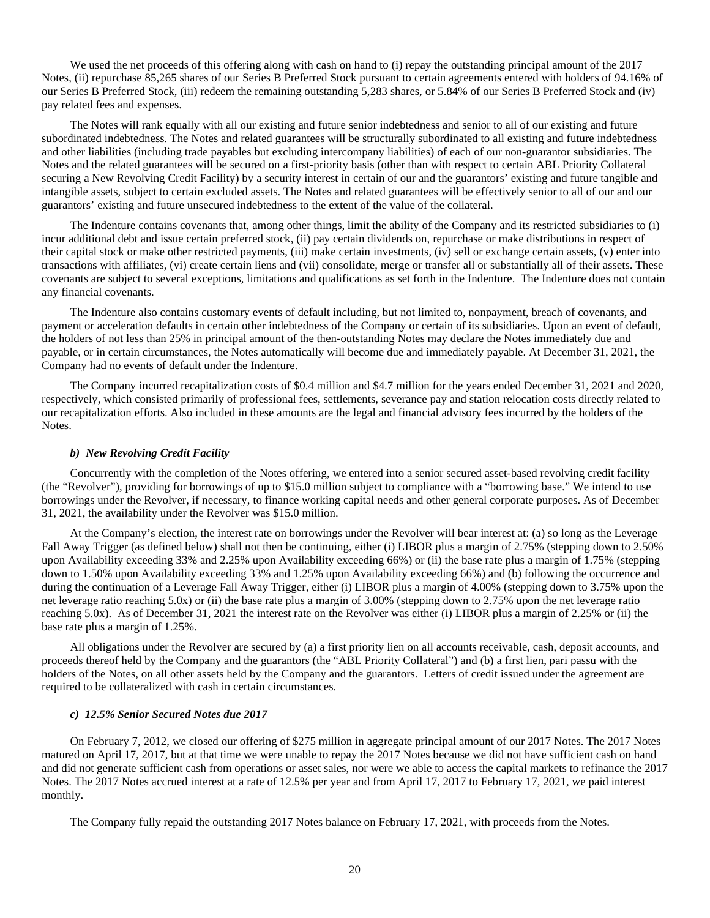We used the net proceeds of this offering along with cash on hand to (i) repay the outstanding principal amount of the 2017 Notes, (ii) repurchase 85,265 shares of our Series B Preferred Stock pursuant to certain agreements entered with holders of 94.16% of our Series B Preferred Stock, (iii) redeem the remaining outstanding 5,283 shares, or 5.84% of our Series B Preferred Stock and (iv) pay related fees and expenses.

The Notes will rank equally with all our existing and future senior indebtedness and senior to all of our existing and future subordinated indebtedness. The Notes and related guarantees will be structurally subordinated to all existing and future indebtedness and other liabilities (including trade payables but excluding intercompany liabilities) of each of our non-guarantor subsidiaries. The Notes and the related guarantees will be secured on a first-priority basis (other than with respect to certain ABL Priority Collateral securing a New Revolving Credit Facility) by a security interest in certain of our and the guarantors' existing and future tangible and intangible assets, subject to certain excluded assets. The Notes and related guarantees will be effectively senior to all of our and our guarantors' existing and future unsecured indebtedness to the extent of the value of the collateral.

The Indenture contains covenants that, among other things, limit the ability of the Company and its restricted subsidiaries to (i) incur additional debt and issue certain preferred stock, (ii) pay certain dividends on, repurchase or make distributions in respect of their capital stock or make other restricted payments, (iii) make certain investments, (iv) sell or exchange certain assets, (v) enter into transactions with affiliates, (vi) create certain liens and (vii) consolidate, merge or transfer all or substantially all of their assets. These covenants are subject to several exceptions, limitations and qualifications as set forth in the Indenture. The Indenture does not contain any financial covenants.

The Indenture also contains customary events of default including, but not limited to, nonpayment, breach of covenants, and payment or acceleration defaults in certain other indebtedness of the Company or certain of its subsidiaries. Upon an event of default, the holders of not less than 25% in principal amount of the then-outstanding Notes may declare the Notes immediately due and payable, or in certain circumstances, the Notes automatically will become due and immediately payable. At December 31, 2021, the Company had no events of default under the Indenture.

The Company incurred recapitalization costs of $0.4 million and $4.7 million for the years ended December 31, 2021 and 2020, respectively, which consisted primarily of professional fees, settlements, severance pay and station relocation costs directly related to our recapitalization efforts. Also included in these amounts are the legal and financial advisory fees incurred by the holders of the Notes.

### *b) New Revolving Credit Facility*

Concurrently with the completion of the Notes offering, we entered into a senior secured asset-based revolving credit facility (the "Revolver"), providing for borrowings of up to $15.0 million subject to compliance with a "borrowing base." We intend to use borrowings under the Revolver, if necessary, to finance working capital needs and other general corporate purposes. As of December 31, 2021, the availability under the Revolver was $15.0 million.

At the Company's election, the interest rate on borrowings under the Revolver will bear interest at: (a) so long as the Leverage Fall Away Trigger (as defined below) shall not then be continuing, either (i) LIBOR plus a margin of 2.75% (stepping down to 2.50% upon Availability exceeding 33% and 2.25% upon Availability exceeding 66%) or (ii) the base rate plus a margin of 1.75% (stepping down to 1.50% upon Availability exceeding 33% and 1.25% upon Availability exceeding 66%) and (b) following the occurrence and during the continuation of a Leverage Fall Away Trigger, either (i) LIBOR plus a margin of 4.00% (stepping down to 3.75% upon the net leverage ratio reaching 5.0x) or (ii) the base rate plus a margin of 3.00% (stepping down to 2.75% upon the net leverage ratio reaching 5.0x). As of December 31, 2021 the interest rate on the Revolver was either (i) LIBOR plus a margin of 2.25% or (ii) the base rate plus a margin of 1.25%.

All obligations under the Revolver are secured by (a) a first priority lien on all accounts receivable, cash, deposit accounts, and proceeds thereof held by the Company and the guarantors (the "ABL Priority Collateral") and (b) a first lien, pari passu with the holders of the Notes, on all other assets held by the Company and the guarantors. Letters of credit issued under the agreement are required to be collateralized with cash in certain circumstances.

### *c) 12.5% Senior Secured Notes due 2017*

On February 7, 2012, we closed our offering of $275 million in aggregate principal amount of our 2017 Notes. The 2017 Notes matured on April 17, 2017, but at that time we were unable to repay the 2017 Notes because we did not have sufficient cash on hand and did not generate sufficient cash from operations or asset sales, nor were we able to access the capital markets to refinance the 2017 Notes. The 2017 Notes accrued interest at a rate of 12.5% per year and from April 17, 2017 to February 17, 2021, we paid interest monthly.

The Company fully repaid the outstanding 2017 Notes balance on February 17, 2021, with proceeds from the Notes.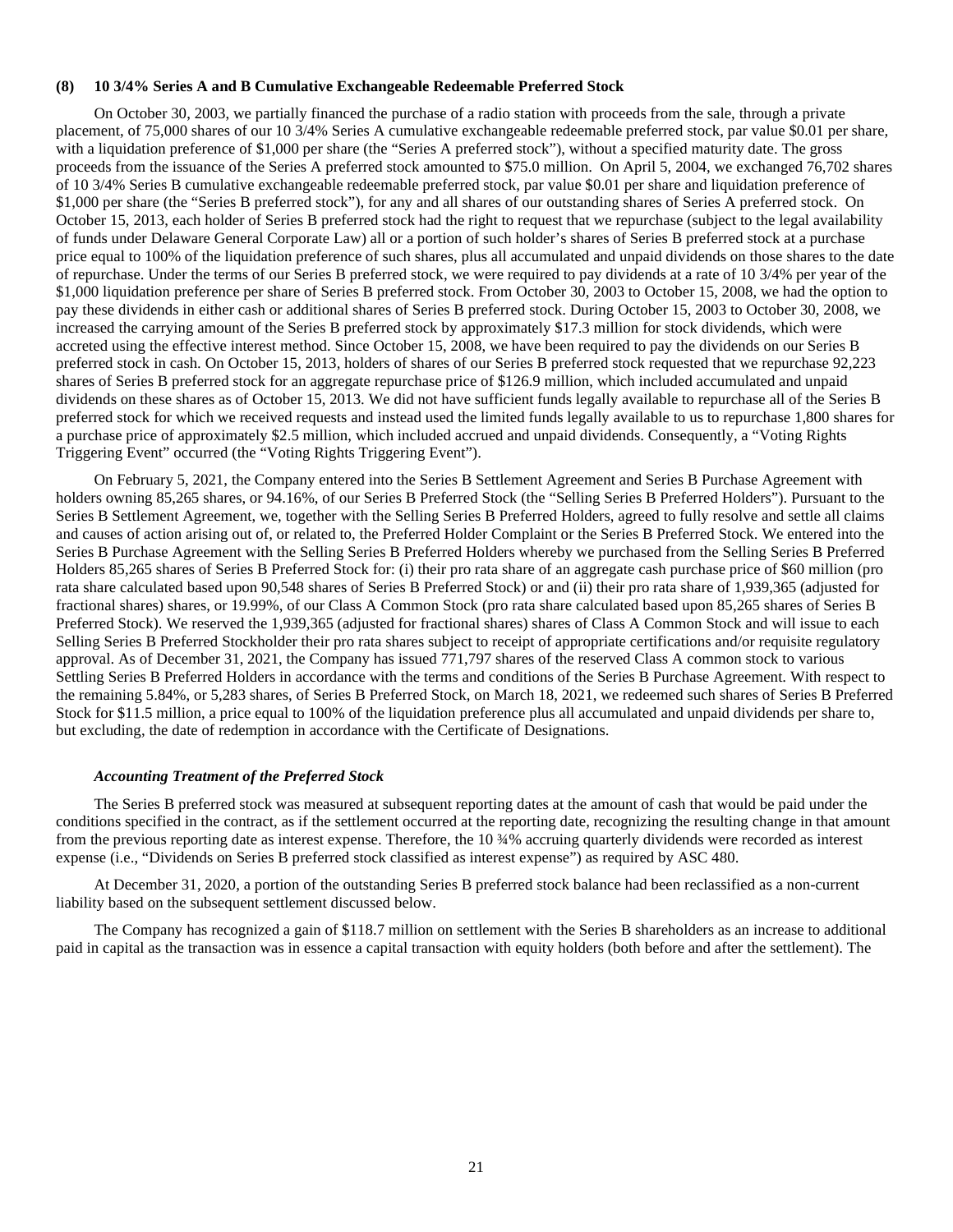## (8) 10 3/4% Series A and B Cumulative Exchangeable Redeemable Preferred Stock

On October 30, 2003, we partially financed the purchase of a radio station with proceeds from the sale, through a private placement, of 75,000 shares of our 10 3/4% Series A cumulative exchangeable redeemable preferred stock, par value $0.01 per share, with a liquidation preference of $1,000 per share (the "Series A preferred stock"), without a specified maturity date. The gross proceeds from the issuance of the Series A preferred stock amounted to $75.0 million. On April 5, 2004, we exchanged 76,702 shares of 10 3/4% Series B cumulative exchangeable redeemable preferred stock, par value $0.01 per share and liquidation preference of $1,000 per share (the "Series B preferred stock"), for any and all shares of our outstanding shares of Series A preferred stock. On October 15, 2013, each holder of Series B preferred stock had the right to request that we repurchase (subject to the legal availability of funds under Delaware General Corporate Law) all or a portion of such holder's shares of Series B preferred stock at a purchase price equal to 100% of the liquidation preference of such shares, plus all accumulated and unpaid dividends on those shares to the date of repurchase. Under the terms of our Series B preferred stock, we were required to pay dividends at a rate of 10 3/4% per year of the $1,000 liquidation preference per share of Series B preferred stock. From October 30, 2003 to October 15, 2008, we had the option to pay these dividends in either cash or additional shares of Series B preferred stock. During October 15, 2003 to October 30, 2008, we increased the carrying amount of the Series B preferred stock by approximately $17.3 million for stock dividends, which were accreted using the effective interest method. Since October 15, 2008, we have been required to pay the dividends on our Series B preferred stock in cash. On October 15, 2013, holders of shares of our Series B preferred stock requested that we repurchase 92,223 shares of Series B preferred stock for an aggregate repurchase price of $126.9 million, which included accumulated and unpaid dividends on these shares as of October 15, 2013. We did not have sufficient funds legally available to repurchase all of the Series B preferred stock for which we received requests and instead used the limited funds legally available to us to repurchase 1,800 shares for a purchase price of approximately $2.5 million, which included accrued and unpaid dividends. Consequently, a "Voting Rights Triggering Event" occurred (the "Voting Rights Triggering Event").

On February 5, 2021, the Company entered into the Series B Settlement Agreement and Series B Purchase Agreement with holders owning 85,265 shares, or 94.16%, of our Series B Preferred Stock (the "Selling Series B Preferred Holders"). Pursuant to the Series B Settlement Agreement, we, together with the Selling Series B Preferred Holders, agreed to fully resolve and settle all claims and causes of action arising out of, or related to, the Preferred Holder Complaint or the Series B Preferred Stock. We entered into the Series B Purchase Agreement with the Selling Series B Preferred Holders whereby we purchased from the Selling Series B Preferred Holders 85,265 shares of Series B Preferred Stock for: (i) their pro rata share of an aggregate cash purchase price of $60 million (pro rata share calculated based upon 90,548 shares of Series B Preferred Stock) or and (ii) their pro rata share of 1,939,365 (adjusted for fractional shares) shares, or 19.99%, of our Class A Common Stock (pro rata share calculated based upon 85,265 shares of Series B Preferred Stock). We reserved the 1,939,365 (adjusted for fractional shares) shares of Class A Common Stock and will issue to each Selling Series B Preferred Stockholder their pro rata shares subject to receipt of appropriate certifications and/or requisite regulatory approval. As of December 31, 2021, the Company has issued 771,797 shares of the reserved Class A common stock to various Settling Series B Preferred Holders in accordance with the terms and conditions of the Series B Purchase Agreement. With respect to the remaining 5.84%, or 5,283 shares, of Series B Preferred Stock, on March 18, 2021, we redeemed such shares of Series B Preferred Stock for $11.5 million, a price equal to 100% of the liquidation preference plus all accumulated and unpaid dividends per share to, but excluding, the date of redemption in accordance with the Certificate of Designations.

### *Accounting Treatment of the Preferred Stock*

The Series B preferred stock was measured at subsequent reporting dates at the amount of cash that would be paid under the conditions specified in the contract, as if the settlement occurred at the reporting date, recognizing the resulting change in that amount from the previous reporting date as interest expense. Therefore, the 10 ¾% accruing quarterly dividends were recorded as interest expense (i.e., "Dividends on Series B preferred stock classified as interest expense") as required by ASC 480.

At December 31, 2020, a portion of the outstanding Series B preferred stock balance had been reclassified as a non-current liability based on the subsequent settlement discussed below.

The Company has recognized a gain of $118.7 million on settlement with the Series B shareholders as an increase to additional paid in capital as the transaction was in essence a capital transaction with equity holders (both before and after the settlement). The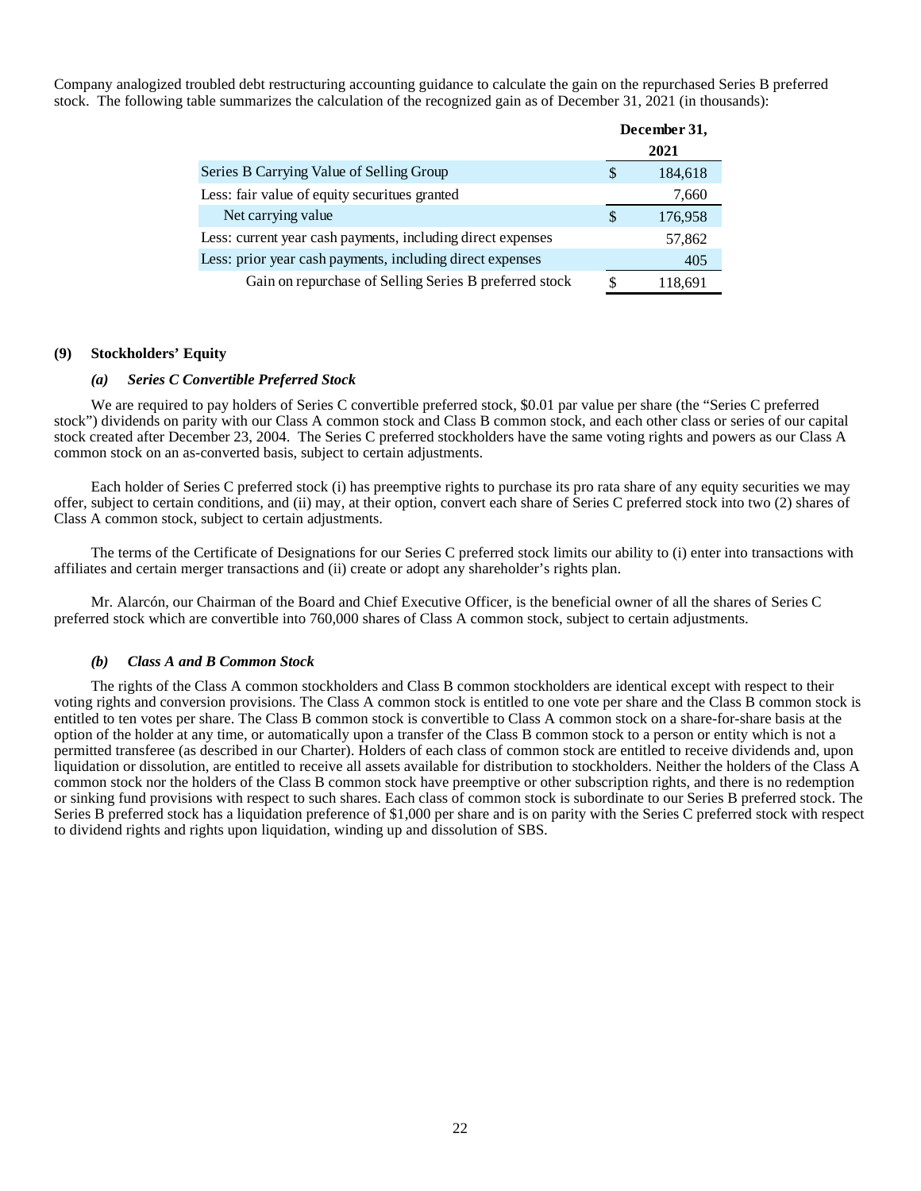Company analogized troubled debt restructuring accounting guidance to calculate the gain on the repurchased Series B preferred stock. The following table summarizes the calculation of the recognized gain as of December 31, 2021 (in thousands):

| | December 31, 2021 |
|---|---|
| Series B Carrying Value of Selling Group | $ 184,618 |
| Less: fair value of equity securitues granted | 7,660 |
| Net carrying value | $ 176,958 |
| Less: current year cash payments, including direct expenses | 57,862 |
| Less: prior year cash payments, including direct expenses | 405 |
| Gain on repurchase of Selling Series B preferred stock | $ 118,691 |

## (9) Stockholders' Equity

### *(a) Series C Convertible Preferred Stock*

We are required to pay holders of Series C convertible preferred stock, $0.01 par value per share (the "Series C preferred stock") dividends on parity with our Class A common stock and Class B common stock, and each other class or series of our capital stock created after December 23, 2004. The Series C preferred stockholders have the same voting rights and powers as our Class A common stock on an as-converted basis, subject to certain adjustments.

Each holder of Series C preferred stock (i) has preemptive rights to purchase its pro rata share of any equity securities we may offer, subject to certain conditions, and (ii) may, at their option, convert each share of Series C preferred stock into two (2) shares of Class A common stock, subject to certain adjustments.

The terms of the Certificate of Designations for our Series C preferred stock limits our ability to (i) enter into transactions with affiliates and certain merger transactions and (ii) create or adopt any shareholder's rights plan.

Mr. Alarcón, our Chairman of the Board and Chief Executive Officer, is the beneficial owner of all the shares of Series C preferred stock which are convertible into 760,000 shares of Class A common stock, subject to certain adjustments.

### *(b) Class A and B Common Stock*

The rights of the Class A common stockholders and Class B common stockholders are identical except with respect to their voting rights and conversion provisions. The Class A common stock is entitled to one vote per share and the Class B common stock is entitled to ten votes per share. The Class B common stock is convertible to Class A common stock on a share-for-share basis at the option of the holder at any time, or automatically upon a transfer of the Class B common stock to a person or entity which is not a permitted transferee (as described in our Charter). Holders of each class of common stock are entitled to receive dividends and, upon liquidation or dissolution, are entitled to receive all assets available for distribution to stockholders. Neither the holders of the Class A common stock nor the holders of the Class B common stock have preemptive or other subscription rights, and there is no redemption or sinking fund provisions with respect to such shares. Each class of common stock is subordinate to our Series B preferred stock. The Series B preferred stock has a liquidation preference of $1,000 per share and is on parity with the Series C preferred stock with respect to dividend rights and rights upon liquidation, winding up and dissolution of SBS.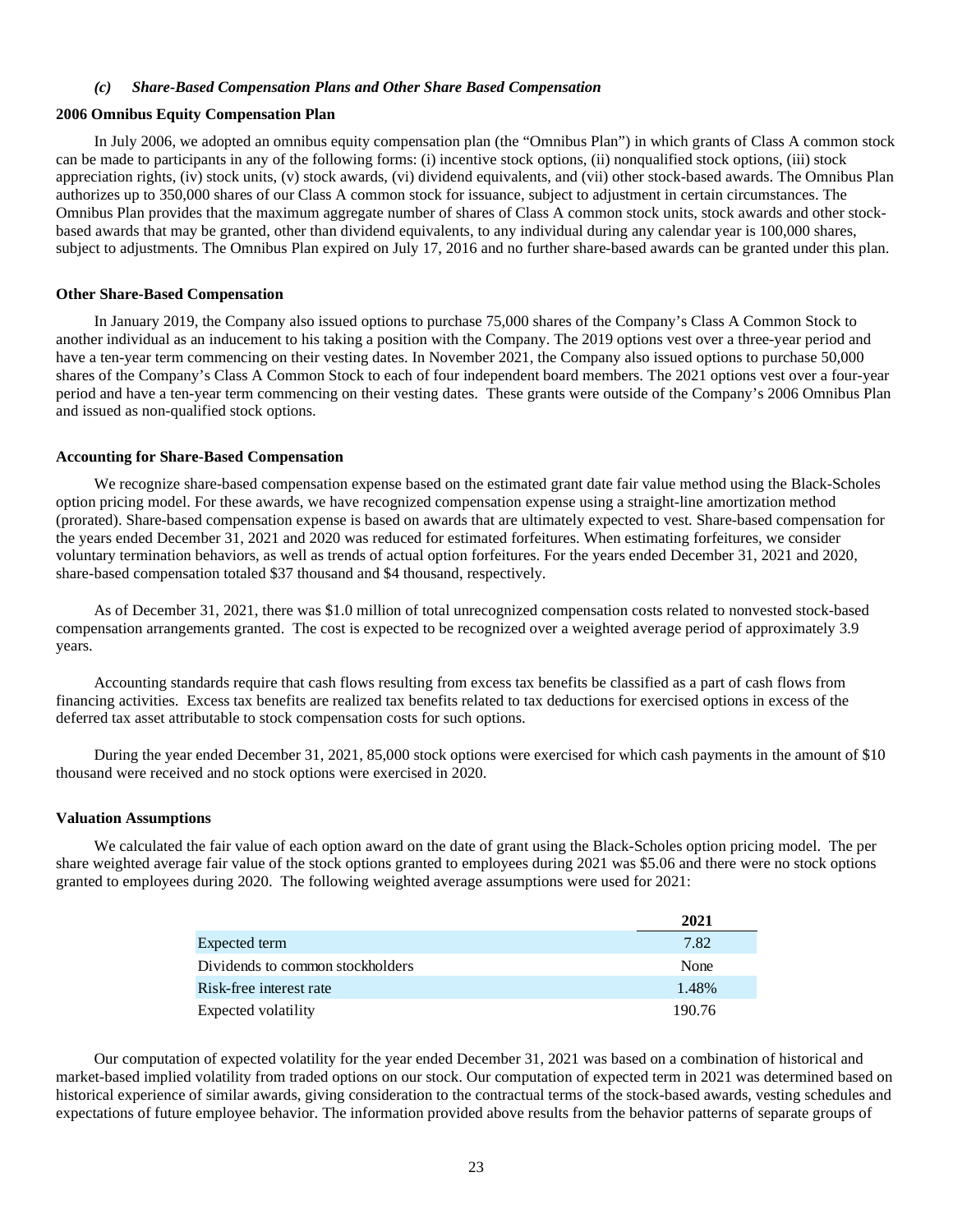### *(c) Share-Based Compensation Plans and Other Share Based Compensation*

**2006 Omnibus Equity Compensation Plan**

In July 2006, we adopted an omnibus equity compensation plan (the "Omnibus Plan") in which grants of Class A common stock can be made to participants in any of the following forms: (i) incentive stock options, (ii) nonqualified stock options, (iii) stock appreciation rights, (iv) stock units, (v) stock awards, (vi) dividend equivalents, and (vii) other stock-based awards. The Omnibus Plan authorizes up to 350,000 shares of our Class A common stock for issuance, subject to adjustment in certain circumstances. The Omnibus Plan provides that the maximum aggregate number of shares of Class A common stock units, stock awards and other stock-based awards that may be granted, other than dividend equivalents, to any individual during any calendar year is 100,000 shares, subject to adjustments. The Omnibus Plan expired on July 17, 2016 and no further share-based awards can be granted under this plan.

**Other Share-Based Compensation**

In January 2019, the Company also issued options to purchase 75,000 shares of the Company's Class A Common Stock to another individual as an inducement to his taking a position with the Company. The 2019 options vest over a three-year period and have a ten-year term commencing on their vesting dates. In November 2021, the Company also issued options to purchase 50,000 shares of the Company's Class A Common Stock to each of four independent board members. The 2021 options vest over a four-year period and have a ten-year term commencing on their vesting dates. These grants were outside of the Company's 2006 Omnibus Plan and issued as non-qualified stock options.

**Accounting for Share-Based Compensation**

We recognize share-based compensation expense based on the estimated grant date fair value method using the Black-Scholes option pricing model. For these awards, we have recognized compensation expense using a straight-line amortization method (prorated). Share-based compensation expense is based on awards that are ultimately expected to vest. Share-based compensation for the years ended December 31, 2021 and 2020 was reduced for estimated forfeitures. When estimating forfeitures, we consider voluntary termination behaviors, as well as trends of actual option forfeitures. For the years ended December 31, 2021 and 2020, share-based compensation totaled $37 thousand and $4 thousand, respectively.

As of December 31, 2021, there was $1.0 million of total unrecognized compensation costs related to nonvested stock-based compensation arrangements granted. The cost is expected to be recognized over a weighted average period of approximately 3.9 years.

Accounting standards require that cash flows resulting from excess tax benefits be classified as a part of cash flows from financing activities. Excess tax benefits are realized tax benefits related to tax deductions for exercised options in excess of the deferred tax asset attributable to stock compensation costs for such options.

During the year ended December 31, 2021, 85,000 stock options were exercised for which cash payments in the amount of $10 thousand were received and no stock options were exercised in 2020.

**Valuation Assumptions**

We calculated the fair value of each option award on the date of grant using the Black-Scholes option pricing model. The per share weighted average fair value of the stock options granted to employees during 2021 was $5.06 and there were no stock options granted to employees during 2020. The following weighted average assumptions were used for 2021:

| | 2021 |
|---|---|
| Expected term | 7.82 |
| Dividends to common stockholders | None |
| Risk-free interest rate | 1.48% |
| Expected volatility | 190.76 |

Our computation of expected volatility for the year ended December 31, 2021 was based on a combination of historical and market-based implied volatility from traded options on our stock. Our computation of expected term in 2021 was determined based on historical experience of similar awards, giving consideration to the contractual terms of the stock-based awards, vesting schedules and expectations of future employee behavior. The information provided above results from the behavior patterns of separate groups of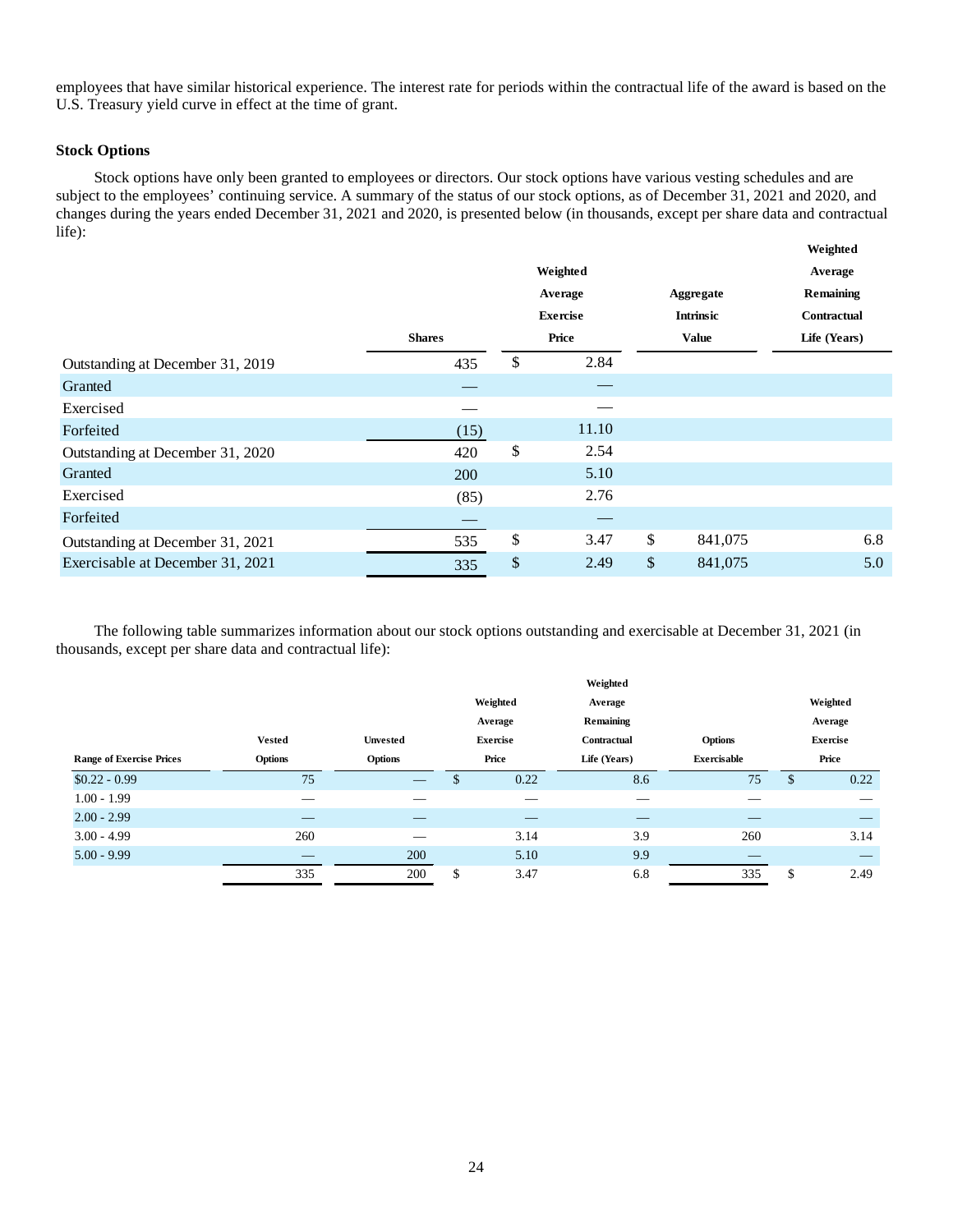employees that have similar historical experience. The interest rate for periods within the contractual life of the award is based on the U.S. Treasury yield curve in effect at the time of grant.

**Stock Options**

Stock options have only been granted to employees or directors. Our stock options have various vesting schedules and are subject to the employees' continuing service. A summary of the status of our stock options, as of December 31, 2021 and 2020, and changes during the years ended December 31, 2021 and 2020, is presented below (in thousands, except per share data and contractual life):

| | Shares | Weighted Average Exercise Price | Aggregate Intrinsic Value | Weighted Average Remaining Contractual Life (Years) |
|---|---|---|---|---|
| Outstanding at December 31, 2019 | 435 | $ 2.84 | | |
| Granted | — | — | | |
| Exercised | — | — | | |
| Forfeited | (15) | 11.10 | | |
| Outstanding at December 31, 2020 | 420 | $ 2.54 | | |
| Granted | 200 | 5.10 | | |
| Exercised | (85) | 2.76 | | |
| Forfeited | — | — | | |
| Outstanding at December 31, 2021 | 535 | $ 3.47 | $ 841,075 | 6.8 |
| Exercisable at December 31, 2021 | 335 | $ 2.49 | $ 841,075 | 5.0 |

The following table summarizes information about our stock options outstanding and exercisable at December 31, 2021 (in thousands, except per share data and contractual life):

| Range of Exercise Prices | Vested Options | Unvested Options | Weighted Average Exercise Price | Weighted Average Remaining Contractual Life (Years) | Options Exercisable | Weighted Average Exercise Price |
|---|---|---|---|---|---|---|
| $0.22 - 0.99 | 75 | — | $ 0.22 | 8.6 | 75 | $ 0.22 |
| 1.00 - 1.99 | — | — | — | — | — | — |
| 2.00 - 2.99 | — | — | — | — | — | — |
| 3.00 - 4.99 | 260 | — | 3.14 | 3.9 | 260 | 3.14 |
| 5.00 - 9.99 | — | 200 | 5.10 | 9.9 | — | — |
| | 335 | 200 | $ 3.47 | 6.8 | 335 | $ 2.49 |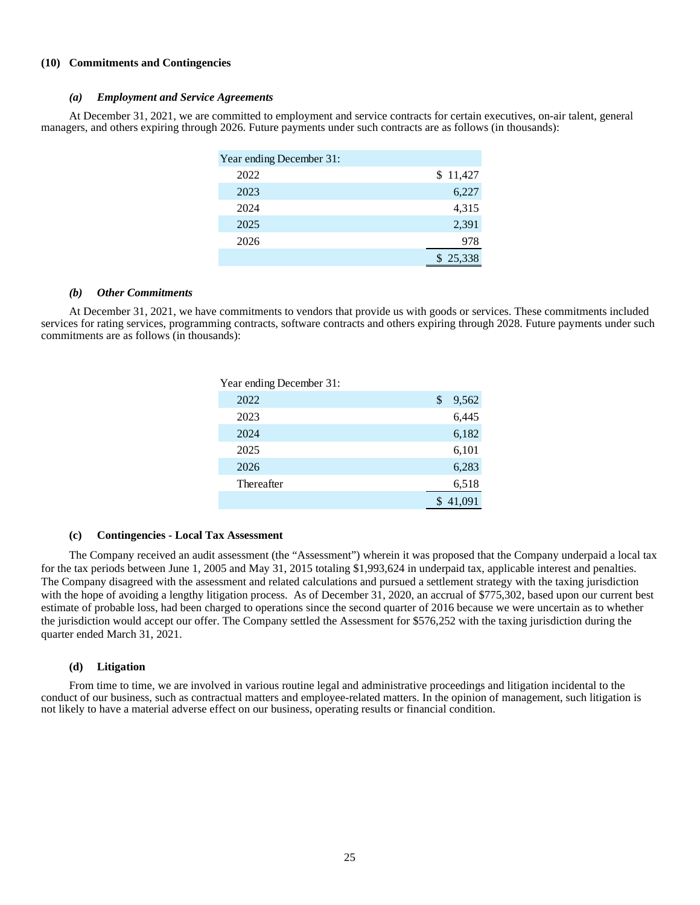### (10) Commitments and Contingencies

#### *(a) Employment and Service Agreements*

At December 31, 2021, we are committed to employment and service contracts for certain executives, on-air talent, general managers, and others expiring through 2026. Future payments under such contracts are as follows (in thousands):

| Year ending December 31: | |
|---|---|
| 2022 | $ 11,427 |
| 2023 | 6,227 |
| 2024 | 4,315 |
| 2025 | 2,391 |
| 2026 | 978 |
| | $ 25,338 |

#### *(b) Other Commitments*

At December 31, 2021, we have commitments to vendors that provide us with goods or services. These commitments included services for rating services, programming contracts, software contracts and others expiring through 2028. Future payments under such commitments are as follows (in thousands):

| Year ending December 31: | |
|---|---|
| 2022 | $ 9,562 |
| 2023 | 6,445 |
| 2024 | 6,182 |
| 2025 | 6,101 |
| 2026 | 6,283 |
| Thereafter | 6,518 |
| | $ 41,091 |

#### (c) Contingencies - Local Tax Assessment

The Company received an audit assessment (the "Assessment") wherein it was proposed that the Company underpaid a local tax for the tax periods between June 1, 2005 and May 31, 2015 totaling $1,993,624 in underpaid tax, applicable interest and penalties. The Company disagreed with the assessment and related calculations and pursued a settlement strategy with the taxing jurisdiction with the hope of avoiding a lengthy litigation process. As of December 31, 2020, an accrual of $775,302, based upon our current best estimate of probable loss, had been charged to operations since the second quarter of 2016 because we were uncertain as to whether the jurisdiction would accept our offer. The Company settled the Assessment for $576,252 with the taxing jurisdiction during the quarter ended March 31, 2021.

#### (d) Litigation

From time to time, we are involved in various routine legal and administrative proceedings and litigation incidental to the conduct of our business, such as contractual matters and employee-related matters. In the opinion of management, such litigation is not likely to have a material adverse effect on our business, operating results or financial condition.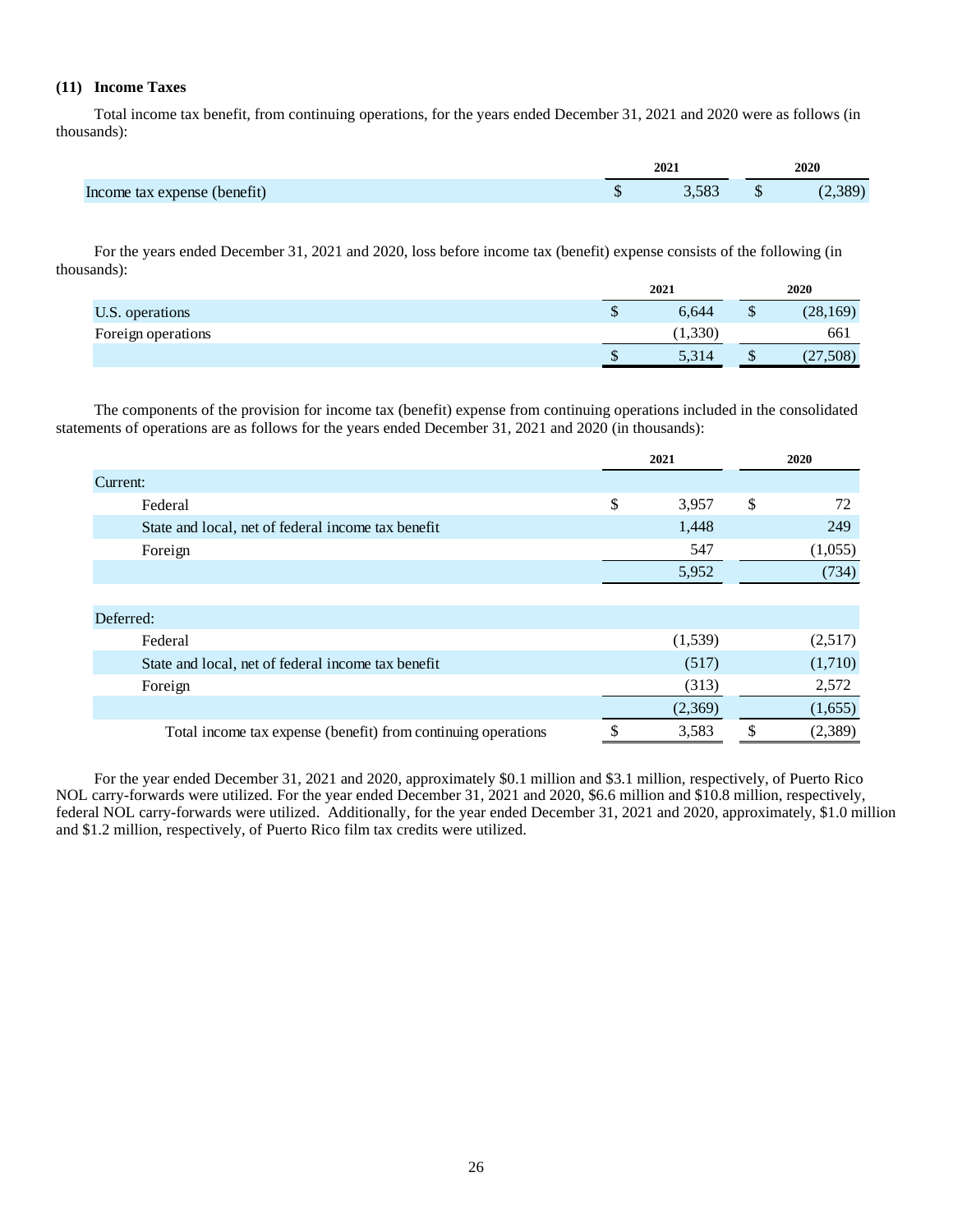### (11) Income Taxes

Total income tax benefit, from continuing operations, for the years ended December 31, 2021 and 2020 were as follows (in thousands):

| | 2021 | 2020 |
|---|---|---|
| Income tax expense (benefit) | $ 3,583 | $ (2,389) |

For the years ended December 31, 2021 and 2020, loss before income tax (benefit) expense consists of the following (in thousands):

| | 2021 | 2020 |
|---|---|---|
| U.S. operations | $ 6,644 | $ (28,169) |
| Foreign operations | (1,330) | 661 |
| | $ 5,314 | $ (27,508) |

The components of the provision for income tax (benefit) expense from continuing operations included in the consolidated statements of operations are as follows for the years ended December 31, 2021 and 2020 (in thousands):

| | 2021 | 2020 |
|---|---|---|
| Current: | | |
| Federal | $ 3,957 | $ 72 |
| State and local, net of federal income tax benefit | 1,448 | 249 |
| Foreign | 547 | (1,055) |
| | 5,952 | (734) |
| Deferred: | | |
| Federal | (1,539) | (2,517) |
| State and local, net of federal income tax benefit | (517) | (1,710) |
| Foreign | (313) | 2,572 |
| | (2,369) | (1,655) |
| Total income tax expense (benefit) from continuing operations | $ 3,583 | $ (2,389) |

For the year ended December 31, 2021 and 2020, approximately $0.1 million and $3.1 million, respectively, of Puerto Rico NOL carry-forwards were utilized. For the year ended December 31, 2021 and 2020, $6.6 million and $10.8 million, respectively, federal NOL carry-forwards were utilized. Additionally, for the year ended December 31, 2021 and 2020, approximately, $1.0 million and $1.2 million, respectively, of Puerto Rico film tax credits were utilized.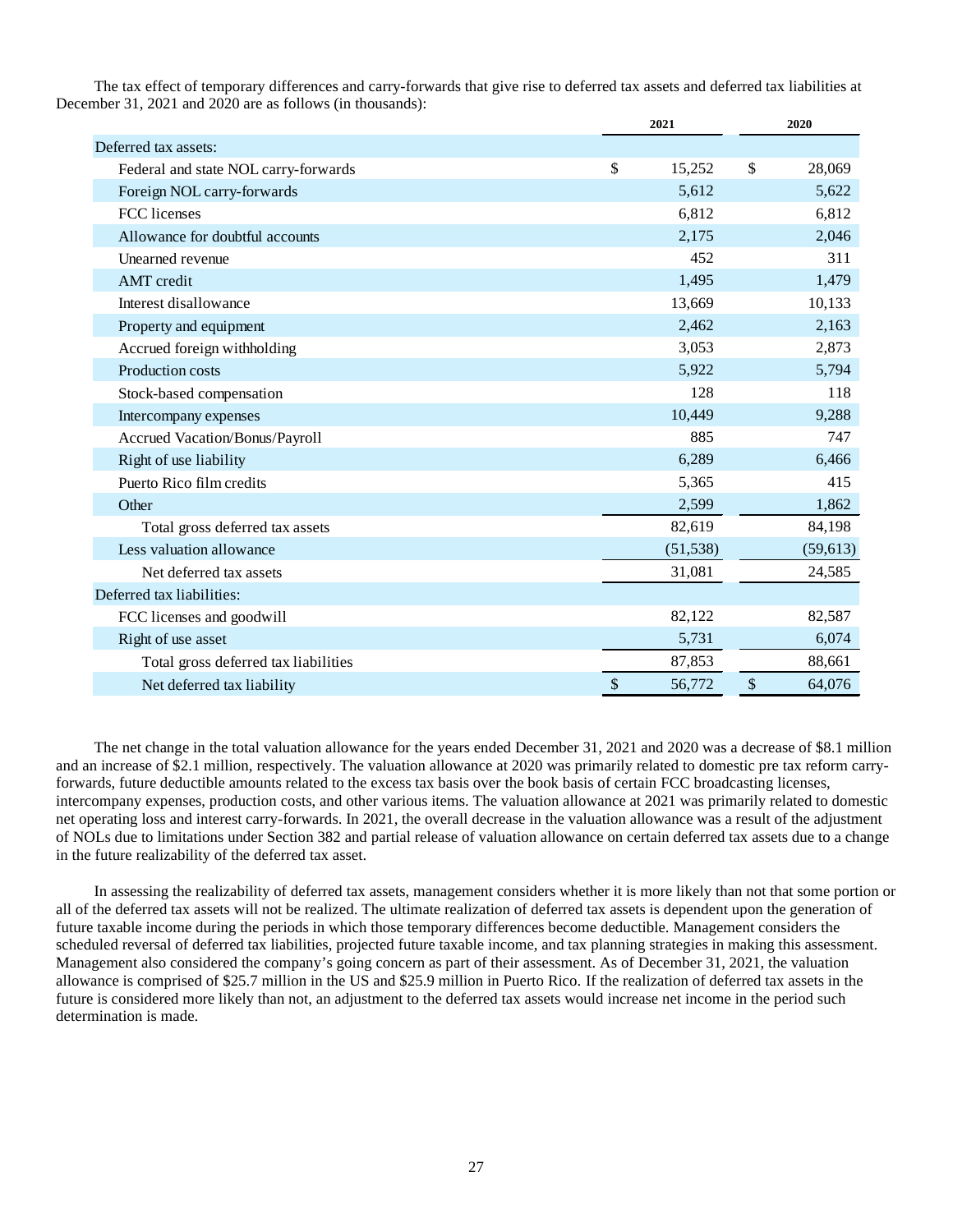The tax effect of temporary differences and carry-forwards that give rise to deferred tax assets and deferred tax liabilities at December 31, 2021 and 2020 are as follows (in thousands):

| | 2021 | 2020 |
|---|---|---|
| Deferred tax assets: | | |
| Federal and state NOL carry-forwards | $ 15,252 | $ 28,069 |
| Foreign NOL carry-forwards | 5,612 | 5,622 |
| FCC licenses | 6,812 | 6,812 |
| Allowance for doubtful accounts | 2,175 | 2,046 |
| Unearned revenue | 452 | 311 |
| AMT credit | 1,495 | 1,479 |
| Interest disallowance | 13,669 | 10,133 |
| Property and equipment | 2,462 | 2,163 |
| Accrued foreign withholding | 3,053 | 2,873 |
| Production costs | 5,922 | 5,794 |
| Stock-based compensation | 128 | 118 |
| Intercompany expenses | 10,449 | 9,288 |
| Accrued Vacation/Bonus/Payroll | 885 | 747 |
| Right of use liability | 6,289 | 6,466 |
| Puerto Rico film credits | 5,365 | 415 |
| Other | 2,599 | 1,862 |
| Total gross deferred tax assets | 82,619 | 84,198 |
| Less valuation allowance | (51,538) | (59,613) |
| Net deferred tax assets | 31,081 | 24,585 |
| Deferred tax liabilities: | | |
| FCC licenses and goodwill | 82,122 | 82,587 |
| Right of use asset | 5,731 | 6,074 |
| Total gross deferred tax liabilities | 87,853 | 88,661 |
| Net deferred tax liability | $ 56,772 | $ 64,076 |

The net change in the total valuation allowance for the years ended December 31, 2021 and 2020 was a decrease of $8.1 million and an increase of $2.1 million, respectively. The valuation allowance at 2020 was primarily related to domestic pre tax reform carry-forwards, future deductible amounts related to the excess tax basis over the book basis of certain FCC broadcasting licenses, intercompany expenses, production costs, and other various items. The valuation allowance at 2021 was primarily related to domestic net operating loss and interest carry-forwards. In 2021, the overall decrease in the valuation allowance was a result of the adjustment of NOLs due to limitations under Section 382 and partial release of valuation allowance on certain deferred tax assets due to a change in the future realizability of the deferred tax asset.

In assessing the realizability of deferred tax assets, management considers whether it is more likely than not that some portion or all of the deferred tax assets will not be realized. The ultimate realization of deferred tax assets is dependent upon the generation of future taxable income during the periods in which those temporary differences become deductible. Management considers the scheduled reversal of deferred tax liabilities, projected future taxable income, and tax planning strategies in making this assessment. Management also considered the company's going concern as part of their assessment. As of December 31, 2021, the valuation allowance is comprised of $25.7 million in the US and $25.9 million in Puerto Rico. If the realization of deferred tax assets in the future is considered more likely than not, an adjustment to the deferred tax assets would increase net income in the period such determination is made.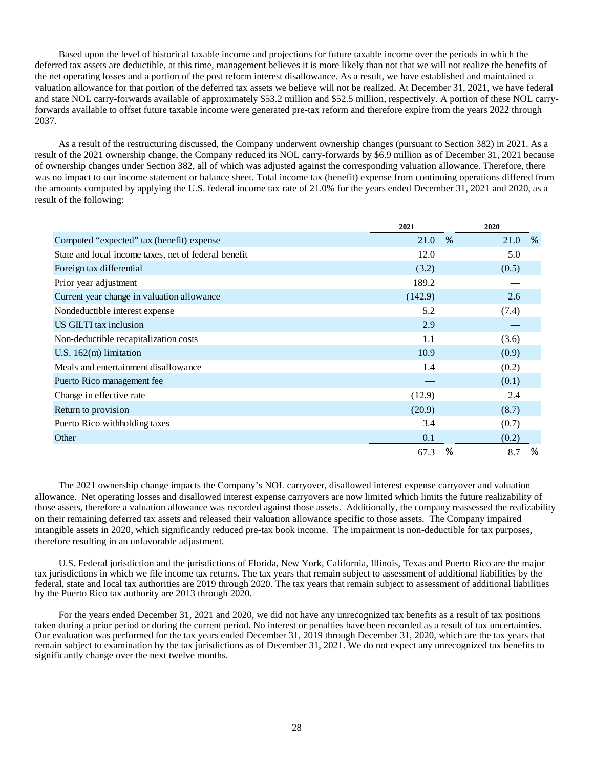Based upon the level of historical taxable income and projections for future taxable income over the periods in which the deferred tax assets are deductible, at this time, management believes it is more likely than not that we will not realize the benefits of the net operating losses and a portion of the post reform interest disallowance. As a result, we have established and maintained a valuation allowance for that portion of the deferred tax assets we believe will not be realized. At December 31, 2021, we have federal and state NOL carry-forwards available of approximately $53.2 million and $52.5 million, respectively. A portion of these NOL carry-forwards available to offset future taxable income were generated pre-tax reform and therefore expire from the years 2022 through 2037.

As a result of the restructuring discussed, the Company underwent ownership changes (pursuant to Section 382) in 2021. As a result of the 2021 ownership change, the Company reduced its NOL carry-forwards by $6.9 million as of December 31, 2021 because of ownership changes under Section 382, all of which was adjusted against the corresponding valuation allowance. Therefore, there was no impact to our income statement or balance sheet. Total income tax (benefit) expense from continuing operations differed from the amounts computed by applying the U.S. federal income tax rate of 21.0% for the years ended December 31, 2021 and 2020, as a result of the following:

| | 2021 | 2020 |
|---|---|---|
| Computed "expected" tax (benefit) expense | 21.0 % | 21.0 % |
| State and local income taxes, net of federal benefit | 12.0 | 5.0 |
| Foreign tax differential | (3.2) | (0.5) |
| Prior year adjustment | 189.2 | — |
| Current year change in valuation allowance | (142.9) | 2.6 |
| Nondeductible interest expense | 5.2 | (7.4) |
| US GILTI tax inclusion | 2.9 | — |
| Non-deductible recapitalization costs | 1.1 | (3.6) |
| U.S. 162(m) limitation | 10.9 | (0.9) |
| Meals and entertainment disallowance | 1.4 | (0.2) |
| Puerto Rico management fee | — | (0.1) |
| Change in effective rate | (12.9) | 2.4 |
| Return to provision | (20.9) | (8.7) |
| Puerto Rico withholding taxes | 3.4 | (0.7) |
| Other | 0.1 | (0.2) |
| | 67.3 % | 8.7 % |

The 2021 ownership change impacts the Company's NOL carryover, disallowed interest expense carryover and valuation allowance. Net operating losses and disallowed interest expense carryovers are now limited which limits the future realizability of those assets, therefore a valuation allowance was recorded against those assets. Additionally, the company reassessed the realizability on their remaining deferred tax assets and released their valuation allowance specific to those assets. The Company impaired intangible assets in 2020, which significantly reduced pre-tax book income. The impairment is non-deductible for tax purposes, therefore resulting in an unfavorable adjustment.

U.S. Federal jurisdiction and the jurisdictions of Florida, New York, California, Illinois, Texas and Puerto Rico are the major tax jurisdictions in which we file income tax returns. The tax years that remain subject to assessment of additional liabilities by the federal, state and local tax authorities are 2019 through 2020. The tax years that remain subject to assessment of additional liabilities by the Puerto Rico tax authority are 2013 through 2020.

For the years ended December 31, 2021 and 2020, we did not have any unrecognized tax benefits as a result of tax positions taken during a prior period or during the current period. No interest or penalties have been recorded as a result of tax uncertainties. Our evaluation was performed for the tax years ended December 31, 2019 through December 31, 2020, which are the tax years that remain subject to examination by the tax jurisdictions as of December 31, 2021. We do not expect any unrecognized tax benefits to significantly change over the next twelve months.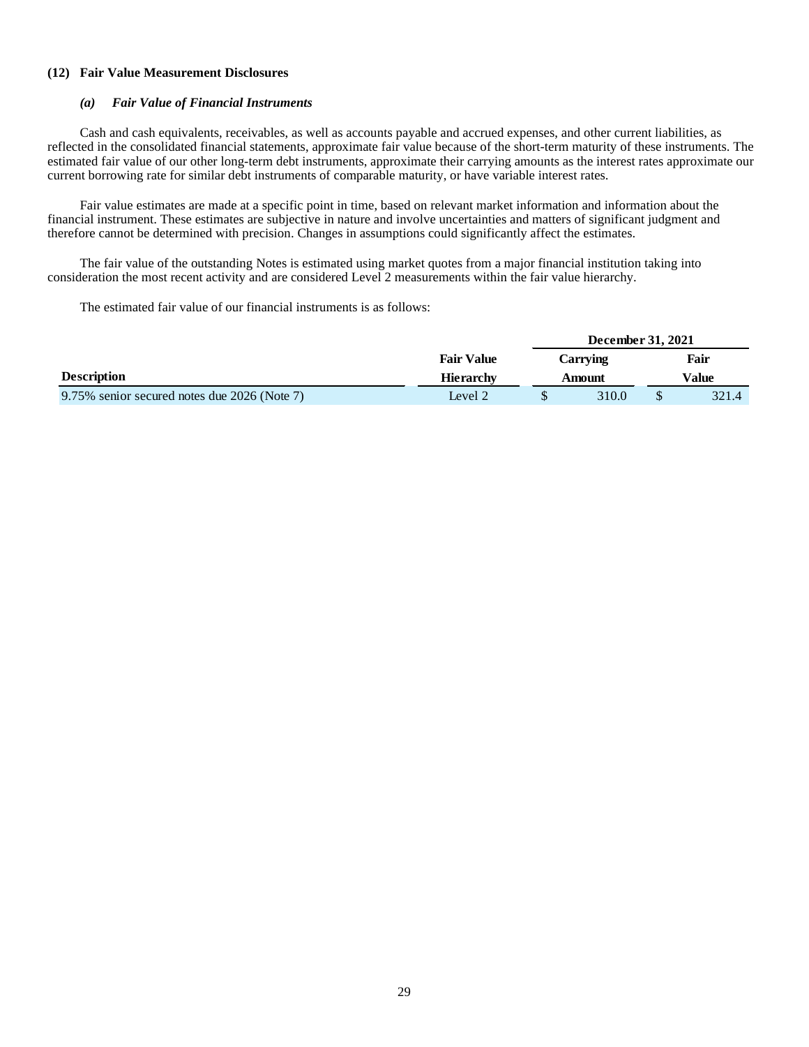### (12) Fair Value Measurement Disclosures

#### *(a) Fair Value of Financial Instruments*

Cash and cash equivalents, receivables, as well as accounts payable and accrued expenses, and other current liabilities, as reflected in the consolidated financial statements, approximate fair value because of the short-term maturity of these instruments. The estimated fair value of our other long-term debt instruments, approximate their carrying amounts as the interest rates approximate our current borrowing rate for similar debt instruments of comparable maturity, or have variable interest rates.

Fair value estimates are made at a specific point in time, based on relevant market information and information about the financial instrument. These estimates are subjective in nature and involve uncertainties and matters of significant judgment and therefore cannot be determined with precision. Changes in assumptions could significantly affect the estimates.

The fair value of the outstanding Notes is estimated using market quotes from a major financial institution taking into consideration the most recent activity and are considered Level 2 measurements within the fair value hierarchy.

The estimated fair value of our financial instruments is as follows:

| | | December 31, 2021 | |
|---|---|---|---|
| **Description** | **Fair Value Hierarchy** | **Carrying Amount** | **Fair Value** |
| 9.75% senior secured notes due 2026 (Note 7) | Level 2 | $ 310.0 | $ 321.4 |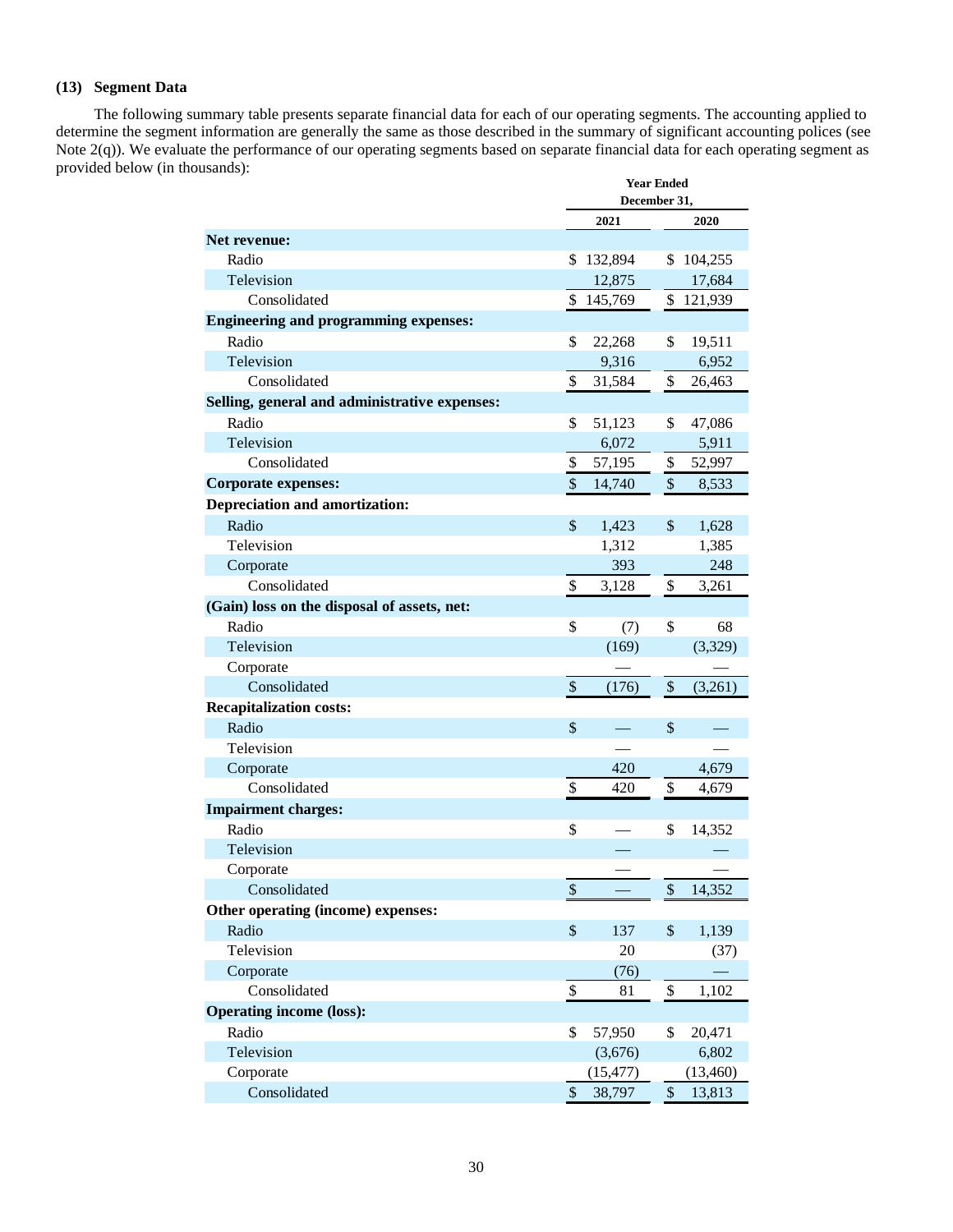### (13) Segment Data

The following summary table presents separate financial data for each of our operating segments. The accounting applied to determine the segment information are generally the same as those described in the summary of significant accounting polices (see Note 2(q)). We evaluate the performance of our operating segments based on separate financial data for each operating segment as provided below (in thousands):

| | Year Ended December 31, | |
|---|---|---|
| | 2021 | 2020 |
| **Net revenue:** | | |
| Radio | $ 132,894 | $ 104,255 |
| Television | 12,875 | 17,684 |
| Consolidated | $ 145,769 | $ 121,939 |
| **Engineering and programming expenses:** | | |
| Radio | $ 22,268 | $ 19,511 |
| Television | 9,316 | 6,952 |
| Consolidated | $ 31,584 | $ 26,463 |
| **Selling, general and administrative expenses:** | | |
| Radio | $ 51,123 | $ 47,086 |
| Television | 6,072 | 5,911 |
| Consolidated | $ 57,195 | $ 52,997 |
| **Corporate expenses:** | $ 14,740 | $ 8,533 |
| **Depreciation and amortization:** | | |
| Radio | $ 1,423 | $ 1,628 |
| Television | 1,312 | 1,385 |
| Corporate | 393 | 248 |
| Consolidated | $ 3,128 | $ 3,261 |
| **(Gain) loss on the disposal of assets, net:** | | |
| Radio | $ (7) | $ 68 |
| Television | (169) | (3,329) |
| Corporate | — | — |
| Consolidated | $ (176) | $ (3,261) |
| **Recapitalization costs:** | | |
| Radio | $ — | $ — |
| Television | — | — |
| Corporate | 420 | 4,679 |
| Consolidated | $ 420 | $ 4,679 |
| **Impairment charges:** | | |
| Radio | $ — | $ 14,352 |
| Television | — | — |
| Corporate | — | — |
| Consolidated | $ — | $ 14,352 |
| **Other operating (income) expenses:** | | |
| Radio | $ 137 | $ 1,139 |
| Television | 20 | (37) |
| Corporate | (76) | — |
| Consolidated | $ 81 | $ 1,102 |
| **Operating income (loss):** | | |
| Radio | $ 57,950 | $ 20,471 |
| Television | (3,676) | 6,802 |
| Corporate | (15,477) | (13,460) |
| Consolidated | $ 38,797 | $ 13,813 |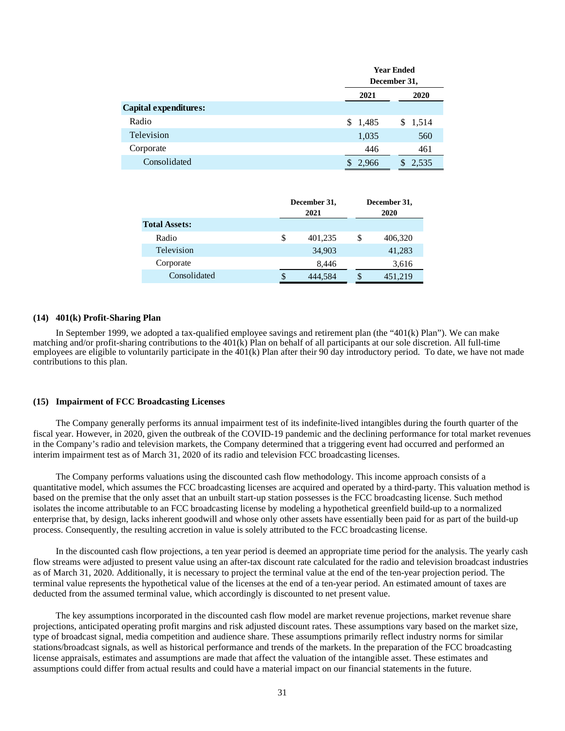| | Year Ended December 31, | |
|---|---|---|
| | 2021 | 2020 |
| **Capital expenditures:** | | |
| Radio | $ 1,485 | $ 1,514 |
| Television | 1,035 | 560 |
| Corporate | 446 | 461 |
| Consolidated | $ 2,966 | $ 2,535 |

| | December 31, 2021 | December 31, 2020 |
|---|---|---|
| **Total Assets:** | | |
| Radio | $ 401,235 | $ 406,320 |
| Television | 34,903 | 41,283 |
| Corporate | 8,446 | 3,616 |
| Consolidated | $ 444,584 | $ 451,219 |

### (14) 401(k) Profit-Sharing Plan

In September 1999, we adopted a tax-qualified employee savings and retirement plan (the "401(k) Plan"). We can make matching and/or profit-sharing contributions to the 401(k) Plan on behalf of all participants at our sole discretion. All full-time employees are eligible to voluntarily participate in the 401(k) Plan after their 90 day introductory period. To date, we have not made contributions to this plan.

### (15) Impairment of FCC Broadcasting Licenses

The Company generally performs its annual impairment test of its indefinite-lived intangibles during the fourth quarter of the fiscal year. However, in 2020, given the outbreak of the COVID-19 pandemic and the declining performance for total market revenues in the Company's radio and television markets, the Company determined that a triggering event had occurred and performed an interim impairment test as of March 31, 2020 of its radio and television FCC broadcasting licenses.

The Company performs valuations using the discounted cash flow methodology. This income approach consists of a quantitative model, which assumes the FCC broadcasting licenses are acquired and operated by a third-party. This valuation method is based on the premise that the only asset that an unbuilt start-up station possesses is the FCC broadcasting license. Such method isolates the income attributable to an FCC broadcasting license by modeling a hypothetical greenfield build-up to a normalized enterprise that, by design, lacks inherent goodwill and whose only other assets have essentially been paid for as part of the build-up process. Consequently, the resulting accretion in value is solely attributed to the FCC broadcasting license.

In the discounted cash flow projections, a ten year period is deemed an appropriate time period for the analysis. The yearly cash flow streams were adjusted to present value using an after-tax discount rate calculated for the radio and television broadcast industries as of March 31, 2020. Additionally, it is necessary to project the terminal value at the end of the ten-year projection period. The terminal value represents the hypothetical value of the licenses at the end of a ten-year period. An estimated amount of taxes are deducted from the assumed terminal value, which accordingly is discounted to net present value.

The key assumptions incorporated in the discounted cash flow model are market revenue projections, market revenue share projections, anticipated operating profit margins and risk adjusted discount rates. These assumptions vary based on the market size, type of broadcast signal, media competition and audience share. These assumptions primarily reflect industry norms for similar stations/broadcast signals, as well as historical performance and trends of the markets. In the preparation of the FCC broadcasting license appraisals, estimates and assumptions are made that affect the valuation of the intangible asset. These estimates and assumptions could differ from actual results and could have a material impact on our financial statements in the future.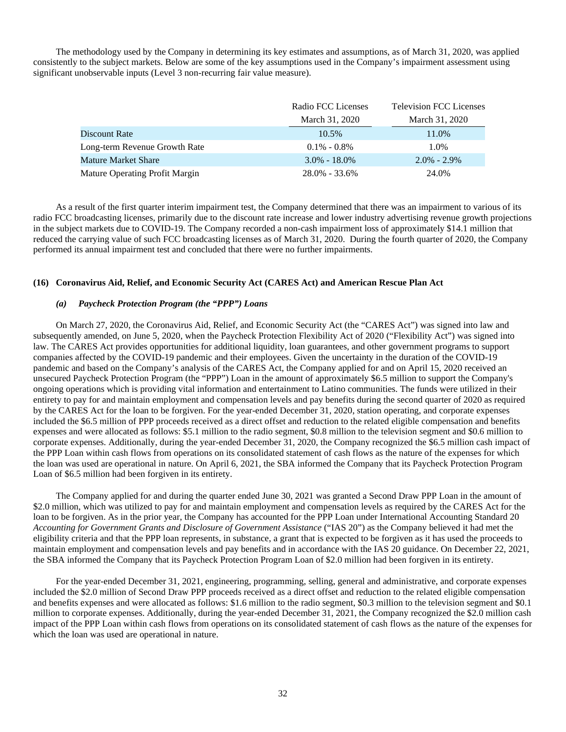The methodology used by the Company in determining its key estimates and assumptions, as of March 31, 2020, was applied consistently to the subject markets. Below are some of the key assumptions used in the Company's impairment assessment using significant unobservable inputs (Level 3 non-recurring fair value measure).

| | Radio FCC Licenses | Television FCC Licenses |
|---|---|---|
| | March 31, 2020 | March 31, 2020 |
| Discount Rate | 10.5% | 11.0% |
| Long-term Revenue Growth Rate | 0.1% - 0.8% | 1.0% |
| Mature Market Share | 3.0% - 18.0% | 2.0% - 2.9% |
| Mature Operating Profit Margin | 28.0% - 33.6% | 24.0% |

As a result of the first quarter interim impairment test, the Company determined that there was an impairment to various of its radio FCC broadcasting licenses, primarily due to the discount rate increase and lower industry advertising revenue growth projections in the subject markets due to COVID-19. The Company recorded a non-cash impairment loss of approximately $14.1 million that reduced the carrying value of such FCC broadcasting licenses as of March 31, 2020. During the fourth quarter of 2020, the Company performed its annual impairment test and concluded that there were no further impairments.

### (16) Coronavirus Aid, Relief, and Economic Security Act (CARES Act) and American Rescue Plan Act

#### *(a) Paycheck Protection Program (the "PPP") Loans*

On March 27, 2020, the Coronavirus Aid, Relief, and Economic Security Act (the "CARES Act") was signed into law and subsequently amended, on June 5, 2020, when the Paycheck Protection Flexibility Act of 2020 ("Flexibility Act") was signed into law. The CARES Act provides opportunities for additional liquidity, loan guarantees, and other government programs to support companies affected by the COVID-19 pandemic and their employees. Given the uncertainty in the duration of the COVID-19 pandemic and based on the Company's analysis of the CARES Act, the Company applied for and on April 15, 2020 received an unsecured Paycheck Protection Program (the "PPP") Loan in the amount of approximately $6.5 million to support the Company's ongoing operations which is providing vital information and entertainment to Latino communities. The funds were utilized in their entirety to pay for and maintain employment and compensation levels and pay benefits during the second quarter of 2020 as required by the CARES Act for the loan to be forgiven. For the year-ended December 31, 2020, station operating, and corporate expenses included the $6.5 million of PPP proceeds received as a direct offset and reduction to the related eligible compensation and benefits expenses and were allocated as follows: $5.1 million to the radio segment, $0.8 million to the television segment and $0.6 million to corporate expenses. Additionally, during the year-ended December 31, 2020, the Company recognized the $6.5 million cash impact of the PPP Loan within cash flows from operations on its consolidated statement of cash flows as the nature of the expenses for which the loan was used are operational in nature. On April 6, 2021, the SBA informed the Company that its Paycheck Protection Program Loan of $6.5 million had been forgiven in its entirety.

The Company applied for and during the quarter ended June 30, 2021 was granted a Second Draw PPP Loan in the amount of $2.0 million, which was utilized to pay for and maintain employment and compensation levels as required by the CARES Act for the loan to be forgiven. As in the prior year, the Company has accounted for the PPP Loan under International Accounting Standard 20 *Accounting for Government Grants and Disclosure of Government Assistance* ("IAS 20") as the Company believed it had met the eligibility criteria and that the PPP loan represents, in substance, a grant that is expected to be forgiven as it has used the proceeds to maintain employment and compensation levels and pay benefits and in accordance with the IAS 20 guidance. On December 22, 2021, the SBA informed the Company that its Paycheck Protection Program Loan of $2.0 million had been forgiven in its entirety.

For the year-ended December 31, 2021, engineering, programming, selling, general and administrative, and corporate expenses included the $2.0 million of Second Draw PPP proceeds received as a direct offset and reduction to the related eligible compensation and benefits expenses and were allocated as follows: $1.6 million to the radio segment, $0.3 million to the television segment and $0.1 million to corporate expenses. Additionally, during the year-ended December 31, 2021, the Company recognized the $2.0 million cash impact of the PPP Loan within cash flows from operations on its consolidated statement of cash flows as the nature of the expenses for which the loan was used are operational in nature.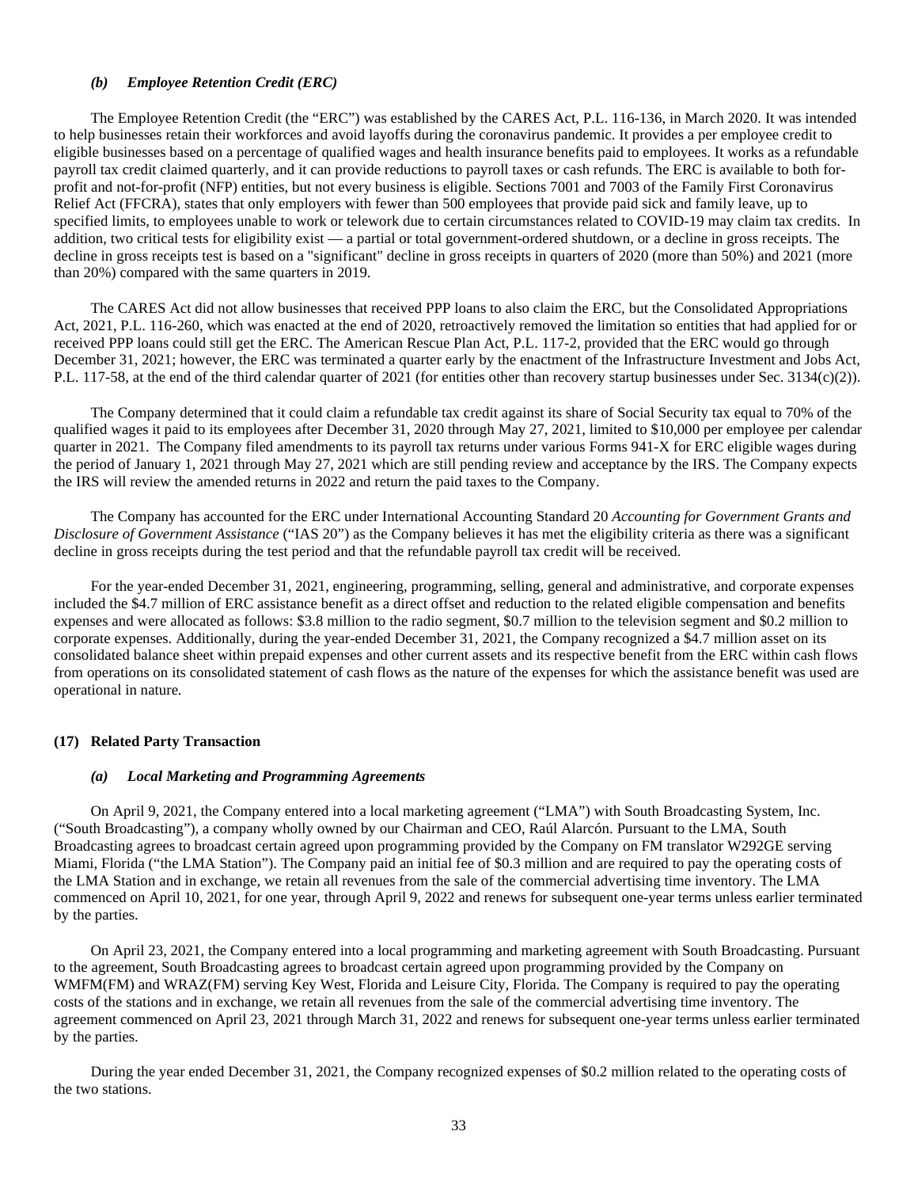### *(b) Employee Retention Credit (ERC)*

The Employee Retention Credit (the "ERC") was established by the CARES Act, P.L. 116-136, in March 2020. It was intended to help businesses retain their workforces and avoid layoffs during the coronavirus pandemic. It provides a per employee credit to eligible businesses based on a percentage of qualified wages and health insurance benefits paid to employees. It works as a refundable payroll tax credit claimed quarterly, and it can provide reductions to payroll taxes or cash refunds. The ERC is available to both for-profit and not-for-profit (NFP) entities, but not every business is eligible. Sections 7001 and 7003 of the Family First Coronavirus Relief Act (FFCRA), states that only employers with fewer than 500 employees that provide paid sick and family leave, up to specified limits, to employees unable to work or telework due to certain circumstances related to COVID-19 may claim tax credits. In addition, two critical tests for eligibility exist — a partial or total government-ordered shutdown, or a decline in gross receipts. The decline in gross receipts test is based on a "significant" decline in gross receipts in quarters of 2020 (more than 50%) and 2021 (more than 20%) compared with the same quarters in 2019.

The CARES Act did not allow businesses that received PPP loans to also claim the ERC, but the Consolidated Appropriations Act, 2021, P.L. 116-260, which was enacted at the end of 2020, retroactively removed the limitation so entities that had applied for or received PPP loans could still get the ERC. The American Rescue Plan Act, P.L. 117-2, provided that the ERC would go through December 31, 2021; however, the ERC was terminated a quarter early by the enactment of the Infrastructure Investment and Jobs Act, P.L. 117-58, at the end of the third calendar quarter of 2021 (for entities other than recovery startup businesses under Sec. 3134(c)(2)).

The Company determined that it could claim a refundable tax credit against its share of Social Security tax equal to 70% of the qualified wages it paid to its employees after December 31, 2020 through May 27, 2021, limited to $10,000 per employee per calendar quarter in 2021. The Company filed amendments to its payroll tax returns under various Forms 941-X for ERC eligible wages during the period of January 1, 2021 through May 27, 2021 which are still pending review and acceptance by the IRS. The Company expects the IRS will review the amended returns in 2022 and return the paid taxes to the Company.

The Company has accounted for the ERC under International Accounting Standard 20 *Accounting for Government Grants and Disclosure of Government Assistance* ("IAS 20") as the Company believes it has met the eligibility criteria as there was a significant decline in gross receipts during the test period and that the refundable payroll tax credit will be received.

For the year-ended December 31, 2021, engineering, programming, selling, general and administrative, and corporate expenses included the $4.7 million of ERC assistance benefit as a direct offset and reduction to the related eligible compensation and benefits expenses and were allocated as follows: $3.8 million to the radio segment, $0.7 million to the television segment and $0.2 million to corporate expenses. Additionally, during the year-ended December 31, 2021, the Company recognized a $4.7 million asset on its consolidated balance sheet within prepaid expenses and other current assets and its respective benefit from the ERC within cash flows from operations on its consolidated statement of cash flows as the nature of the expenses for which the assistance benefit was used are operational in nature.

## (17) Related Party Transaction

### *(a) Local Marketing and Programming Agreements*

On April 9, 2021, the Company entered into a local marketing agreement ("LMA") with South Broadcasting System, Inc. ("South Broadcasting"), a company wholly owned by our Chairman and CEO, Raúl Alarcón. Pursuant to the LMA, South Broadcasting agrees to broadcast certain agreed upon programming provided by the Company on FM translator W292GE serving Miami, Florida ("the LMA Station"). The Company paid an initial fee of $0.3 million and are required to pay the operating costs of the LMA Station and in exchange, we retain all revenues from the sale of the commercial advertising time inventory. The LMA commenced on April 10, 2021, for one year, through April 9, 2022 and renews for subsequent one-year terms unless earlier terminated by the parties.

On April 23, 2021, the Company entered into a local programming and marketing agreement with South Broadcasting. Pursuant to the agreement, South Broadcasting agrees to broadcast certain agreed upon programming provided by the Company on WMFM(FM) and WRAZ(FM) serving Key West, Florida and Leisure City, Florida. The Company is required to pay the operating costs of the stations and in exchange, we retain all revenues from the sale of the commercial advertising time inventory. The agreement commenced on April 23, 2021 through March 31, 2022 and renews for subsequent one-year terms unless earlier terminated by the parties.

During the year ended December 31, 2021, the Company recognized expenses of $0.2 million related to the operating costs of the two stations.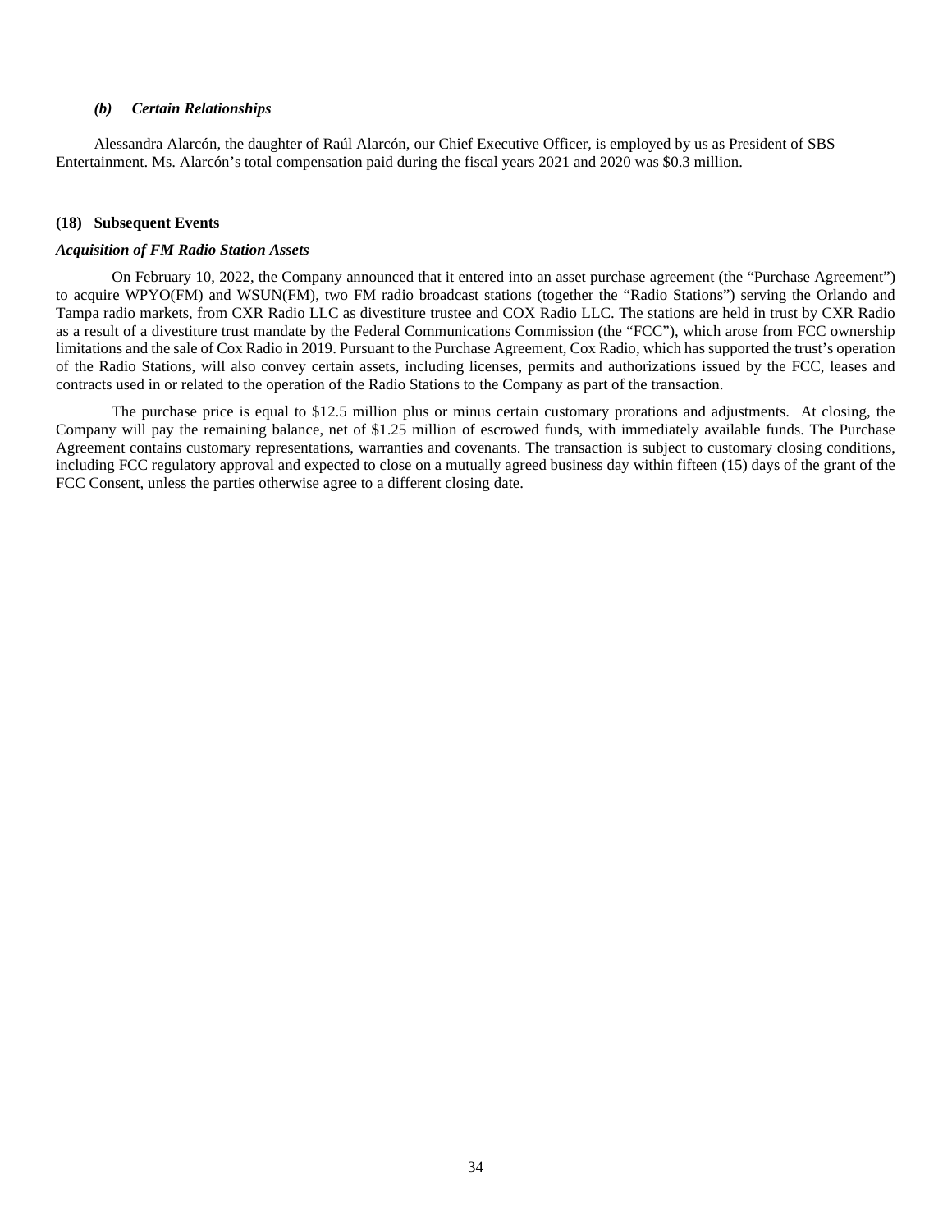### *(b) Certain Relationships*

Alessandra Alarcón, the daughter of Raúl Alarcón, our Chief Executive Officer, is employed by us as President of SBS Entertainment. Ms. Alarcón's total compensation paid during the fiscal years 2021 and 2020 was $0.3 million.

## (18) Subsequent Events

***Acquisition of FM Radio Station Assets***

On February 10, 2022, the Company announced that it entered into an asset purchase agreement (the "Purchase Agreement") to acquire WPYO(FM) and WSUN(FM), two FM radio broadcast stations (together the "Radio Stations") serving the Orlando and Tampa radio markets, from CXR Radio LLC as divestiture trustee and COX Radio LLC. The stations are held in trust by CXR Radio as a result of a divestiture trust mandate by the Federal Communications Commission (the "FCC"), which arose from FCC ownership limitations and the sale of Cox Radio in 2019. Pursuant to the Purchase Agreement, Cox Radio, which has supported the trust's operation of the Radio Stations, will also convey certain assets, including licenses, permits and authorizations issued by the FCC, leases and contracts used in or related to the operation of the Radio Stations to the Company as part of the transaction.

The purchase price is equal to $12.5 million plus or minus certain customary prorations and adjustments. At closing, the Company will pay the remaining balance, net of $1.25 million of escrowed funds, with immediately available funds. The Purchase Agreement contains customary representations, warranties and covenants. The transaction is subject to customary closing conditions, including FCC regulatory approval and expected to close on a mutually agreed business day within fifteen (15) days of the grant of the FCC Consent, unless the parties otherwise agree to a different closing date.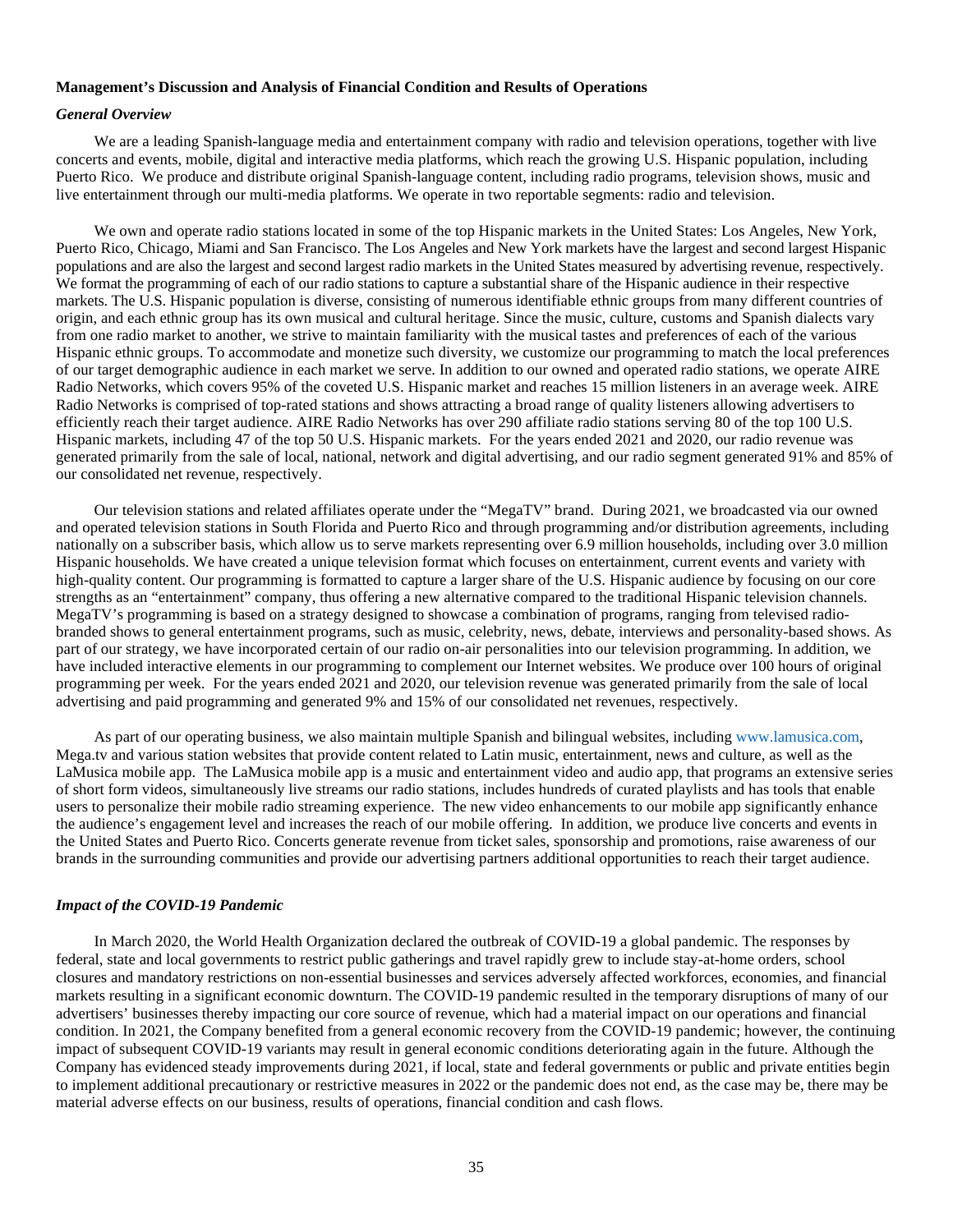**Management's Discussion and Analysis of Financial Condition and Results of Operations**

***General Overview***

We are a leading Spanish-language media and entertainment company with radio and television operations, together with live concerts and events, mobile, digital and interactive media platforms, which reach the growing U.S. Hispanic population, including Puerto Rico. We produce and distribute original Spanish-language content, including radio programs, television shows, music and live entertainment through our multi-media platforms. We operate in two reportable segments: radio and television.

We own and operate radio stations located in some of the top Hispanic markets in the United States: Los Angeles, New York, Puerto Rico, Chicago, Miami and San Francisco. The Los Angeles and New York markets have the largest and second largest Hispanic populations and are also the largest and second largest radio markets in the United States measured by advertising revenue, respectively. We format the programming of each of our radio stations to capture a substantial share of the Hispanic audience in their respective markets. The U.S. Hispanic population is diverse, consisting of numerous identifiable ethnic groups from many different countries of origin, and each ethnic group has its own musical and cultural heritage. Since the music, culture, customs and Spanish dialects vary from one radio market to another, we strive to maintain familiarity with the musical tastes and preferences of each of the various Hispanic ethnic groups. To accommodate and monetize such diversity, we customize our programming to match the local preferences of our target demographic audience in each market we serve. In addition to our owned and operated radio stations, we operate AIRE Radio Networks, which covers 95% of the coveted U.S. Hispanic market and reaches 15 million listeners in an average week. AIRE Radio Networks is comprised of top-rated stations and shows attracting a broad range of quality listeners allowing advertisers to efficiently reach their target audience. AIRE Radio Networks has over 290 affiliate radio stations serving 80 of the top 100 U.S. Hispanic markets, including 47 of the top 50 U.S. Hispanic markets. For the years ended 2021 and 2020, our radio revenue was generated primarily from the sale of local, national, network and digital advertising, and our radio segment generated 91% and 85% of our consolidated net revenue, respectively.

Our television stations and related affiliates operate under the "MegaTV" brand. During 2021, we broadcasted via our owned and operated television stations in South Florida and Puerto Rico and through programming and/or distribution agreements, including nationally on a subscriber basis, which allow us to serve markets representing over 6.9 million households, including over 3.0 million Hispanic households. We have created a unique television format which focuses on entertainment, current events and variety with high-quality content. Our programming is formatted to capture a larger share of the U.S. Hispanic audience by focusing on our core strengths as an "entertainment" company, thus offering a new alternative compared to the traditional Hispanic television channels. MegaTV's programming is based on a strategy designed to showcase a combination of programs, ranging from televised radio-branded shows to general entertainment programs, such as music, celebrity, news, debate, interviews and personality-based shows. As part of our strategy, we have incorporated certain of our radio on-air personalities into our television programming. In addition, we have included interactive elements in our programming to complement our Internet websites. We produce over 100 hours of original programming per week. For the years ended 2021 and 2020, our television revenue was generated primarily from the sale of local advertising and paid programming and generated 9% and 15% of our consolidated net revenues, respectively.

As part of our operating business, we also maintain multiple Spanish and bilingual websites, including www.lamusica.com, Mega.tv and various station websites that provide content related to Latin music, entertainment, news and culture, as well as the LaMusica mobile app. The LaMusica mobile app is a music and entertainment video and audio app, that programs an extensive series of short form videos, simultaneously live streams our radio stations, includes hundreds of curated playlists and has tools that enable users to personalize their mobile radio streaming experience. The new video enhancements to our mobile app significantly enhance the audience's engagement level and increases the reach of our mobile offering. In addition, we produce live concerts and events in the United States and Puerto Rico. Concerts generate revenue from ticket sales, sponsorship and promotions, raise awareness of our brands in the surrounding communities and provide our advertising partners additional opportunities to reach their target audience.

***Impact of the COVID-19 Pandemic***

In March 2020, the World Health Organization declared the outbreak of COVID-19 a global pandemic. The responses by federal, state and local governments to restrict public gatherings and travel rapidly grew to include stay-at-home orders, school closures and mandatory restrictions on non-essential businesses and services adversely affected workforces, economies, and financial markets resulting in a significant economic downturn. The COVID-19 pandemic resulted in the temporary disruptions of many of our advertisers' businesses thereby impacting our core source of revenue, which had a material impact on our operations and financial condition. In 2021, the Company benefited from a general economic recovery from the COVID-19 pandemic; however, the continuing impact of subsequent COVID-19 variants may result in general economic conditions deteriorating again in the future. Although the Company has evidenced steady improvements during 2021, if local, state and federal governments or public and private entities begin to implement additional precautionary or restrictive measures in 2022 or the pandemic does not end, as the case may be, there may be material adverse effects on our business, results of operations, financial condition and cash flows.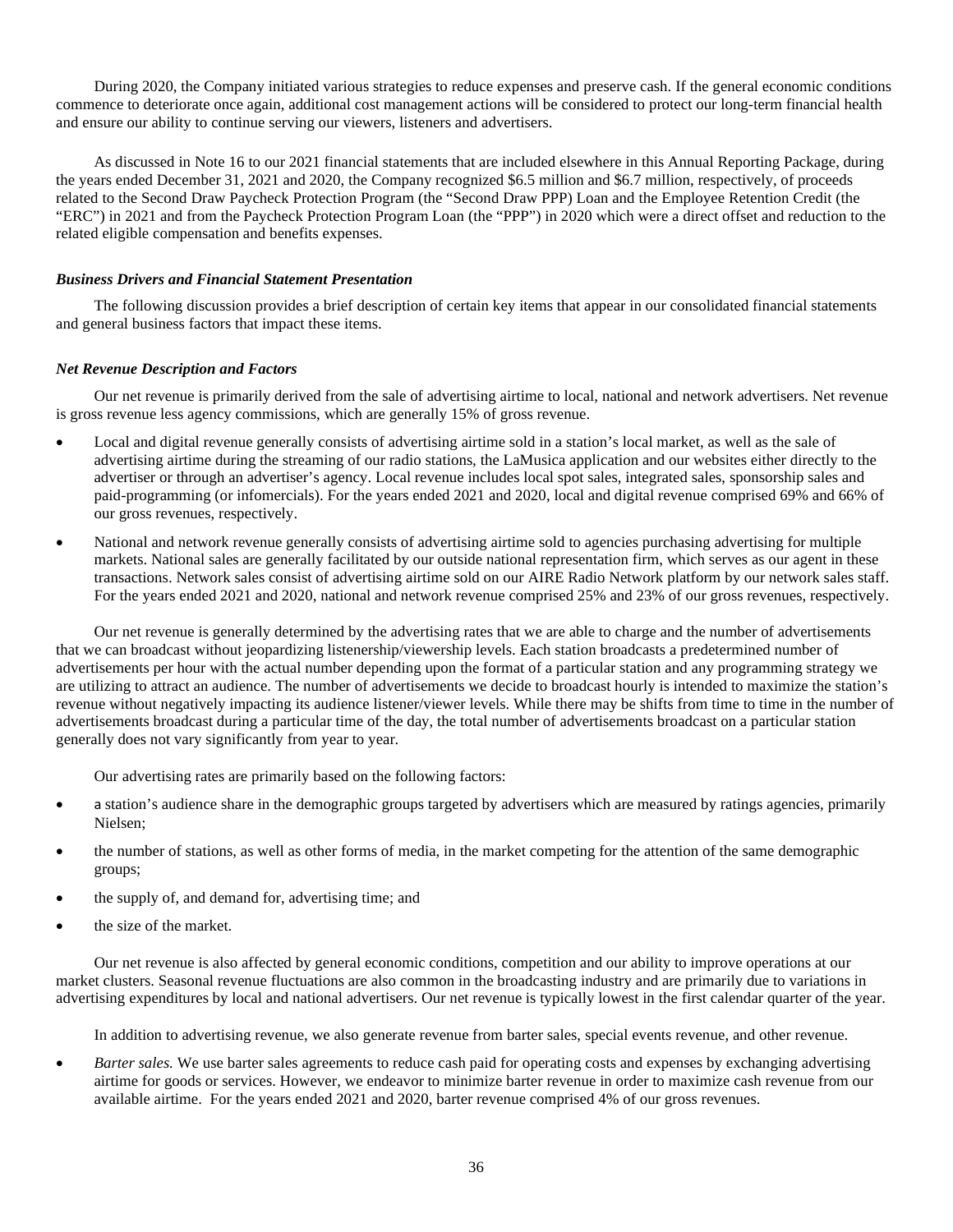During 2020, the Company initiated various strategies to reduce expenses and preserve cash. If the general economic conditions commence to deteriorate once again, additional cost management actions will be considered to protect our long-term financial health and ensure our ability to continue serving our viewers, listeners and advertisers.

As discussed in Note 16 to our 2021 financial statements that are included elsewhere in this Annual Reporting Package, during the years ended December 31, 2021 and 2020, the Company recognized $6.5 million and $6.7 million, respectively, of proceeds related to the Second Draw Paycheck Protection Program (the "Second Draw PPP) Loan and the Employee Retention Credit (the "ERC") in 2021 and from the Paycheck Protection Program Loan (the "PPP") in 2020 which were a direct offset and reduction to the related eligible compensation and benefits expenses.

### *Business Drivers and Financial Statement Presentation*

The following discussion provides a brief description of certain key items that appear in our consolidated financial statements and general business factors that impact these items.

### *Net Revenue Description and Factors*

Our net revenue is primarily derived from the sale of advertising airtime to local, national and network advertisers. Net revenue is gross revenue less agency commissions, which are generally 15% of gross revenue.

- Local and digital revenue generally consists of advertising airtime sold in a station's local market, as well as the sale of advertising airtime during the streaming of our radio stations, the LaMusica application and our websites either directly to the advertiser or through an advertiser's agency. Local revenue includes local spot sales, integrated sales, sponsorship sales and paid-programming (or infomercials). For the years ended 2021 and 2020, local and digital revenue comprised 69% and 66% of our gross revenues, respectively.
- National and network revenue generally consists of advertising airtime sold to agencies purchasing advertising for multiple markets. National sales are generally facilitated by our outside national representation firm, which serves as our agent in these transactions. Network sales consist of advertising airtime sold on our AIRE Radio Network platform by our network sales staff. For the years ended 2021 and 2020, national and network revenue comprised 25% and 23% of our gross revenues, respectively.

Our net revenue is generally determined by the advertising rates that we are able to charge and the number of advertisements that we can broadcast without jeopardizing listenership/viewership levels. Each station broadcasts a predetermined number of advertisements per hour with the actual number depending upon the format of a particular station and any programming strategy we are utilizing to attract an audience. The number of advertisements we decide to broadcast hourly is intended to maximize the station's revenue without negatively impacting its audience listener/viewer levels. While there may be shifts from time to time in the number of advertisements broadcast during a particular time of the day, the total number of advertisements broadcast on a particular station generally does not vary significantly from year to year.

Our advertising rates are primarily based on the following factors:

- a station's audience share in the demographic groups targeted by advertisers which are measured by ratings agencies, primarily Nielsen;
- the number of stations, as well as other forms of media, in the market competing for the attention of the same demographic groups;
- the supply of, and demand for, advertising time; and
- the size of the market.

Our net revenue is also affected by general economic conditions, competition and our ability to improve operations at our market clusters. Seasonal revenue fluctuations are also common in the broadcasting industry and are primarily due to variations in advertising expenditures by local and national advertisers. Our net revenue is typically lowest in the first calendar quarter of the year.

In addition to advertising revenue, we also generate revenue from barter sales, special events revenue, and other revenue.

- *Barter sales.* We use barter sales agreements to reduce cash paid for operating costs and expenses by exchanging advertising airtime for goods or services. However, we endeavor to minimize barter revenue in order to maximize cash revenue from our available airtime. For the years ended 2021 and 2020, barter revenue comprised 4% of our gross revenues.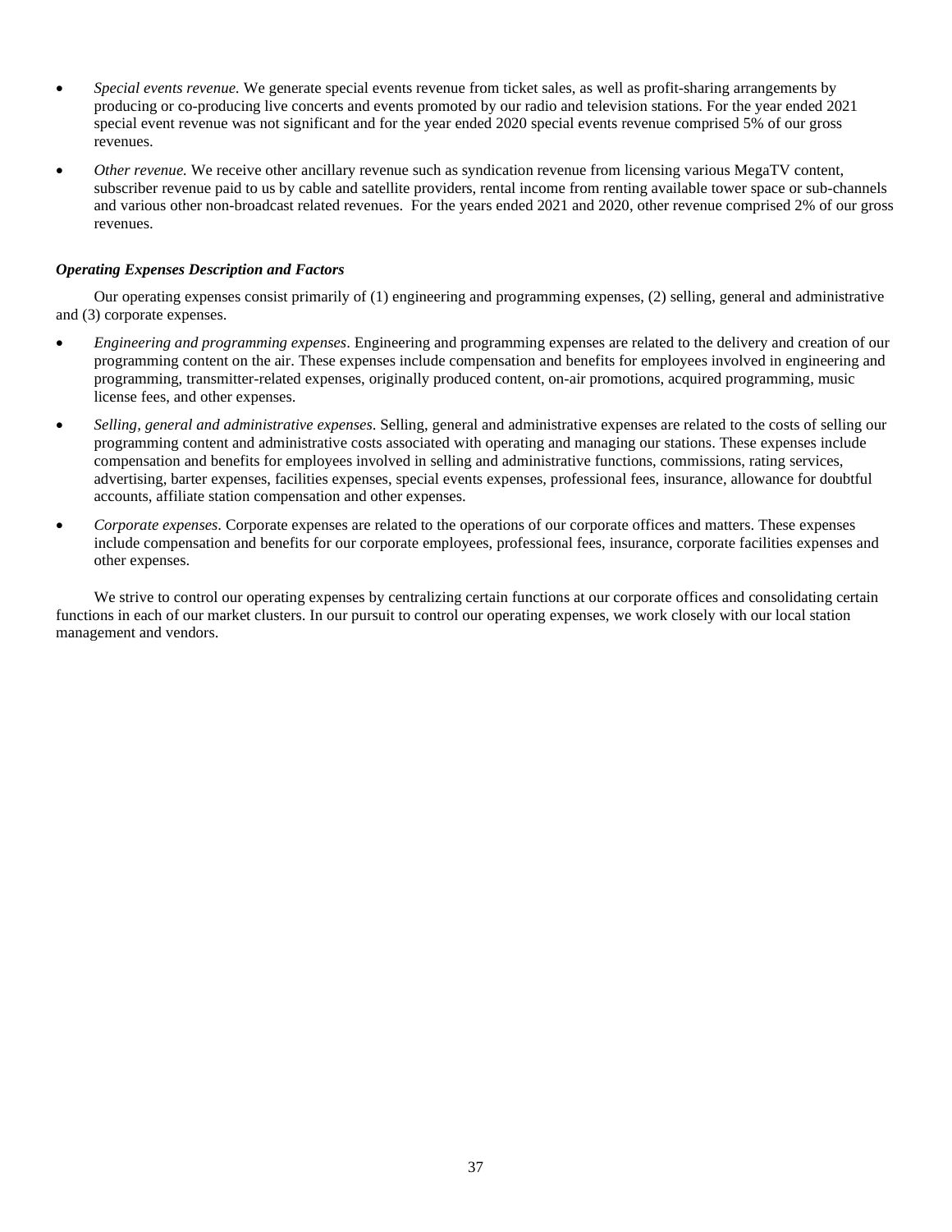- *Special events revenue.* We generate special events revenue from ticket sales, as well as profit-sharing arrangements by producing or co-producing live concerts and events promoted by our radio and television stations. For the year ended 2021 special event revenue was not significant and for the year ended 2020 special events revenue comprised 5% of our gross revenues.
- *Other revenue.* We receive other ancillary revenue such as syndication revenue from licensing various MegaTV content, subscriber revenue paid to us by cable and satellite providers, rental income from renting available tower space or sub-channels and various other non-broadcast related revenues. For the years ended 2021 and 2020, other revenue comprised 2% of our gross revenues.

### *Operating Expenses Description and Factors*

Our operating expenses consist primarily of (1) engineering and programming expenses, (2) selling, general and administrative and (3) corporate expenses.

- *Engineering and programming expenses*. Engineering and programming expenses are related to the delivery and creation of our programming content on the air. These expenses include compensation and benefits for employees involved in engineering and programming, transmitter-related expenses, originally produced content, on-air promotions, acquired programming, music license fees, and other expenses.
- *Selling, general and administrative expenses*. Selling, general and administrative expenses are related to the costs of selling our programming content and administrative costs associated with operating and managing our stations. These expenses include compensation and benefits for employees involved in selling and administrative functions, commissions, rating services, advertising, barter expenses, facilities expenses, special events expenses, professional fees, insurance, allowance for doubtful accounts, affiliate station compensation and other expenses.
- *Corporate expenses*. Corporate expenses are related to the operations of our corporate offices and matters. These expenses include compensation and benefits for our corporate employees, professional fees, insurance, corporate facilities expenses and other expenses.

We strive to control our operating expenses by centralizing certain functions at our corporate offices and consolidating certain functions in each of our market clusters. In our pursuit to control our operating expenses, we work closely with our local station management and vendors.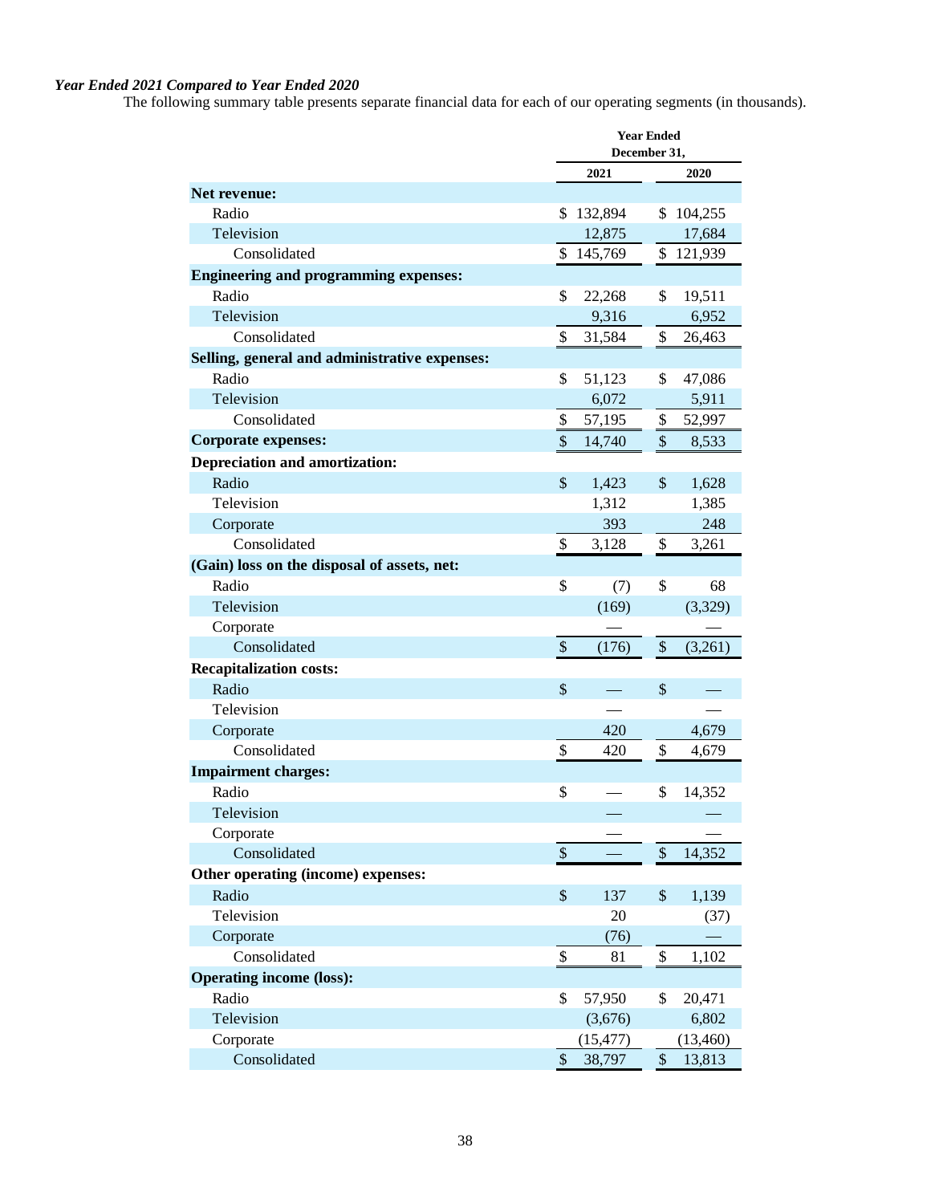***Year Ended 2021 Compared to Year Ended 2020***

The following summary table presents separate financial data for each of our operating segments (in thousands).

| | Year Ended December 31, | |
|---|---|---|
| | 2021 | 2020 |
| **Net revenue:** | | |
| Radio | $ 132,894 | $ 104,255 |
| Television | 12,875 | 17,684 |
| Consolidated | $ 145,769 | $ 121,939 |
| **Engineering and programming expenses:** | | |
| Radio | $ 22,268 | $ 19,511 |
| Television | 9,316 | 6,952 |
| Consolidated | $ 31,584 | $ 26,463 |
| **Selling, general and administrative expenses:** | | |
| Radio | $ 51,123 | $ 47,086 |
| Television | 6,072 | 5,911 |
| Consolidated | $ 57,195 | $ 52,997 |
| **Corporate expenses:** | $ 14,740 | $ 8,533 |
| **Depreciation and amortization:** | | |
| Radio | $ 1,423 | $ 1,628 |
| Television | 1,312 | 1,385 |
| Corporate | 393 | 248 |
| Consolidated | $ 3,128 | $ 3,261 |
| **(Gain) loss on the disposal of assets, net:** | | |
| Radio | $ (7) | $ 68 |
| Television | (169) | (3,329) |
| Corporate | — | — |
| Consolidated | $ (176) | $ (3,261) |
| **Recapitalization costs:** | | |
| Radio | $ — | $ — |
| Television | — | — |
| Corporate | 420 | 4,679 |
| Consolidated | $ 420 | $ 4,679 |
| **Impairment charges:** | | |
| Radio | $ — | $ 14,352 |
| Television | — | — |
| Corporate | — | — |
| Consolidated | $ — | $ 14,352 |
| **Other operating (income) expenses:** | | |
| Radio | $ 137 | $ 1,139 |
| Television | 20 | (37) |
| Corporate | (76) | — |
| Consolidated | $ 81 | $ 1,102 |
| **Operating income (loss):** | | |
| Radio | $ 57,950 | $ 20,471 |
| Television | (3,676) | 6,802 |
| Corporate | (15,477) | (13,460) |
| Consolidated | $ 38,797 | $ 13,813 |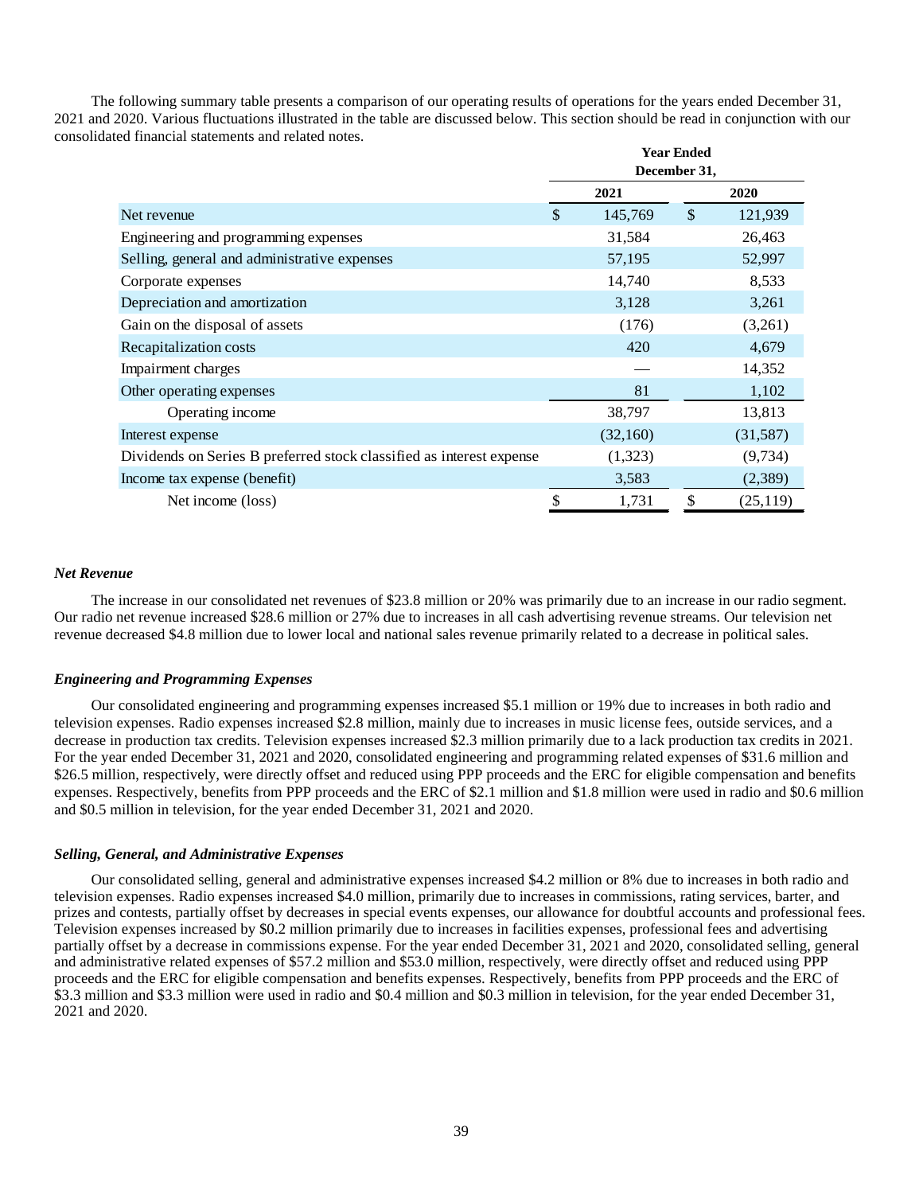The following summary table presents a comparison of our operating results of operations for the years ended December 31, 2021 and 2020. Various fluctuations illustrated in the table are discussed below. This section should be read in conjunction with our consolidated financial statements and related notes.

| | Year Ended December 31, | |
|---|---|---|
| | 2021 | 2020 |
| Net revenue | $ 145,769 | $ 121,939 |
| Engineering and programming expenses | 31,584 | 26,463 |
| Selling, general and administrative expenses | 57,195 | 52,997 |
| Corporate expenses | 14,740 | 8,533 |
| Depreciation and amortization | 3,128 | 3,261 |
| Gain on the disposal of assets | (176) | (3,261) |
| Recapitalization costs | 420 | 4,679 |
| Impairment charges | — | 14,352 |
| Other operating expenses | 81 | 1,102 |
| Operating income | 38,797 | 13,813 |
| Interest expense | (32,160) | (31,587) |
| Dividends on Series B preferred stock classified as interest expense | (1,323) | (9,734) |
| Income tax expense (benefit) | 3,583 | (2,389) |
| Net income (loss) | $ 1,731 | $ (25,119) |

### *Net Revenue*

The increase in our consolidated net revenues of $23.8 million or 20% was primarily due to an increase in our radio segment. Our radio net revenue increased $28.6 million or 27% due to increases in all cash advertising revenue streams. Our television net revenue decreased $4.8 million due to lower local and national sales revenue primarily related to a decrease in political sales.

### *Engineering and Programming Expenses*

Our consolidated engineering and programming expenses increased $5.1 million or 19% due to increases in both radio and television expenses. Radio expenses increased $2.8 million, mainly due to increases in music license fees, outside services, and a decrease in production tax credits. Television expenses increased $2.3 million primarily due to a lack production tax credits in 2021. For the year ended December 31, 2021 and 2020, consolidated engineering and programming related expenses of $31.6 million and $26.5 million, respectively, were directly offset and reduced using PPP proceeds and the ERC for eligible compensation and benefits expenses. Respectively, benefits from PPP proceeds and the ERC of $2.1 million and $1.8 million were used in radio and $0.6 million and $0.5 million in television, for the year ended December 31, 2021 and 2020.

### *Selling, General, and Administrative Expenses*

Our consolidated selling, general and administrative expenses increased $4.2 million or 8% due to increases in both radio and television expenses. Radio expenses increased $4.0 million, primarily due to increases in commissions, rating services, barter, and prizes and contests, partially offset by decreases in special events expenses, our allowance for doubtful accounts and professional fees. Television expenses increased by $0.2 million primarily due to increases in facilities expenses, professional fees and advertising partially offset by a decrease in commissions expense. For the year ended December 31, 2021 and 2020, consolidated selling, general and administrative related expenses of $57.2 million and $53.0 million, respectively, were directly offset and reduced using PPP proceeds and the ERC for eligible compensation and benefits expenses. Respectively, benefits from PPP proceeds and the ERC of $3.3 million and $3.3 million were used in radio and $0.4 million and $0.3 million in television, for the year ended December 31, 2021 and 2020.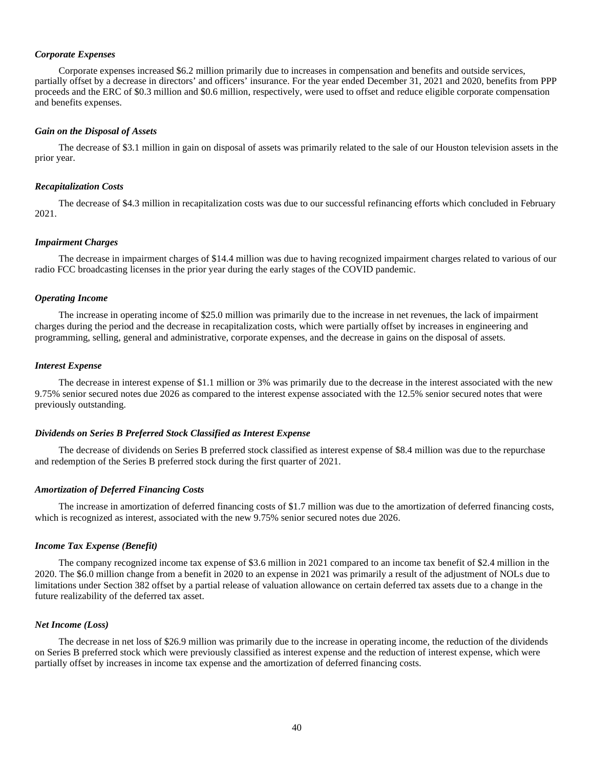***Corporate Expenses***

Corporate expenses increased \$6.2 million primarily due to increases in compensation and benefits and outside services, partially offset by a decrease in directors' and officers' insurance. For the year ended December 31, 2021 and 2020, benefits from PPP proceeds and the ERC of \$0.3 million and \$0.6 million, respectively, were used to offset and reduce eligible corporate compensation and benefits expenses.

***Gain on the Disposal of Assets***

The decrease of \$3.1 million in gain on disposal of assets was primarily related to the sale of our Houston television assets in the prior year.

***Recapitalization Costs***

The decrease of \$4.3 million in recapitalization costs was due to our successful refinancing efforts which concluded in February 2021.

***Impairment Charges***

The decrease in impairment charges of \$14.4 million was due to having recognized impairment charges related to various of our radio FCC broadcasting licenses in the prior year during the early stages of the COVID pandemic.

***Operating Income***

The increase in operating income of \$25.0 million was primarily due to the increase in net revenues, the lack of impairment charges during the period and the decrease in recapitalization costs, which were partially offset by increases in engineering and programming, selling, general and administrative, corporate expenses, and the decrease in gains on the disposal of assets.

***Interest Expense***

The decrease in interest expense of \$1.1 million or 3% was primarily due to the decrease in the interest associated with the new 9.75% senior secured notes due 2026 as compared to the interest expense associated with the 12.5% senior secured notes that were previously outstanding.

***Dividends on Series B Preferred Stock Classified as Interest Expense***

The decrease of dividends on Series B preferred stock classified as interest expense of \$8.4 million was due to the repurchase and redemption of the Series B preferred stock during the first quarter of 2021.

***Amortization of Deferred Financing Costs***

The increase in amortization of deferred financing costs of \$1.7 million was due to the amortization of deferred financing costs, which is recognized as interest, associated with the new 9.75% senior secured notes due 2026.

***Income Tax Expense (Benefit)***

The company recognized income tax expense of \$3.6 million in 2021 compared to an income tax benefit of \$2.4 million in the 2020. The \$6.0 million change from a benefit in 2020 to an expense in 2021 was primarily a result of the adjustment of NOLs due to limitations under Section 382 offset by a partial release of valuation allowance on certain deferred tax assets due to a change in the future realizability of the deferred tax asset.

***Net Income (Loss)***

The decrease in net loss of \$26.9 million was primarily due to the increase in operating income, the reduction of the dividends on Series B preferred stock which were previously classified as interest expense and the reduction of interest expense, which were partially offset by increases in income tax expense and the amortization of deferred financing costs.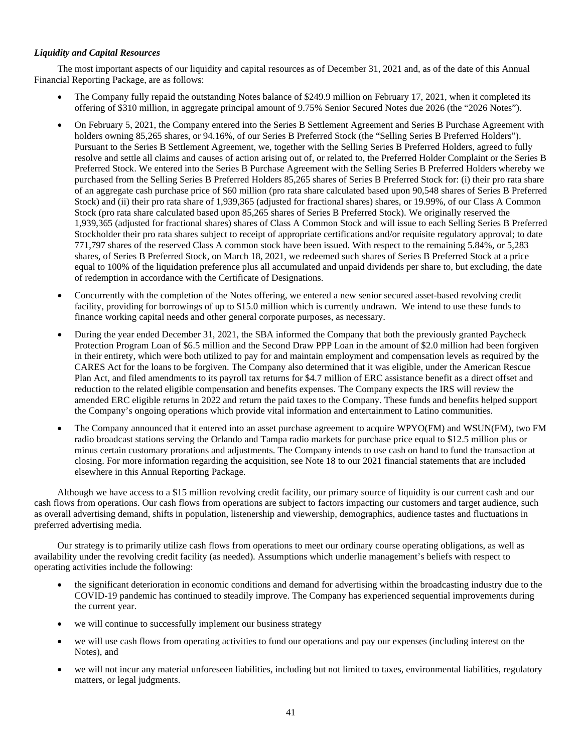### *Liquidity and Capital Resources*

The most important aspects of our liquidity and capital resources as of December 31, 2021 and, as of the date of this Annual Financial Reporting Package, are as follows:

- The Company fully repaid the outstanding Notes balance of $249.9 million on February 17, 2021, when it completed its offering of $310 million, in aggregate principal amount of 9.75% Senior Secured Notes due 2026 (the "2026 Notes").
- On February 5, 2021, the Company entered into the Series B Settlement Agreement and Series B Purchase Agreement with holders owning 85,265 shares, or 94.16%, of our Series B Preferred Stock (the "Selling Series B Preferred Holders"). Pursuant to the Series B Settlement Agreement, we, together with the Selling Series B Preferred Holders, agreed to fully resolve and settle all claims and causes of action arising out of, or related to, the Preferred Holder Complaint or the Series B Preferred Stock. We entered into the Series B Purchase Agreement with the Selling Series B Preferred Holders whereby we purchased from the Selling Series B Preferred Holders 85,265 shares of Series B Preferred Stock for: (i) their pro rata share of an aggregate cash purchase price of $60 million (pro rata share calculated based upon 90,548 shares of Series B Preferred Stock) and (ii) their pro rata share of 1,939,365 (adjusted for fractional shares) shares, or 19.99%, of our Class A Common Stock (pro rata share calculated based upon 85,265 shares of Series B Preferred Stock). We originally reserved the 1,939,365 (adjusted for fractional shares) shares of Class A Common Stock and will issue to each Selling Series B Preferred Stockholder their pro rata shares subject to receipt of appropriate certifications and/or requisite regulatory approval; to date 771,797 shares of the reserved Class A common stock have been issued. With respect to the remaining 5.84%, or 5,283 shares, of Series B Preferred Stock, on March 18, 2021, we redeemed such shares of Series B Preferred Stock at a price equal to 100% of the liquidation preference plus all accumulated and unpaid dividends per share to, but excluding, the date of redemption in accordance with the Certificate of Designations.
- Concurrently with the completion of the Notes offering, we entered a new senior secured asset-based revolving credit facility, providing for borrowings of up to $15.0 million which is currently undrawn. We intend to use these funds to finance working capital needs and other general corporate purposes, as necessary.
- During the year ended December 31, 2021, the SBA informed the Company that both the previously granted Paycheck Protection Program Loan of $6.5 million and the Second Draw PPP Loan in the amount of $2.0 million had been forgiven in their entirety, which were both utilized to pay for and maintain employment and compensation levels as required by the CARES Act for the loans to be forgiven. The Company also determined that it was eligible, under the American Rescue Plan Act, and filed amendments to its payroll tax returns for $4.7 million of ERC assistance benefit as a direct offset and reduction to the related eligible compensation and benefits expenses. The Company expects the IRS will review the amended ERC eligible returns in 2022 and return the paid taxes to the Company. These funds and benefits helped support the Company's ongoing operations which provide vital information and entertainment to Latino communities.
- The Company announced that it entered into an asset purchase agreement to acquire WPYO(FM) and WSUN(FM), two FM radio broadcast stations serving the Orlando and Tampa radio markets for purchase price equal to $12.5 million plus or minus certain customary prorations and adjustments. The Company intends to use cash on hand to fund the transaction at closing. For more information regarding the acquisition, see Note 18 to our 2021 financial statements that are included elsewhere in this Annual Reporting Package.

Although we have access to a $15 million revolving credit facility, our primary source of liquidity is our current cash and our cash flows from operations. Our cash flows from operations are subject to factors impacting our customers and target audience, such as overall advertising demand, shifts in population, listenership and viewership, demographics, audience tastes and fluctuations in preferred advertising media.

Our strategy is to primarily utilize cash flows from operations to meet our ordinary course operating obligations, as well as availability under the revolving credit facility (as needed). Assumptions which underlie management's beliefs with respect to operating activities include the following:

- the significant deterioration in economic conditions and demand for advertising within the broadcasting industry due to the COVID-19 pandemic has continued to steadily improve. The Company has experienced sequential improvements during the current year.
- we will continue to successfully implement our business strategy
- we will use cash flows from operating activities to fund our operations and pay our expenses (including interest on the Notes), and
- we will not incur any material unforeseen liabilities, including but not limited to taxes, environmental liabilities, regulatory matters, or legal judgments.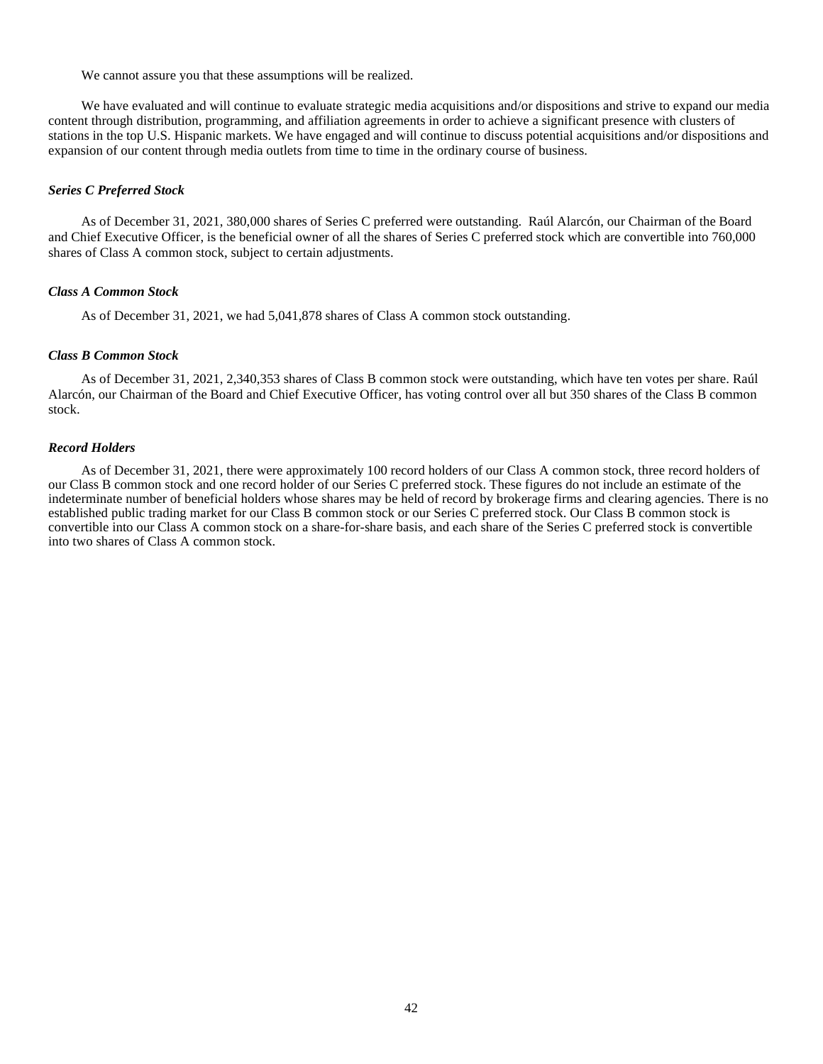We cannot assure you that these assumptions will be realized.

We have evaluated and will continue to evaluate strategic media acquisitions and/or dispositions and strive to expand our media content through distribution, programming, and affiliation agreements in order to achieve a significant presence with clusters of stations in the top U.S. Hispanic markets. We have engaged and will continue to discuss potential acquisitions and/or dispositions and expansion of our content through media outlets from time to time in the ordinary course of business.

***Series C Preferred Stock***

As of December 31, 2021, 380,000 shares of Series C preferred were outstanding. Raúl Alarcón, our Chairman of the Board and Chief Executive Officer, is the beneficial owner of all the shares of Series C preferred stock which are convertible into 760,000 shares of Class A common stock, subject to certain adjustments.

***Class A Common Stock***

As of December 31, 2021, we had 5,041,878 shares of Class A common stock outstanding.

***Class B Common Stock***

As of December 31, 2021, 2,340,353 shares of Class B common stock were outstanding, which have ten votes per share. Raúl Alarcón, our Chairman of the Board and Chief Executive Officer, has voting control over all but 350 shares of the Class B common stock.

***Record Holders***

As of December 31, 2021, there were approximately 100 record holders of our Class A common stock, three record holders of our Class B common stock and one record holder of our Series C preferred stock. These figures do not include an estimate of the indeterminate number of beneficial holders whose shares may be held of record by brokerage firms and clearing agencies. There is no established public trading market for our Class B common stock or our Series C preferred stock. Our Class B common stock is convertible into our Class A common stock on a share-for-share basis, and each share of the Series C preferred stock is convertible into two shares of Class A common stock.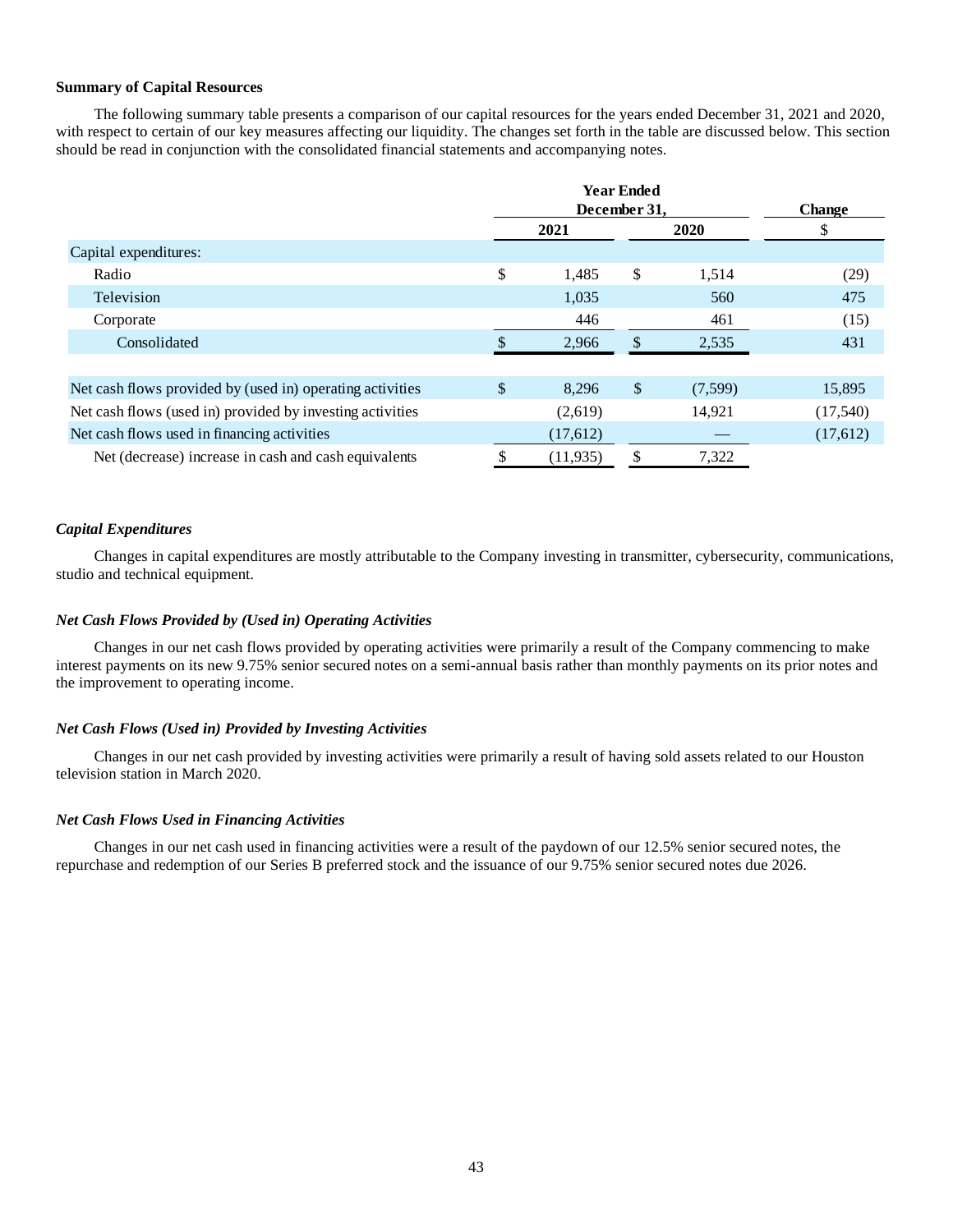### Summary of Capital Resources

The following summary table presents a comparison of our capital resources for the years ended December 31, 2021 and 2020, with respect to certain of our key measures affecting our liquidity. The changes set forth in the table are discussed below. This section should be read in conjunction with the consolidated financial statements and accompanying notes.

| | Year Ended December 31, | | Change |
|---|---|---|---|
| | 2021 | 2020 | $ |
| Capital expenditures: | | | |
| Radio | $ 1,485 | $ 1,514 | (29) |
| Television | 1,035 | 560 | 475 |
| Corporate | 446 | 461 | (15) |
| Consolidated | $ 2,966 | $ 2,535 | 431 |
| | | | |
| Net cash flows provided by (used in) operating activities | $ 8,296 | $ (7,599) | 15,895 |
| Net cash flows (used in) provided by investing activities | (2,619) | 14,921 | (17,540) |
| Net cash flows used in financing activities | (17,612) | — | (17,612) |
| Net (decrease) increase in cash and cash equivalents | $ (11,935) | $ 7,322 | |

#### *Capital Expenditures*

Changes in capital expenditures are mostly attributable to the Company investing in transmitter, cybersecurity, communications, studio and technical equipment.

#### *Net Cash Flows Provided by (Used in) Operating Activities*

Changes in our net cash flows provided by operating activities were primarily a result of the Company commencing to make interest payments on its new 9.75% senior secured notes on a semi-annual basis rather than monthly payments on its prior notes and the improvement to operating income.

#### *Net Cash Flows (Used in) Provided by Investing Activities*

Changes in our net cash provided by investing activities were primarily a result of having sold assets related to our Houston television station in March 2020.

#### *Net Cash Flows Used in Financing Activities*

Changes in our net cash used in financing activities were a result of the paydown of our 12.5% senior secured notes, the repurchase and redemption of our Series B preferred stock and the issuance of our 9.75% senior secured notes due 2026.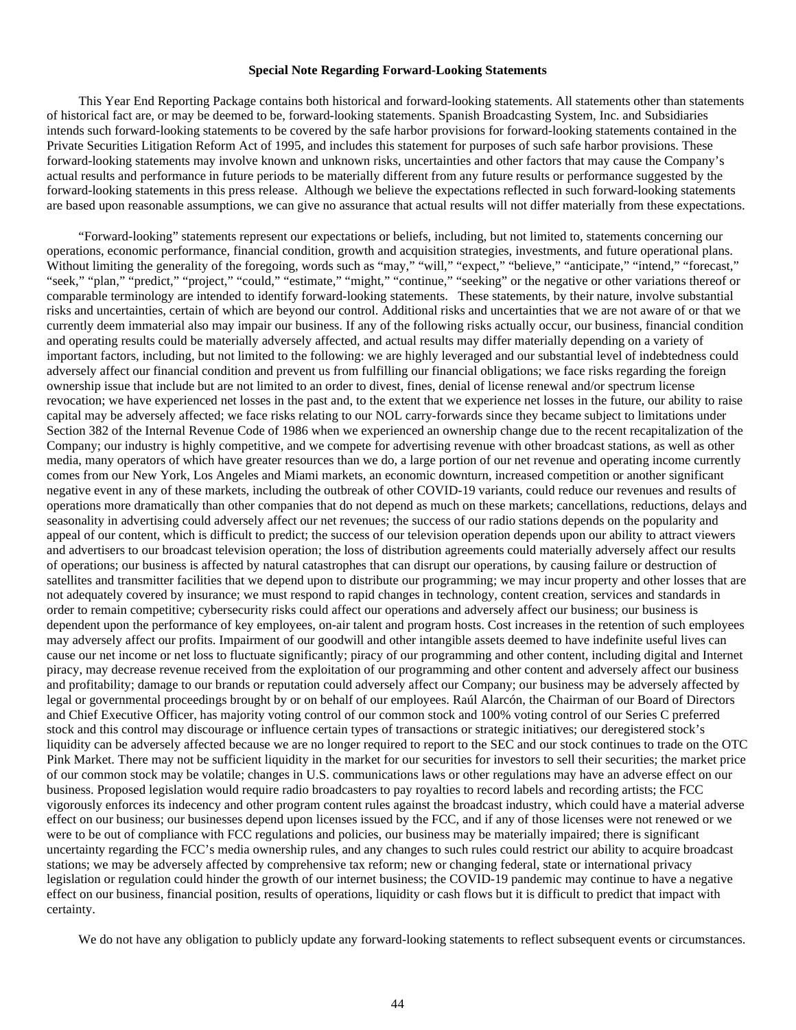**Special Note Regarding Forward-Looking Statements**

This Year End Reporting Package contains both historical and forward-looking statements. All statements other than statements of historical fact are, or may be deemed to be, forward-looking statements. Spanish Broadcasting System, Inc. and Subsidiaries intends such forward-looking statements to be covered by the safe harbor provisions for forward-looking statements contained in the Private Securities Litigation Reform Act of 1995, and includes this statement for purposes of such safe harbor provisions. These forward-looking statements may involve known and unknown risks, uncertainties and other factors that may cause the Company's actual results and performance in future periods to be materially different from any future results or performance suggested by the forward-looking statements in this press release. Although we believe the expectations reflected in such forward-looking statements are based upon reasonable assumptions, we can give no assurance that actual results will not differ materially from these expectations.

"Forward-looking" statements represent our expectations or beliefs, including, but not limited to, statements concerning our operations, economic performance, financial condition, growth and acquisition strategies, investments, and future operational plans. Without limiting the generality of the foregoing, words such as "may," "will," "expect," "believe," "anticipate," "intend," "forecast," "seek," "plan," "predict," "project," "could," "estimate," "might," "continue," "seeking" or the negative or other variations thereof or comparable terminology are intended to identify forward-looking statements. These statements, by their nature, involve substantial risks and uncertainties, certain of which are beyond our control. Additional risks and uncertainties that we are not aware of or that we currently deem immaterial also may impair our business. If any of the following risks actually occur, our business, financial condition and operating results could be materially adversely affected, and actual results may differ materially depending on a variety of important factors, including, but not limited to the following: we are highly leveraged and our substantial level of indebtedness could adversely affect our financial condition and prevent us from fulfilling our financial obligations; we face risks regarding the foreign ownership issue that include but are not limited to an order to divest, fines, denial of license renewal and/or spectrum license revocation; we have experienced net losses in the past and, to the extent that we experience net losses in the future, our ability to raise capital may be adversely affected; we face risks relating to our NOL carry-forwards since they became subject to limitations under Section 382 of the Internal Revenue Code of 1986 when we experienced an ownership change due to the recent recapitalization of the Company; our industry is highly competitive, and we compete for advertising revenue with other broadcast stations, as well as other media, many operators of which have greater resources than we do, a large portion of our net revenue and operating income currently comes from our New York, Los Angeles and Miami markets, an economic downturn, increased competition or another significant negative event in any of these markets, including the outbreak of other COVID-19 variants, could reduce our revenues and results of operations more dramatically than other companies that do not depend as much on these markets; cancellations, reductions, delays and seasonality in advertising could adversely affect our net revenues; the success of our radio stations depends on the popularity and appeal of our content, which is difficult to predict; the success of our television operation depends upon our ability to attract viewers and advertisers to our broadcast television operation; the loss of distribution agreements could materially adversely affect our results of operations; our business is affected by natural catastrophes that can disrupt our operations, by causing failure or destruction of satellites and transmitter facilities that we depend upon to distribute our programming; we may incur property and other losses that are not adequately covered by insurance; we must respond to rapid changes in technology, content creation, services and standards in order to remain competitive; cybersecurity risks could affect our operations and adversely affect our business; our business is dependent upon the performance of key employees, on-air talent and program hosts. Cost increases in the retention of such employees may adversely affect our profits. Impairment of our goodwill and other intangible assets deemed to have indefinite useful lives can cause our net income or net loss to fluctuate significantly; piracy of our programming and other content, including digital and Internet piracy, may decrease revenue received from the exploitation of our programming and other content and adversely affect our business and profitability; damage to our brands or reputation could adversely affect our Company; our business may be adversely affected by legal or governmental proceedings brought by or on behalf of our employees. Raúl Alarcón, the Chairman of our Board of Directors and Chief Executive Officer, has majority voting control of our common stock and 100% voting control of our Series C preferred stock and this control may discourage or influence certain types of transactions or strategic initiatives; our deregistered stock's liquidity can be adversely affected because we are no longer required to report to the SEC and our stock continues to trade on the OTC Pink Market. There may not be sufficient liquidity in the market for our securities for investors to sell their securities; the market price of our common stock may be volatile; changes in U.S. communications laws or other regulations may have an adverse effect on our business. Proposed legislation would require radio broadcasters to pay royalties to record labels and recording artists; the FCC vigorously enforces its indecency and other program content rules against the broadcast industry, which could have a material adverse effect on our business; our businesses depend upon licenses issued by the FCC, and if any of those licenses were not renewed or we were to be out of compliance with FCC regulations and policies, our business may be materially impaired; there is significant uncertainty regarding the FCC's media ownership rules, and any changes to such rules could restrict our ability to acquire broadcast stations; we may be adversely affected by comprehensive tax reform; new or changing federal, state or international privacy legislation or regulation could hinder the growth of our internet business; the COVID-19 pandemic may continue to have a negative effect on our business, financial position, results of operations, liquidity or cash flows but it is difficult to predict that impact with certainty.

We do not have any obligation to publicly update any forward-looking statements to reflect subsequent events or circumstances.